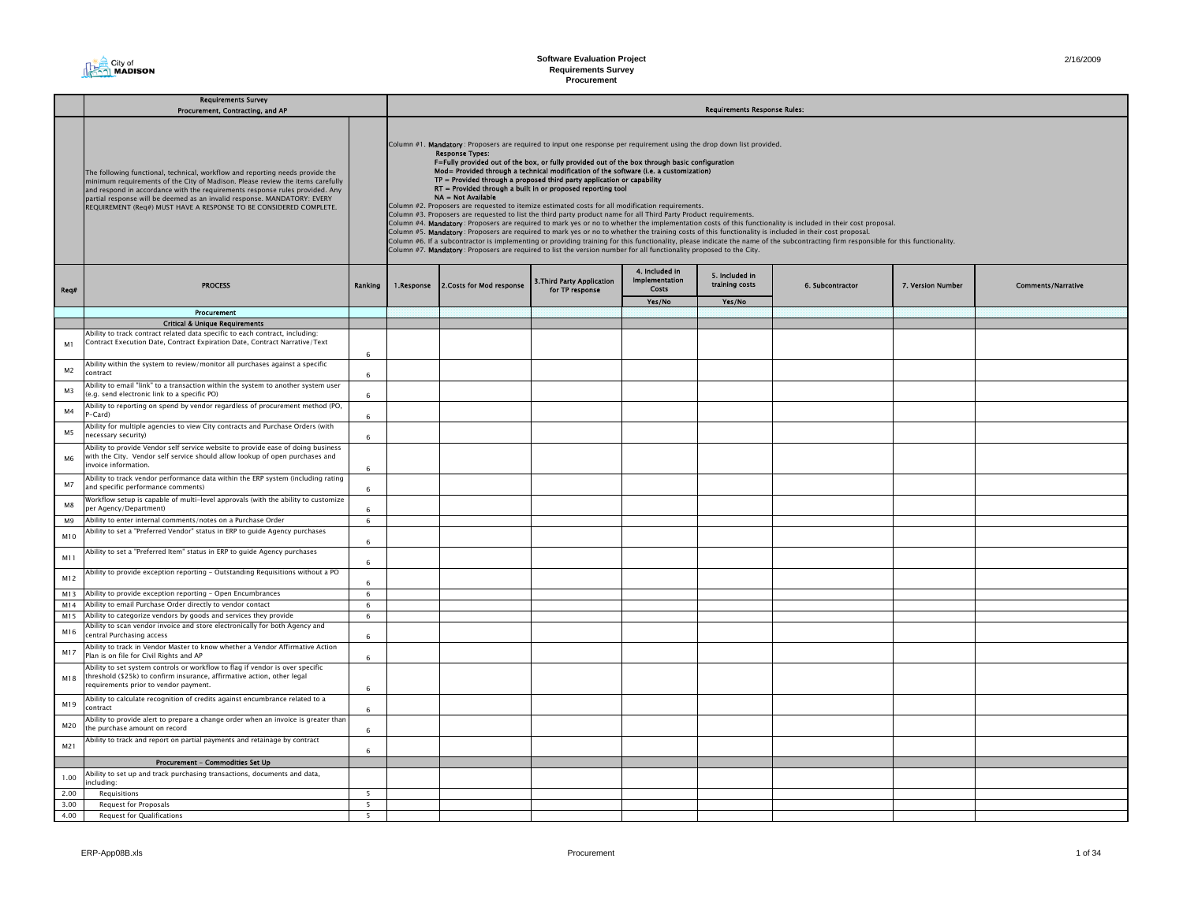# Software Evaluation Project
## Requirements Survey
## Procurement

2/16/2009

| | Requirements Survey<br>Procurement, Contracting, and AP | | Requirements Response Rules: | | | | | | | |
|---|---|---|---|---|---|---|---|---|---|---|
| | The following functional, technical, workflow and reporting needs provide the minimum requirements of the City of Madison. Please review the items carefully and respond in accordance with the requirements response rules provided. Any partial response will be deemed as an invalid response. MANDATORY: EVERY REQUIREMENT (Req#) MUST HAVE A RESPONSE TO BE CONSIDERED COMPLETE. | | Column #1. **Mandatory** : Proposers are required to input one response per requirement using the drop down list provided. **Response Types:** F=Fully provided out of the box, or fully provided out of the box through basic configuration; Mod= Provided through a technical modification of the software (i.e. a customization); TP = Provided through a proposed third party application or capability; RT = Provided through a built in or proposed reporting tool; NA = Not Available. Column #2. Proposers are requested to itemize estimated costs for all modification requirements. Column #3. Proposers are requested to list the third party product name for all Third Party Product requirements. Column #4. **Mandatory** : Proposers are required to mark yes or no to whether the implementation costs of this functionality is included in their cost proposal. Column #5. **Mandatory** : Proposers are required to mark yes or no to whether the training costs of this functionality is included in their cost proposal. Column #6. If a subcontractor is implementing or providing training for this functionality, please indicate the name of the subcontracting firm responsible for this functionality. Column #7. **Mandatory** : Proposers are required to list the version number for all functionality proposed to the City. | | | | | | | |
| Req# | PROCESS | Ranking | 1.Response | 2.Costs for Mod response | 3.Third Party Application for TP response | 4. Included in Implementation Costs<br>Yes/No | 5. Included in training costs<br>Yes/No | 6. Subcontractor | 7. Version Number | Comments/Narrative |
| | **Procurement** | | | | | | | | | |
| | **Critical & Unique Requirements** | | | | | | | | | |
| M1 | Ability to track contract related data specific to each contract, including: Contract Execution Date, Contract Expiration Date, Contract Narrative/Text | 6 | | | | | | | | |
| M2 | Ability within the system to review/monitor all purchases against a specific contract | 6 | | | | | | | | |
| M3 | Ability to email "link" to a transaction within the system to another system user (e.g. send electronic link to a specific PO) | 6 | | | | | | | | |
| M4 | Ability to reporting on spend by vendor regardless of procurement method (PO, P-Card) | 6 | | | | | | | | |
| M5 | Ability for multiple agencies to view City contracts and Purchase Orders (with necessary security) | 6 | | | | | | | | |
| M6 | Ability to provide Vendor self service website to provide ease of doing business with the City. Vendor self service should allow lookup of open purchases and invoice information. | 6 | | | | | | | | |
| M7 | Ability to track vendor performance data within the ERP system (including rating and specific performance comments) | 6 | | | | | | | | |
| M8 | Workflow setup is capable of multi-level approvals (with the ability to customize per Agency/Department) | 6 | | | | | | | | |
| M9 | Ability to enter internal comments/notes on a Purchase Order | 6 | | | | | | | | |
| M10 | Ability to set a "Preferred Vendor" status in ERP to guide Agency purchases | 6 | | | | | | | | |
| M11 | Ability to set a "Preferred Item" status in ERP to guide Agency purchases | 6 | | | | | | | | |
| M12 | Ability to provide exception reporting - Outstanding Requisitions without a PO | 6 | | | | | | | | |
| M13 | Ability to provide exception reporting - Open Encumbrances | 6 | | | | | | | | |
| M14 | Ability to email Purchase Order directly to vendor contact | 6 | | | | | | | | |
| M15 | Ability to categorize vendors by goods and services they provide | 6 | | | | | | | | |
| M16 | Ability to scan vendor invoice and store electronically for both Agency and central Purchasing access | 6 | | | | | | | | |
| M17 | Ability to track in Vendor Master to know whether a Vendor Affirmative Action Plan is on file for Civil Rights and AP | 6 | | | | | | | | |
| M18 | Ability to set system controls or workflow to flag if vendor is over specific threshold ($25k) to confirm insurance, affirmative action, other legal requirements prior to vendor payment. | 6 | | | | | | | | |
| M19 | Ability to calculate recognition of credits against encumbrance related to a contract | 6 | | | | | | | | |
| M20 | Ability to provide alert to prepare a change order when an invoice is greater than the purchase amount on record | 6 | | | | | | | | |
| M21 | Ability to track and report on partial payments and retainage by contract | 6 | | | | | | | | |
| | **Procurement - Commodities Set Up** | | | | | | | | | |
| 1.00 | Ability to set up and track purchasing transactions, documents and data, including: | | | | | | | | | |
| 2.00 | Requisitions | 5 | | | | | | | | |
| 3.00 | Request for Proposals | 5 | | | | | | | | |
| 4.00 | Request for Qualifications | 5 | | | | | | | | |

ERP-App08B.xls — Procurement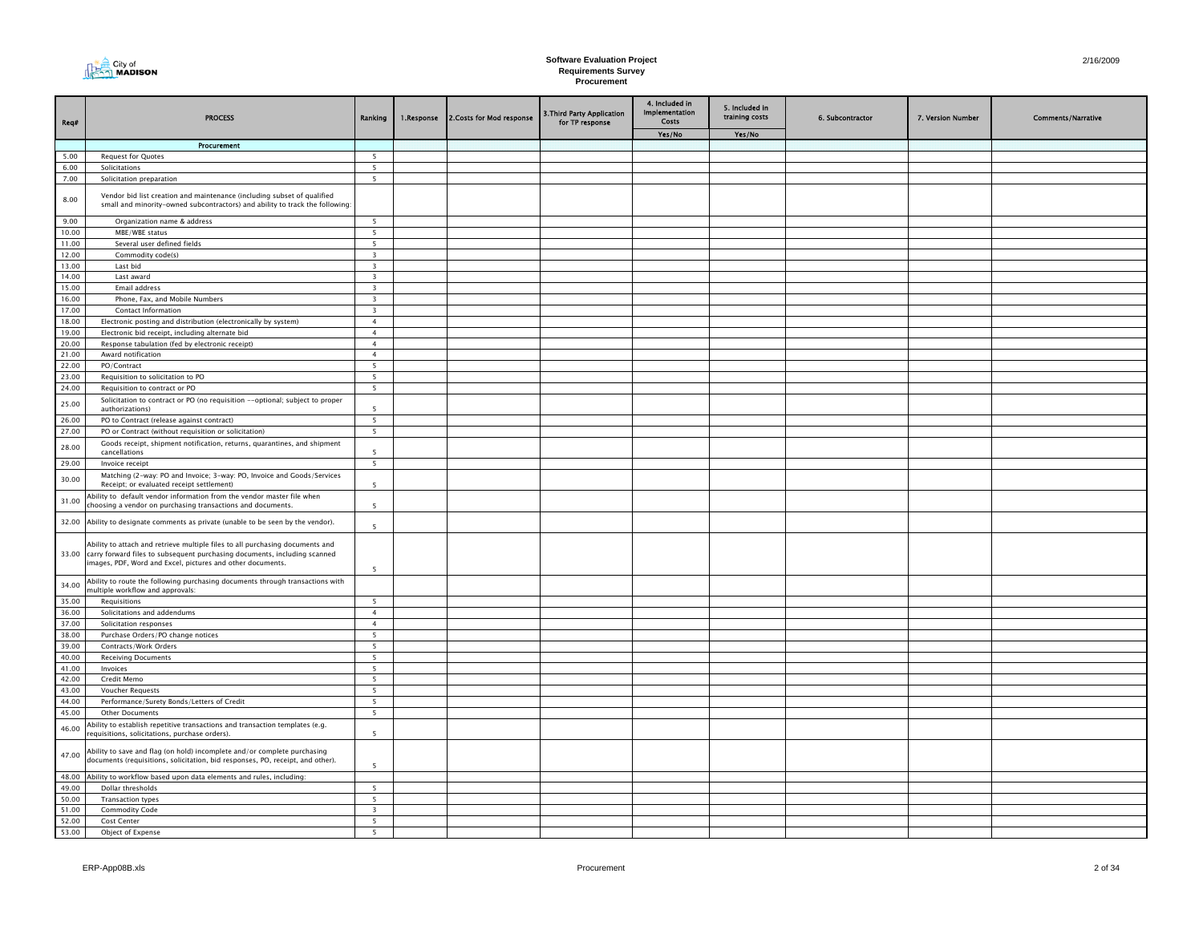# Software Evaluation Project
## Requirements Survey
### Procurement

| Req# | PROCESS | Ranking | 1.Response | 2.Costs for Mod response | 3.Third Party Application for TP response | 4. Included in Implementation Costs | 5. Included in training costs | 6. Subcontractor | 7. Version Number | Comments/Narrative |
|---|---|---|---|---|---|---|---|---|---|---|
| | | | | | | Yes/No | Yes/No | | | |
| | **Procurement** | | | | | | | | | |
| 5.00 | Request for Quotes | 5 | | | | | | | | |
| 6.00 | Solicitations | 5 | | | | | | | | |
| 7.00 | Solicitation preparation | 5 | | | | | | | | |
| 8.00 | Vendor bid list creation and maintenance (including subset of qualified small and minority-owned subcontractors) and ability to track the following: | | | | | | | | | |
| 9.00 | Organization name & address | 5 | | | | | | | | |
| 10.00 | MBE/WBE status | 5 | | | | | | | | |
| 11.00 | Several user defined fields | 5 | | | | | | | | |
| 12.00 | Commodity code(s) | 3 | | | | | | | | |
| 13.00 | Last bid | 3 | | | | | | | | |
| 14.00 | Last award | 3 | | | | | | | | |
| 15.00 | Email address | 3 | | | | | | | | |
| 16.00 | Phone, Fax, and Mobile Numbers | 3 | | | | | | | | |
| 17.00 | Contact Information | 3 | | | | | | | | |
| 18.00 | Electronic posting and distribution (electronically by system) | 4 | | | | | | | | |
| 19.00 | Electronic bid receipt, including alternate bid | 4 | | | | | | | | |
| 20.00 | Response tabulation (fed by electronic receipt) | 4 | | | | | | | | |
| 21.00 | Award notification | 4 | | | | | | | | |
| 22.00 | PO/Contract | 5 | | | | | | | | |
| 23.00 | Requisition to solicitation to PO | 5 | | | | | | | | |
| 24.00 | Requisition to contract or PO | 5 | | | | | | | | |
| 25.00 | Solicitation to contract or PO (no requisition --optional; subject to proper authorizations) | 5 | | | | | | | | |
| 26.00 | PO to Contract (release against contract) | 5 | | | | | | | | |
| 27.00 | PO or Contract (without requisition or solicitation) | 5 | | | | | | | | |
| 28.00 | Goods receipt, shipment notification, returns, quarantines, and shipment cancellations | 5 | | | | | | | | |
| 29.00 | Invoice receipt | 5 | | | | | | | | |
| 30.00 | Matching (2-way: PO and Invoice; 3-way: PO, Invoice and Goods/Services Receipt; or evaluated receipt settlement) | 5 | | | | | | | | |
| 31.00 | Ability to default vendor information from the vendor master file when choosing a vendor on purchasing transactions and documents. | 5 | | | | | | | | |
| 32.00 | Ability to designate comments as private (unable to be seen by the vendor). | 5 | | | | | | | | |
| 33.00 | Ability to attach and retrieve multiple files to all purchasing documents and carry forward files to subsequent purchasing documents, including scanned images, PDF, Word and Excel, pictures and other documents. | 5 | | | | | | | | |
| 34.00 | Ability to route the following purchasing documents through transactions with multiple workflow and approvals: | | | | | | | | | |
| 35.00 | Requisitions | 5 | | | | | | | | |
| 36.00 | Solicitations and addendums | 4 | | | | | | | | |
| 37.00 | Solicitation responses | 4 | | | | | | | | |
| 38.00 | Purchase Orders/PO change notices | 5 | | | | | | | | |
| 39.00 | Contracts/Work Orders | 5 | | | | | | | | |
| 40.00 | Receiving Documents | 5 | | | | | | | | |
| 41.00 | Invoices | 5 | | | | | | | | |
| 42.00 | Credit Memo | 5 | | | | | | | | |
| 43.00 | Voucher Requests | 5 | | | | | | | | |
| 44.00 | Performance/Surety Bonds/Letters of Credit | 5 | | | | | | | | |
| 45.00 | Other Documents | 5 | | | | | | | | |
| 46.00 | Ability to establish repetitive transactions and transaction templates (e.g. requisitions, solicitations, purchase orders). | 5 | | | | | | | | |
| 47.00 | Ability to save and flag (on hold) incomplete and/or complete purchasing documents (requisitions, solicitation, bid responses, PO, receipt, and other). | 5 | | | | | | | | |
| 48.00 | Ability to workflow based upon data elements and rules, including: | | | | | | | | | |
| 49.00 | Dollar thresholds | 5 | | | | | | | | |
| 50.00 | Transaction types | 5 | | | | | | | | |
| 51.00 | Commodity Code | 3 | | | | | | | | |
| 52.00 | Cost Center | 5 | | | | | | | | |
| 53.00 | Object of Expense | 5 | | | | | | | | |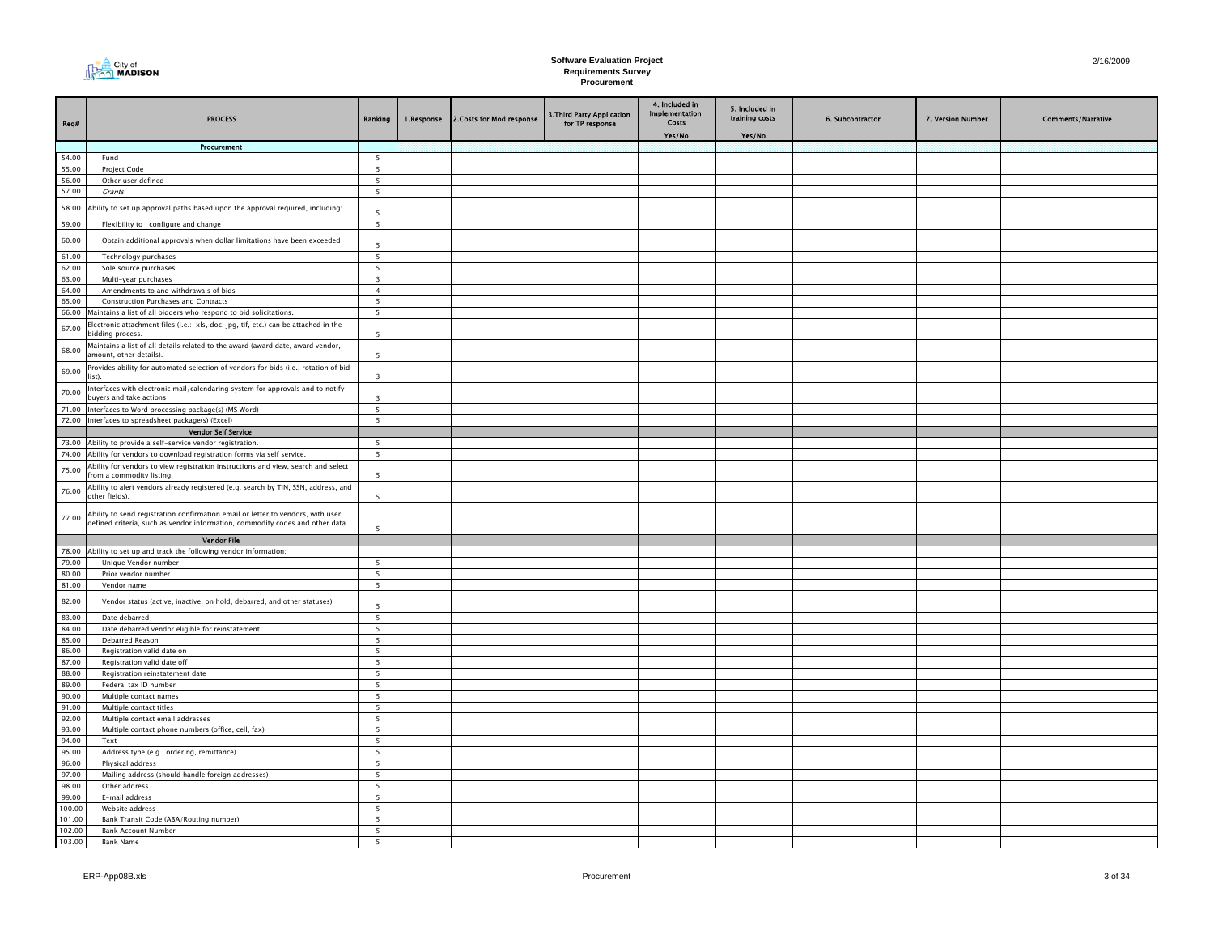# Software Evaluation Project
## Requirements Survey
### Procurement

| Req# | PROCESS | Ranking | 1.Response | 2.Costs for Mod response | 3.Third Party Application for TP response | 4. Included in Implementation Costs | 5. Included in training costs | 6. Subcontractor | 7. Version Number | Comments/Narrative |
|---|---|---|---|---|---|---|---|---|---|---|
| | | | | | | Yes/No | Yes/No | | | |
| | **Procurement** | | | | | | | | | |
| 54.00 | Fund | 5 | | | | | | | | |
| 55.00 | Project Code | 5 | | | | | | | | |
| 56.00 | Other user defined | 5 | | | | | | | | |
| 57.00 | *Grants* | 5 | | | | | | | | |
| 58.00 | Ability to set up approval paths based upon the approval required, including: | 5 | | | | | | | | |
| 59.00 | Flexibility to configure and change | 5 | | | | | | | | |
| 60.00 | Obtain additional approvals when dollar limitations have been exceeded | 5 | | | | | | | | |
| 61.00 | Technology purchases | 5 | | | | | | | | |
| 62.00 | Sole source purchases | 5 | | | | | | | | |
| 63.00 | Multi-year purchases | 3 | | | | | | | | |
| 64.00 | Amendments to and withdrawals of bids | 4 | | | | | | | | |
| 65.00 | Construction Purchases and Contracts | 5 | | | | | | | | |
| 66.00 | Maintains a list of all bidders who respond to bid solicitations. | 5 | | | | | | | | |
| 67.00 | Electronic attachment files (i.e.: xls, doc, jpg, tif, etc.) can be attached in the bidding process. | 5 | | | | | | | | |
| 68.00 | Maintains a list of all details related to the award (award date, award vendor, amount, other details). | 5 | | | | | | | | |
| 69.00 | Provides ability for automated selection of vendors for bids (i.e., rotation of bid list). | 3 | | | | | | | | |
| 70.00 | Interfaces with electronic mail/calendaring system for approvals and to notify buyers and take actions | 3 | | | | | | | | |
| 71.00 | Interfaces to Word processing package(s) (MS Word) | 5 | | | | | | | | |
| 72.00 | Interfaces to spreadsheet package(s) (Excel) | 5 | | | | | | | | |
| | **Vendor Self Service** | | | | | | | | | |
| 73.00 | Ability to provide a self-service vendor registration. | 5 | | | | | | | | |
| 74.00 | Ability for vendors to download registration forms via self service. | 5 | | | | | | | | |
| 75.00 | Ability for vendors to view registration instructions and view, search and select from a commodity listing. | 5 | | | | | | | | |
| 76.00 | Ability to alert vendors already registered (e.g. search by TIN, SSN, address, and other fields). | 5 | | | | | | | | |
| 77.00 | Ability to send registration confirmation email or letter to vendors, with user defined criteria, such as vendor information, commodity codes and other data. | 5 | | | | | | | | |
| | **Vendor File** | | | | | | | | | |
| 78.00 | Ability to set up and track the following vendor information: | | | | | | | | | |
| 79.00 | Unique Vendor number | 5 | | | | | | | | |
| 80.00 | Prior vendor number | 5 | | | | | | | | |
| 81.00 | Vendor name | 5 | | | | | | | | |
| 82.00 | Vendor status (active, inactive, on hold, debarred, and other statuses) | 5 | | | | | | | | |
| 83.00 | Date debarred | 5 | | | | | | | | |
| 84.00 | Date debarred vendor eligible for reinstatement | 5 | | | | | | | | |
| 85.00 | Debarred Reason | 5 | | | | | | | | |
| 86.00 | Registration valid date on | 5 | | | | | | | | |
| 87.00 | Registration valid date off | 5 | | | | | | | | |
| 88.00 | Registration reinstatement date | 5 | | | | | | | | |
| 89.00 | Federal tax ID number | 5 | | | | | | | | |
| 90.00 | Multiple contact names | 5 | | | | | | | | |
| 91.00 | Multiple contact titles | 5 | | | | | | | | |
| 92.00 | Multiple contact email addresses | 5 | | | | | | | | |
| 93.00 | Multiple contact phone numbers (office, cell, fax) | 5 | | | | | | | | |
| 94.00 | Text | 5 | | | | | | | | |
| 95.00 | Address type (e.g., ordering, remittance) | 5 | | | | | | | | |
| 96.00 | Physical address | 5 | | | | | | | | |
| 97.00 | Mailing address (should handle foreign addresses) | 5 | | | | | | | | |
| 98.00 | Other address | 5 | | | | | | | | |
| 99.00 | E-mail address | 5 | | | | | | | | |
| 100.00 | Website address | 5 | | | | | | | | |
| 101.00 | Bank Transit Code (ABA/Routing number) | 5 | | | | | | | | |
| 102.00 | Bank Account Number | 5 | | | | | | | | |
| 103.00 | Bank Name | 5 | | | | | | | | |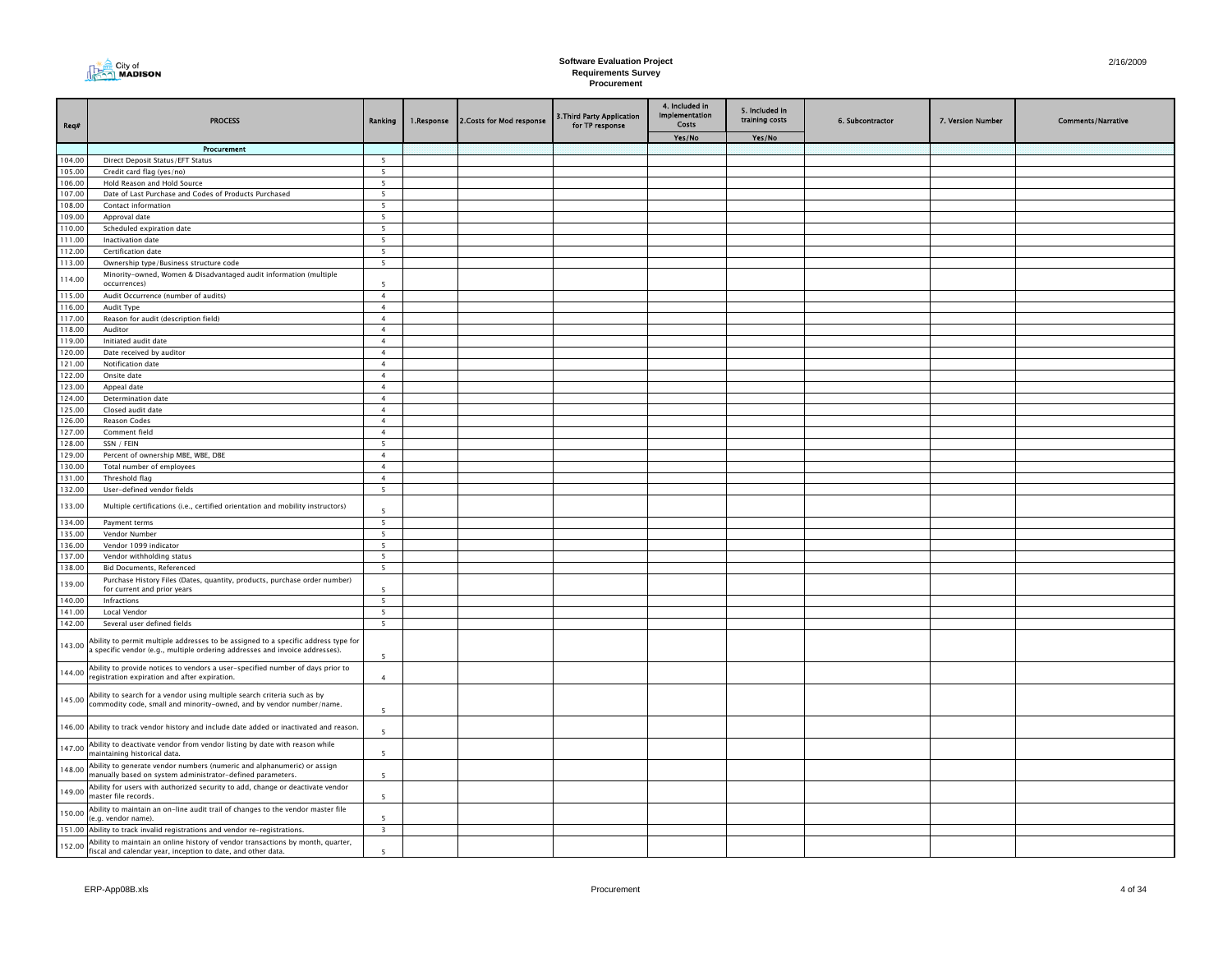# Software Evaluation Project
## Requirements Survey
### Procurement

| Req# | PROCESS | Ranking | 1.Response | 2.Costs for Mod response | 3.Third Party Application for TP response | 4. Included in Implementation Costs | 5. Included in training costs | 6. Subcontractor | 7. Version Number | Comments/Narrative |
|---|---|---|---|---|---|---|---|---|---|---|
| | | | | | | Yes/No | Yes/No | | | |
| | **Procurement** | | | | | | | | | |
| 104.00 | Direct Deposit Status/EFT Status | 5 | | | | | | | | |
| 105.00 | Credit card flag (yes/no) | 5 | | | | | | | | |
| 106.00 | Hold Reason and Hold Source | 5 | | | | | | | | |
| 107.00 | Date of Last Purchase and Codes of Products Purchased | 5 | | | | | | | | |
| 108.00 | Contact information | 5 | | | | | | | | |
| 109.00 | Approval date | 5 | | | | | | | | |
| 110.00 | Scheduled expiration date | 5 | | | | | | | | |
| 111.00 | Inactivation date | 5 | | | | | | | | |
| 112.00 | Certification date | 5 | | | | | | | | |
| 113.00 | Ownership type/Business structure code | 5 | | | | | | | | |
| 114.00 | Minority-owned, Women & Disadvantaged audit information (multiple occurrences) | 5 | | | | | | | | |
| 115.00 | Audit Occurrence (number of audits) | 4 | | | | | | | | |
| 116.00 | Audit Type | 4 | | | | | | | | |
| 117.00 | Reason for audit (description field) | 4 | | | | | | | | |
| 118.00 | Auditor | 4 | | | | | | | | |
| 119.00 | Initiated audit date | 4 | | | | | | | | |
| 120.00 | Date received by auditor | 4 | | | | | | | | |
| 121.00 | Notification date | 4 | | | | | | | | |
| 122.00 | Onsite date | 4 | | | | | | | | |
| 123.00 | Appeal date | 4 | | | | | | | | |
| 124.00 | Determination date | 4 | | | | | | | | |
| 125.00 | Closed audit date | 4 | | | | | | | | |
| 126.00 | Reason Codes | 4 | | | | | | | | |
| 127.00 | Comment field | 4 | | | | | | | | |
| 128.00 | SSN / FEIN | 5 | | | | | | | | |
| 129.00 | Percent of ownership MBE, WBE, DBE | 4 | | | | | | | | |
| 130.00 | Total number of employees | 4 | | | | | | | | |
| 131.00 | Threshold flag | 4 | | | | | | | | |
| 132.00 | User-defined vendor fields | 5 | | | | | | | | |
| 133.00 | Multiple certifications (i.e., certified orientation and mobility instructors) | 5 | | | | | | | | |
| 134.00 | Payment terms | 5 | | | | | | | | |
| 135.00 | Vendor Number | 5 | | | | | | | | |
| 136.00 | Vendor 1099 indicator | 5 | | | | | | | | |
| 137.00 | Vendor withholding status | 5 | | | | | | | | |
| 138.00 | Bid Documents, Referenced | 5 | | | | | | | | |
| 139.00 | Purchase History Files (Dates, quantity, products, purchase order number) for current and prior years | 5 | | | | | | | | |
| 140.00 | Infractions | 5 | | | | | | | | |
| 141.00 | Local Vendor | 5 | | | | | | | | |
| 142.00 | Several user defined fields | 5 | | | | | | | | |
| 143.00 | Ability to permit multiple addresses to be assigned to a specific address type for a specific vendor (e.g., multiple ordering addresses and invoice addresses). | 5 | | | | | | | | |
| 144.00 | Ability to provide notices to vendors a user-specified number of days prior to registration expiration and after expiration. | 4 | | | | | | | | |
| 145.00 | Ability to search for a vendor using multiple search criteria such as by commodity code, small and minority-owned, and by vendor number/name. | 5 | | | | | | | | |
| 146.00 | Ability to track vendor history and include date added or inactivated and reason. | 5 | | | | | | | | |
| 147.00 | Ability to deactivate vendor from vendor listing by date with reason while maintaining historical data. | 5 | | | | | | | | |
| 148.00 | Ability to generate vendor numbers (numeric and alphanumeric) or assign manually based on system administrator-defined parameters. | 5 | | | | | | | | |
| 149.00 | Ability for users with authorized security to add, change or deactivate vendor master file records. | 5 | | | | | | | | |
| 150.00 | Ability to maintain an on-line audit trail of changes to the vendor master file (e.g. vendor name). | 5 | | | | | | | | |
| 151.00 | Ability to track invalid registrations and vendor re-registrations. | 3 | | | | | | | | |
| 152.00 | Ability to maintain an online history of vendor transactions by month, quarter, fiscal and calendar year, inception to date, and other data. | 5 | | | | | | | | |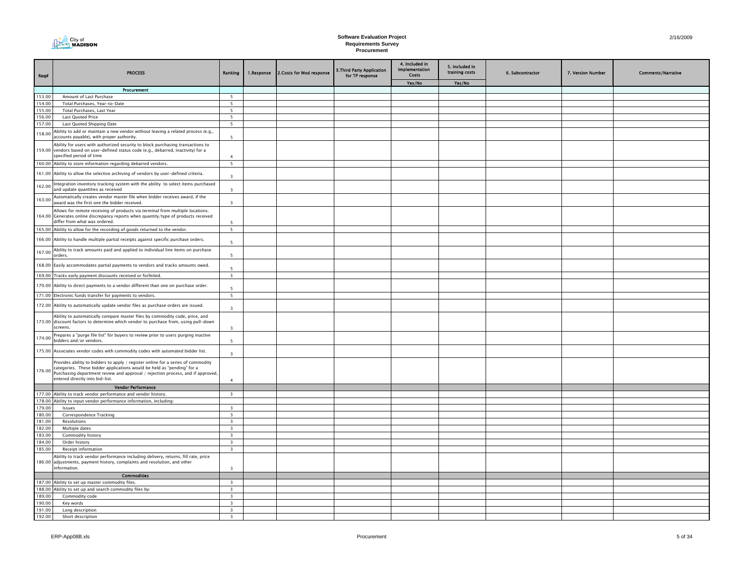# Software Evaluation Project
## Requirements Survey
### Procurement

| Req# | PROCESS | Ranking | 1.Response | 2.Costs for Mod response | 3.Third Party Application for TP response | 4. Included in Implementation Costs | 5. Included in training costs | 6. Subcontractor | 7. Version Number | Comments/Narrative |
|---|---|---|---|---|---|---|---|---|---|---|
| | | | | | | Yes/No | Yes/No | | | |
| | **Procurement** | | | | | | | | | |
| 153.00 | Amount of Last Purchase | 5 | | | | | | | | |
| 154.00 | Total Purchases, Year-to-Date | 5 | | | | | | | | |
| 155.00 | Total Purchases, Last Year | 5 | | | | | | | | |
| 156.00 | Last Quoted Price | 5 | | | | | | | | |
| 157.00 | Last Quoted Shipping Date | 5 | | | | | | | | |
| 158.00 | Ability to add or maintain a new vendor without leaving a related process (e.g., accounts payable), with proper authority. | 5 | | | | | | | | |
| 159.00 | Ability for users with authorized security to block purchasing transactions to vendors based on user-defined status code (e.g., debarred, inactivity) for a specified period of time | 4 | | | | | | | | |
| 160.00 | Ability to store information regarding debarred vendors. | 5 | | | | | | | | |
| 161.00 | Ability to allow the selective archiving of vendors by user-defined criteria. | 3 | | | | | | | | |
| 162.00 | Integration inventory tracking system with the ability to select items purchased and update quantities as received | 3 | | | | | | | | |
| 163.00 | Automatically creates vendor master file when bidder receives award, if the award was the first one the bidder received. | 3 | | | | | | | | |
| 164.00 | Allows for remote receiving of products via terminal from multiple locations. Generates online discrepancy reports when quantity/type of products received differ from what was ordered. | 5 | | | | | | | | |
| 165.00 | Ability to allow for the recording of goods returned to the vendor. | 5 | | | | | | | | |
| 166.00 | Ability to handle multiple partial receipts against specific purchase orders. | 5 | | | | | | | | |
| 167.00 | Ability to track amounts paid and applied to individual line items on purchase orders. | 5 | | | | | | | | |
| 168.00 | Easily accommodates partial payments to vendors and tracks amounts owed. | 5 | | | | | | | | |
| 169.00 | Tracks early payment discounts received or forfeited. | 3 | | | | | | | | |
| 170.00 | Ability to direct payments to a vendor different than one on purchase order. | 5 | | | | | | | | |
| 171.00 | Electronic funds transfer for payments to vendors. | 5 | | | | | | | | |
| 172.00 | Ability to automatically update vendor files as purchase orders are issued. | 3 | | | | | | | | |
| 173.00 | Ability to automatically compare master files by commodity code, price, and discount factors to determine which vendor to purchase from, using pull-down screens. | 3 | | | | | | | | |
| 174.00 | Prepares a "purge file list" for buyers to review prior to users purging inactive bidders and/or vendors. | 5 | | | | | | | | |
| 175.00 | Associates vendor codes with commodity codes with automated bidder list. | 3 | | | | | | | | |
| 176.00 | Provides ability to bidders to apply / register online for a series of commodity categories. These bidder applications would be held as "pending" for a Purchasing department review and approval / rejection process, and if approved, entered directly into bid-list. | 4 | | | | | | | | |
| | **Vendor Performance** | | | | | | | | | |
| 177.00 | Ability to track vendor performance and vendor history. | 3 | | | | | | | | |
| 178.00 | Ability to input vendor performance information, including: | | | | | | | | | |
| 179.00 | Issues | 3 | | | | | | | | |
| 180.00 | Correspondence Tracking | 3 | | | | | | | | |
| 181.00 | Resolutions | 3 | | | | | | | | |
| 182.00 | Multiple dates | 3 | | | | | | | | |
| 183.00 | Commodity history | 3 | | | | | | | | |
| 184.00 | Order history | 3 | | | | | | | | |
| 185.00 | Receipt information | 3 | | | | | | | | |
| 186.00 | Ability to track vendor performance including delivery, returns, fill rate, price adjustments, payment history, complaints and resolution, and other information. | 3 | | | | | | | | |
| | **Commodities** | | | | | | | | | |
| 187.00 | Ability to set up master commodity files. | 3 | | | | | | | | |
| 188.00 | Ability to set up and search commodity files by: | 3 | | | | | | | | |
| 189.00 | Commodity code | 3 | | | | | | | | |
| 190.00 | Key words | 3 | | | | | | | | |
| 191.00 | Long description | 3 | | | | | | | | |
| 192.00 | Short description | 3 | | | | | | | | |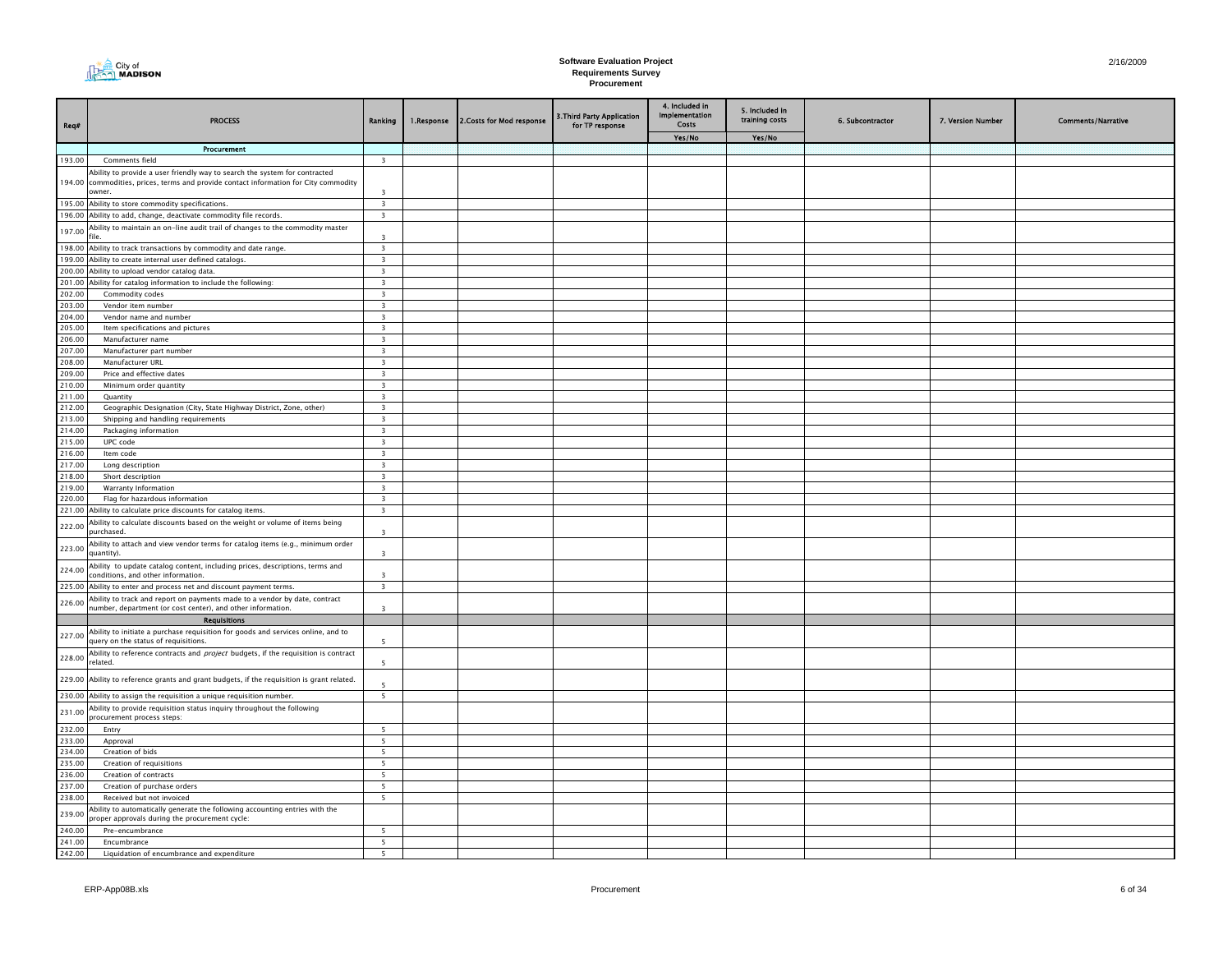# Software Evaluation Project
## Requirements Survey
### Procurement

| Req# | PROCESS | Ranking | 1.Response | 2.Costs for Mod response | 3.Third Party Application for TP response | 4. Included in Implementation Costs | 5. Included in training costs | 6. Subcontractor | 7. Version Number | Comments/Narrative |
|---|---|---|---|---|---|---|---|---|---|---|
| | | | | | | Yes/No | Yes/No | | | |
| | **Procurement** | | | | | | | | | |
| 193.00 | Comments field | 3 | | | | | | | | |
| 194.00 | Ability to provide a user friendly way to search the system for contracted commodities, prices, terms and provide contact information for City commodity owner. | 3 | | | | | | | | |
| 195.00 | Ability to store commodity specifications. | 3 | | | | | | | | |
| 196.00 | Ability to add, change, deactivate commodity file records. | 3 | | | | | | | | |
| 197.00 | Ability to maintain an on-line audit trail of changes to the commodity master file. | 3 | | | | | | | | |
| 198.00 | Ability to track transactions by commodity and date range. | 3 | | | | | | | | |
| 199.00 | Ability to create internal user defined catalogs. | 3 | | | | | | | | |
| 200.00 | Ability to upload vendor catalog data. | 3 | | | | | | | | |
| 201.00 | Ability for catalog information to include the following: | 3 | | | | | | | | |
| 202.00 | Commodity codes | 3 | | | | | | | | |
| 203.00 | Vendor item number | 3 | | | | | | | | |
| 204.00 | Vendor name and number | 3 | | | | | | | | |
| 205.00 | Item specifications and pictures | 3 | | | | | | | | |
| 206.00 | Manufacturer name | 3 | | | | | | | | |
| 207.00 | Manufacturer part number | 3 | | | | | | | | |
| 208.00 | Manufacturer URL | 3 | | | | | | | | |
| 209.00 | Price and effective dates | 3 | | | | | | | | |
| 210.00 | Minimum order quantity | 3 | | | | | | | | |
| 211.00 | Quantity | 3 | | | | | | | | |
| 212.00 | Geographic Designation (City, State Highway District, Zone, other) | 3 | | | | | | | | |
| 213.00 | Shipping and handling requirements | 3 | | | | | | | | |
| 214.00 | Packaging information | 3 | | | | | | | | |
| 215.00 | UPC code | 3 | | | | | | | | |
| 216.00 | Item code | 3 | | | | | | | | |
| 217.00 | Long description | 3 | | | | | | | | |
| 218.00 | Short description | 3 | | | | | | | | |
| 219.00 | Warranty Information | 3 | | | | | | | | |
| 220.00 | Flag for hazardous information | 3 | | | | | | | | |
| 221.00 | Ability to calculate price discounts for catalog items. | 3 | | | | | | | | |
| 222.00 | Ability to calculate discounts based on the weight or volume of items being purchased. | 3 | | | | | | | | |
| 223.00 | Ability to attach and view vendor terms for catalog items (e.g., minimum order quantity). | 3 | | | | | | | | |
| 224.00 | Ability to update catalog content, including prices, descriptions, terms and conditions, and other information. | 3 | | | | | | | | |
| 225.00 | Ability to enter and process net and discount payment terms. | 3 | | | | | | | | |
| 226.00 | Ability to track and report on payments made to a vendor by date, contract number, department (or cost center), and other information. | 3 | | | | | | | | |
| | **Requisitions** | | | | | | | | | |
| 227.00 | Ability to initiate a purchase requisition for goods and services online, and to query on the status of requisitions. | 5 | | | | | | | | |
| 228.00 | Ability to reference contracts and *project* budgets, if the requisition is contract related. | 5 | | | | | | | | |
| 229.00 | Ability to reference grants and grant budgets, if the requisition is grant related. | 5 | | | | | | | | |
| 230.00 | Ability to assign the requisition a unique requisition number. | 5 | | | | | | | | |
| 231.00 | Ability to provide requisition status inquiry throughout the following procurement process steps: | | | | | | | | | |
| 232.00 | Entry | 5 | | | | | | | | |
| 233.00 | Approval | 5 | | | | | | | | |
| 234.00 | Creation of bids | 5 | | | | | | | | |
| 235.00 | Creation of requisitions | 5 | | | | | | | | |
| 236.00 | Creation of contracts | 5 | | | | | | | | |
| 237.00 | Creation of purchase orders | 5 | | | | | | | | |
| 238.00 | Received but not invoiced | 5 | | | | | | | | |
| 239.00 | Ability to automatically generate the following accounting entries with the proper approvals during the procurement cycle: | | | | | | | | | |
| 240.00 | Pre-encumbrance | 5 | | | | | | | | |
| 241.00 | Encumbrance | 5 | | | | | | | | |
| 242.00 | Liquidation of encumbrance and expenditure | 5 | | | | | | | | |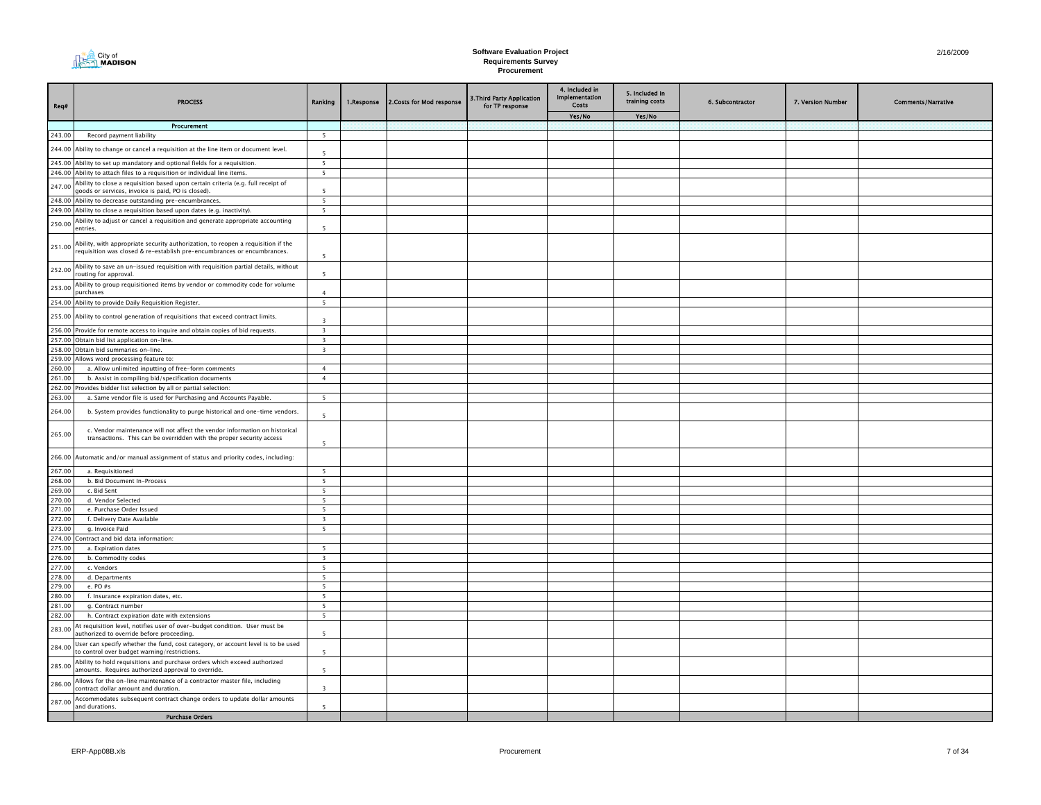# Software Evaluation Project
## Requirements Survey
## Procurement

| Req# | PROCESS | Ranking | 1.Response | 2.Costs for Mod response | 3.Third Party Application for TP response | 4. Included in Implementation Costs | 5. Included in training costs | 6. Subcontractor | 7. Version Number | Comments/Narrative |
|---|---|---|---|---|---|---|---|---|---|---|
| | | | | | | Yes/No | Yes/No | | | |
| | Procurement | | | | | | | | | |
| 243.00 | Record payment liability | 5 | | | | | | | | |
| 244.00 | Ability to change or cancel a requisition at the line item or document level. | 5 | | | | | | | | |
| 245.00 | Ability to set up mandatory and optional fields for a requisition. | 5 | | | | | | | | |
| 246.00 | Ability to attach files to a requisition or individual line items. | 5 | | | | | | | | |
| 247.00 | Ability to close a requisition based upon certain criteria (e.g. full receipt of goods or services, invoice is paid, PO is closed). | 5 | | | | | | | | |
| 248.00 | Ability to decrease outstanding pre-encumbrances. | 5 | | | | | | | | |
| 249.00 | Ability to close a requisition based upon dates (e.g. inactivity). | 5 | | | | | | | | |
| 250.00 | Ability to adjust or cancel a requisition and generate appropriate accounting entries. | 5 | | | | | | | | |
| 251.00 | Ability, with appropriate security authorization, to reopen a requisition if the requisition was closed & re-establish pre-encumbrances or encumbrances. | 5 | | | | | | | | |
| 252.00 | Ability to save an un-issued requisition with requisition partial details, without routing for approval. | 5 | | | | | | | | |
| 253.00 | Ability to group requisitioned items by vendor or commodity code for volume purchases | 4 | | | | | | | | |
| 254.00 | Ability to provide Daily Requisition Register. | 5 | | | | | | | | |
| 255.00 | Ability to control generation of requisitions that exceed contract limits. | 3 | | | | | | | | |
| 256.00 | Provide for remote access to inquire and obtain copies of bid requests. | 3 | | | | | | | | |
| 257.00 | Obtain bid list application on-line. | 3 | | | | | | | | |
| 258.00 | Obtain bid summaries on-line. | 3 | | | | | | | | |
| 259.00 | Allows word processing feature to: | | | | | | | | | |
| 260.00 | a. Allow unlimited inputting of free-form comments | 4 | | | | | | | | |
| 261.00 | b. Assist in compiling bid/specification documents | 4 | | | | | | | | |
| 262.00 | Provides bidder list selection by all or partial selection: | | | | | | | | | |
| 263.00 | a. Same vendor file is used for Purchasing and Accounts Payable. | 5 | | | | | | | | |
| 264.00 | b. System provides functionality to purge historical and one-time vendors. | 5 | | | | | | | | |
| 265.00 | c. Vendor maintenance will not affect the vendor information on historical transactions. This can be overridden with the proper security access | 5 | | | | | | | | |
| 266.00 | Automatic and/or manual assignment of status and priority codes, including: | | | | | | | | | |
| 267.00 | a. Requisitioned | 5 | | | | | | | | |
| 268.00 | b. Bid Document In-Process | 5 | | | | | | | | |
| 269.00 | c. Bid Sent | 5 | | | | | | | | |
| 270.00 | d. Vendor Selected | 5 | | | | | | | | |
| 271.00 | e. Purchase Order Issued | 5 | | | | | | | | |
| 272.00 | f. Delivery Date Available | 3 | | | | | | | | |
| 273.00 | g. Invoice Paid | 5 | | | | | | | | |
| 274.00 | Contract and bid data information: | | | | | | | | | |
| 275.00 | a. Expiration dates | 5 | | | | | | | | |
| 276.00 | b. Commodity codes | 3 | | | | | | | | |
| 277.00 | c. Vendors | 5 | | | | | | | | |
| 278.00 | d. Departments | 5 | | | | | | | | |
| 279.00 | e. PO #s | 5 | | | | | | | | |
| 280.00 | f. Insurance expiration dates, etc. | 5 | | | | | | | | |
| 281.00 | g. Contract number | 5 | | | | | | | | |
| 282.00 | h. Contract expiration date with extensions | 5 | | | | | | | | |
| 283.00 | At requisition level, notifies user of over-budget condition. User must be authorized to override before proceeding. | 5 | | | | | | | | |
| 284.00 | User can specify whether the fund, cost category, or account level is to be used to control over budget warning/restrictions. | 5 | | | | | | | | |
| 285.00 | Ability to hold requisitions and purchase orders which exceed authorized amounts. Requires authorized approval to override. | 5 | | | | | | | | |
| 286.00 | Allows for the on-line maintenance of a contractor master file, including contract dollar amount and duration. | 3 | | | | | | | | |
| 287.00 | Accommodates subsequent contract change orders to update dollar amounts and durations. | 5 | | | | | | | | |
| | Purchase Orders | | | | | | | | | |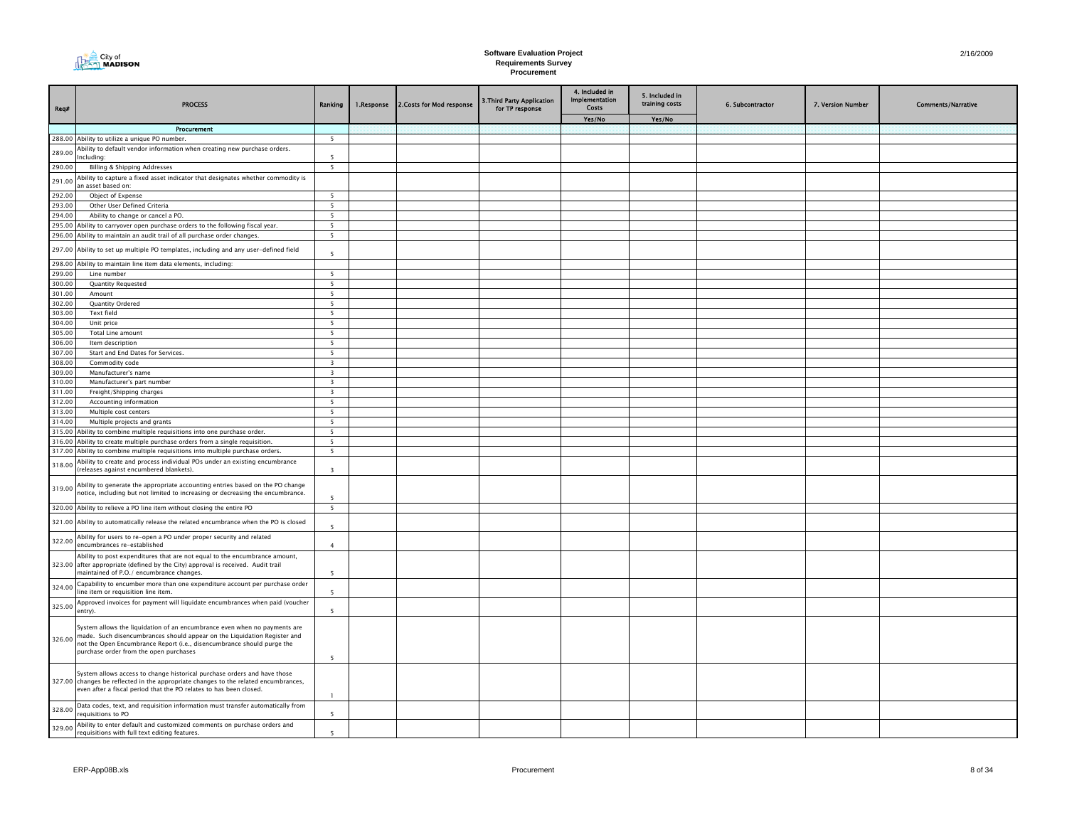# Software Evaluation Project
## Requirements Survey
### Procurement

| Req# | PROCESS | Ranking | 1.Response | 2.Costs for Mod response | 3.Third Party Application for TP response | 4. Included in Implementation Costs | 5. Included in training costs | 6. Subcontractor | 7. Version Number | Comments/Narrative |
|---|---|---|---|---|---|---|---|---|---|---|
| | | | | | | Yes/No | Yes/No | | | |
| | **Procurement** | | | | | | | | | |
| 288.00 | Ability to utilize a unique PO number. | 5 | | | | | | | | |
| 289.00 | Ability to default vendor information when creating new purchase orders. Including: | 5 | | | | | | | | |
| 290.00 | Billing & Shipping Addresses | 5 | | | | | | | | |
| 291.00 | Ability to capture a fixed asset indicator that designates whether commodity is an asset based on: | | | | | | | | | |
| 292.00 | Object of Expense | 5 | | | | | | | | |
| 293.00 | Other User Defined Criteria | 5 | | | | | | | | |
| 294.00 | Ability to change or cancel a PO. | 5 | | | | | | | | |
| 295.00 | Ability to carryover open purchase orders to the following fiscal year. | 5 | | | | | | | | |
| 296.00 | Ability to maintain an audit trail of all purchase order changes. | 5 | | | | | | | | |
| 297.00 | Ability to set up multiple PO templates, including and any user-defined field | 5 | | | | | | | | |
| 298.00 | Ability to maintain line item data elements, including: | | | | | | | | | |
| 299.00 | Line number | 5 | | | | | | | | |
| 300.00 | Quantity Requested | 5 | | | | | | | | |
| 301.00 | Amount | 5 | | | | | | | | |
| 302.00 | Quantity Ordered | 5 | | | | | | | | |
| 303.00 | Text field | 5 | | | | | | | | |
| 304.00 | Unit price | 5 | | | | | | | | |
| 305.00 | Total Line amount | 5 | | | | | | | | |
| 306.00 | Item description | 5 | | | | | | | | |
| 307.00 | Start and End Dates for Services. | 5 | | | | | | | | |
| 308.00 | Commodity code | 3 | | | | | | | | |
| 309.00 | Manufacturer's name | 3 | | | | | | | | |
| 310.00 | Manufacturer's part number | 3 | | | | | | | | |
| 311.00 | Freight/Shipping charges | 3 | | | | | | | | |
| 312.00 | Accounting information | 5 | | | | | | | | |
| 313.00 | Multiple cost centers | 5 | | | | | | | | |
| 314.00 | Multiple projects and grants | 5 | | | | | | | | |
| 315.00 | Ability to combine multiple requisitions into one purchase order. | 5 | | | | | | | | |
| 316.00 | Ability to create multiple purchase orders from a single requisition. | 5 | | | | | | | | |
| 317.00 | Ability to combine multiple requisitions into multiple purchase orders. | 5 | | | | | | | | |
| 318.00 | Ability to create and process individual POs under an existing encumbrance (releases against encumbered blankets). | 3 | | | | | | | | |
| 319.00 | Ability to generate the appropriate accounting entries based on the PO change notice, including but not limited to increasing or decreasing the encumbrance. | 5 | | | | | | | | |
| 320.00 | Ability to relieve a PO line item without closing the entire PO | 5 | | | | | | | | |
| 321.00 | Ability to automatically release the related encumbrance when the PO is closed | 5 | | | | | | | | |
| 322.00 | Ability for users to re-open a PO under proper security and related encumbrances re-established | 4 | | | | | | | | |
| 323.00 | Ability to post expenditures that are not equal to the encumbrance amount, after appropriate (defined by the City) approval is received. Audit trail maintained of P.O./ encumbrance changes. | 5 | | | | | | | | |
| 324.00 | Capability to encumber more than one expenditure account per purchase order line item or requisition line item. | 5 | | | | | | | | |
| 325.00 | Approved invoices for payment will liquidate encumbrances when paid (voucher entry). | 5 | | | | | | | | |
| 326.00 | System allows the liquidation of an encumbrance even when no payments are made. Such disencumbrances should appear on the Liquidation Register and not the Open Encumbrance Report (i.e., disencumbrance should purge the purchase order from the open purchases | 5 | | | | | | | | |
| 327.00 | System allows access to change historical purchase orders and have those changes be reflected in the appropriate changes to the related encumbrances, even after a fiscal period that the PO relates to has been closed. | 1 | | | | | | | | |
| 328.00 | Data codes, text, and requisition information must transfer automatically from requisitions to PO | 5 | | | | | | | | |
| 329.00 | Ability to enter default and customized comments on purchase orders and requisitions with full text editing features. | 5 | | | | | | | | |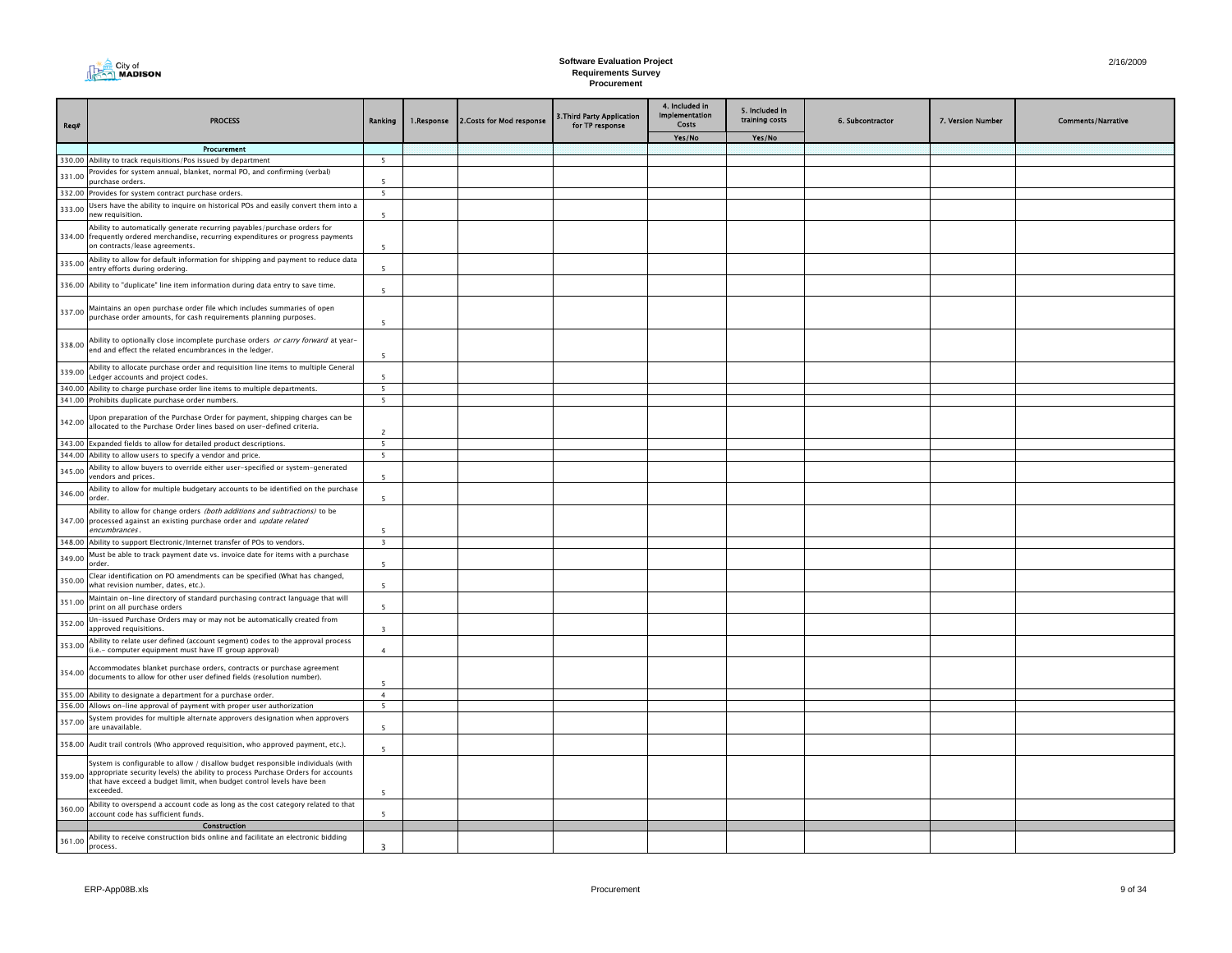# Software Evaluation Project
## Requirements Survey
### Procurement

2/16/2009

| Req# | PROCESS | Ranking | 1.Response | 2.Costs for Mod response | 3.Third Party Application for TP response | 4. Included in Implementation Costs | 5. Included in training costs | 6. Subcontractor | 7. Version Number | Comments/Narrative |
|---|---|---|---|---|---|---|---|---|---|---|
| | | | | | | Yes/No | Yes/No | | | |
| | **Procurement** | | | | | | | | | |
| 330.00 | Ability to track requisitions/Pos issued by department | 5 | | | | | | | | |
| 331.00 | Provides for system annual, blanket, normal PO, and confirming (verbal) purchase orders. | 5 | | | | | | | | |
| 332.00 | Provides for system contract purchase orders. | 5 | | | | | | | | |
| 333.00 | Users have the ability to inquire on historical POs and easily convert them into a new requisition. | 5 | | | | | | | | |
| 334.00 | Ability to automatically generate recurring payables/purchase orders for frequently ordered merchandise, recurring expenditures or progress payments on contracts/lease agreements. | 5 | | | | | | | | |
| 335.00 | Ability to allow for default information for shipping and payment to reduce data entry efforts during ordering. | 5 | | | | | | | | |
| 336.00 | Ability to "duplicate" line item information during data entry to save time. | 5 | | | | | | | | |
| 337.00 | Maintains an open purchase order file which includes summaries of open purchase order amounts, for cash requirements planning purposes. | 5 | | | | | | | | |
| 338.00 | Ability to optionally close incomplete purchase orders *or carry forward* at year-end and effect the related encumbrances in the ledger. | 5 | | | | | | | | |
| 339.00 | Ability to allocate purchase order and requisition line items to multiple General Ledger accounts and project codes. | 5 | | | | | | | | |
| 340.00 | Ability to charge purchase order line items to multiple departments. | 5 | | | | | | | | |
| 341.00 | Prohibits duplicate purchase order numbers. | 5 | | | | | | | | |
| 342.00 | Upon preparation of the Purchase Order for payment, shipping charges can be allocated to the Purchase Order lines based on user-defined criteria. | 2 | | | | | | | | |
| 343.00 | Expanded fields to allow for detailed product descriptions. | 5 | | | | | | | | |
| 344.00 | Ability to allow users to specify a vendor and price. | 5 | | | | | | | | |
| 345.00 | Ability to allow buyers to override either user-specified or system-generated vendors and prices. | 5 | | | | | | | | |
| 346.00 | Ability to allow for multiple budgetary accounts to be identified on the purchase order. | 5 | | | | | | | | |
| 347.00 | Ability to allow for change orders *(both additions and subtractions)* to be processed against an existing purchase order and *update related encumbrances*. | 5 | | | | | | | | |
| 348.00 | Ability to support Electronic/Internet transfer of POs to vendors. | 3 | | | | | | | | |
| 349.00 | Must be able to track payment date vs. invoice date for items with a purchase order. | 5 | | | | | | | | |
| 350.00 | Clear identification on PO amendments can be specified (What has changed, what revision number, dates, etc.). | 5 | | | | | | | | |
| 351.00 | Maintain on-line directory of standard purchasing contract language that will print on all purchase orders | 5 | | | | | | | | |
| 352.00 | Un-issued Purchase Orders may or may not be automatically created from approved requisitions. | 3 | | | | | | | | |
| 353.00 | Ability to relate user defined (account segment) codes to the approval process (i.e.- computer equipment must have IT group approval) | 4 | | | | | | | | |
| 354.00 | Accommodates blanket purchase orders, contracts or purchase agreement documents to allow for other user defined fields (resolution number). | 5 | | | | | | | | |
| 355.00 | Ability to designate a department for a purchase order. | 4 | | | | | | | | |
| 356.00 | Allows on-line approval of payment with proper user authorization | 5 | | | | | | | | |
| 357.00 | System provides for multiple alternate approvers designation when approvers are unavailable. | 5 | | | | | | | | |
| 358.00 | Audit trail controls (Who approved requisition, who approved payment, etc.). | 5 | | | | | | | | |
| 359.00 | System is configurable to allow / disallow budget responsible individuals (with appropriate security levels) the ability to process Purchase Orders for accounts that have exceed a budget limit, when budget control levels have been exceeded. | 5 | | | | | | | | |
| 360.00 | Ability to overspend a account code as long as the cost category related to that account code has sufficient funds. | 5 | | | | | | | | |
| | **Construction** | | | | | | | | | |
| 361.00 | Ability to receive construction bids online and facilitate an electronic bidding process. | 3 | | | | | | | | |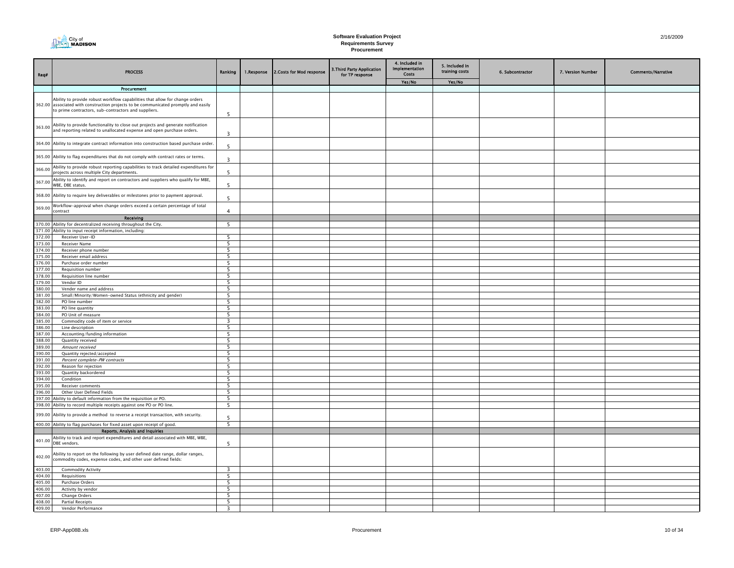# Software Evaluation Project
## Requirements Survey
### Procurement

| Req# | PROCESS | Ranking | 1.Response | 2.Costs for Mod response | 3.Third Party Application for TP response | 4. Included in Implementation Costs | 5. Included in training costs | 6. Subcontractor | 7. Version Number | Comments/Narrative |
|---|---|---|---|---|---|---|---|---|---|---|
| | | | | | | Yes/No | Yes/No | | | |
| | **Procurement** | | | | | | | | | |
| 362.00 | Ability to provide robust workflow capabilities that allow for change orders associated with construction projects to be communicated promptly and easily to prime contractors, sub-contractors and suppliers. | 5 | | | | | | | | |
| 363.00 | Ability to provide functionality to close out projects and generate notification and reporting related to unallocated expense and open purchase orders. | 3 | | | | | | | | |
| 364.00 | Ability to integrate contract information into construction based purchase order. | 5 | | | | | | | | |
| 365.00 | Ability to flag expenditures that do not comply with contract rates or terms. | 3 | | | | | | | | |
| 366.00 | Ability to provide robust reporting capabilities to track detailed expenditures for projects across multiple City departments. | 5 | | | | | | | | |
| 367.00 | Ability to identify and report on contractors and suppliers who qualify for MBE, WBE, DBE status. | 5 | | | | | | | | |
| 368.00 | Ability to require key deliverables or milestones prior to payment approval. | 5 | | | | | | | | |
| 369.00 | Workflow-approval when change orders exceed a certain percentage of total contract | 4 | | | | | | | | |
| | **Receiving** | | | | | | | | | |
| 370.00 | Ability for decentralized receiving throughout the City. | 5 | | | | | | | | |
| 371.00 | Ability to input receipt information, including: | | | | | | | | | |
| 372.00 | Receiver User-ID | 5 | | | | | | | | |
| 373.00 | Receiver Name | 5 | | | | | | | | |
| 374.00 | Receiver phone number | 5 | | | | | | | | |
| 375.00 | Receiver email address | 5 | | | | | | | | |
| 376.00 | Purchase order number | 5 | | | | | | | | |
| 377.00 | Requisition number | 5 | | | | | | | | |
| 378.00 | Requisition line number | 5 | | | | | | | | |
| 379.00 | Vendor ID | 5 | | | | | | | | |
| 380.00 | Vender name and address | 5 | | | | | | | | |
| 381.00 | Small/Minority/Women-owned Status (ethnicity and gender) | 5 | | | | | | | | |
| 382.00 | PO line number | 5 | | | | | | | | |
| 383.00 | PO line quantity | 5 | | | | | | | | |
| 384.00 | PO Unit of measure | 5 | | | | | | | | |
| 385.00 | Commodity code of item or service | 3 | | | | | | | | |
| 386.00 | Line description | 5 | | | | | | | | |
| 387.00 | Accounting/funding information | 5 | | | | | | | | |
| 388.00 | Quantity received | 5 | | | | | | | | |
| 389.00 | *Amount received* | 5 | | | | | | | | |
| 390.00 | Quantity rejected/accepted | 5 | | | | | | | | |
| 391.00 | *Percent complete-PW contracts* | 5 | | | | | | | | |
| 392.00 | Reason for rejection | 5 | | | | | | | | |
| 393.00 | Quantity backordered | 5 | | | | | | | | |
| 394.00 | Condition | 5 | | | | | | | | |
| 395.00 | Receiver comments | 5 | | | | | | | | |
| 396.00 | Other User Defined Fields | 5 | | | | | | | | |
| 397.00 | Ability to default information from the requisition or PO. | 5 | | | | | | | | |
| 398.00 | Ability to record multiple receipts against one PO or PO line. | 5 | | | | | | | | |
| 399.00 | Ability to provide a method to reverse a receipt transaction, with security. | 5 | | | | | | | | |
| 400.00 | Ability to flag purchases for fixed asset upon receipt of good. | 5 | | | | | | | | |
| | **Reports, Analysis and Inquiries** | | | | | | | | | |
| 401.00 | Ability to track and report expenditures and detail associated with MBE, WBE, DBE vendors. | 5 | | | | | | | | |
| 402.00 | Ability to report on the following by user defined date range, dollar ranges, commodity codes, expense codes, and other user defined fields: | | | | | | | | | |
| 403.00 | Commodity Activity | 3 | | | | | | | | |
| 404.00 | Requisitions | 5 | | | | | | | | |
| 405.00 | Purchase Orders | 5 | | | | | | | | |
| 406.00 | Activity by vendor | 5 | | | | | | | | |
| 407.00 | Change Orders | 5 | | | | | | | | |
| 408.00 | Partial Receipts | 5 | | | | | | | | |
| 409.00 | Vendor Performance | 3 | | | | | | | | |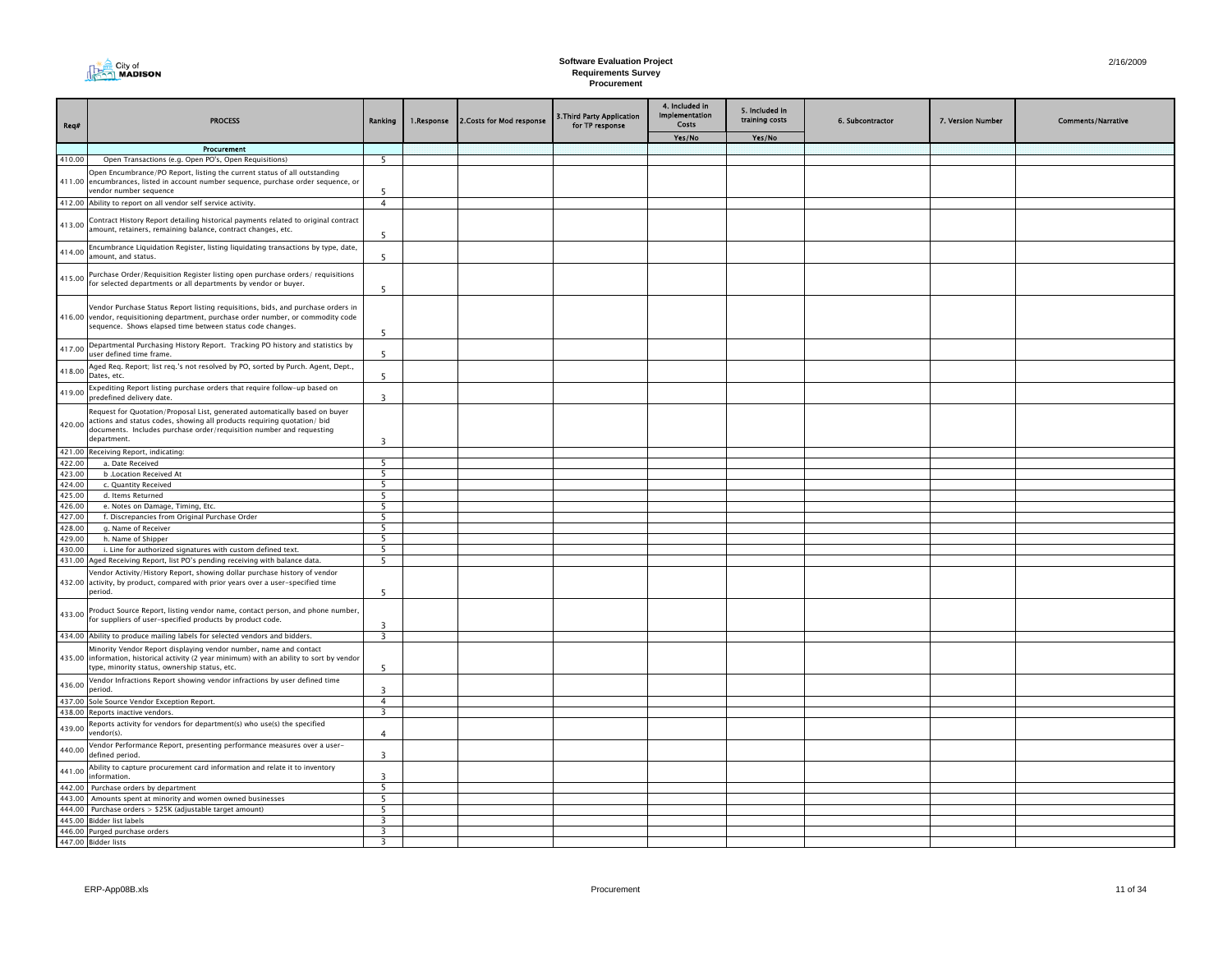# Software Evaluation Project
## Requirements Survey
### Procurement

| Req# | PROCESS | Ranking | 1.Response | 2.Costs for Mod response | 3.Third Party Application for TP response | 4. Included in Implementation Costs | 5. Included in training costs | 6. Subcontractor | 7. Version Number | Comments/Narrative |
|---|---|---|---|---|---|---|---|---|---|---|
| | | | | | | Yes/No | Yes/No | | | |
| | **Procurement** | | | | | | | | | |
| 410.00 | Open Transactions (e.g. Open PO's, Open Requisitions) | 5 | | | | | | | | |
| 411.00 | Open Encumbrance/PO Report, listing the current status of all outstanding encumbrances, listed in account number sequence, purchase order sequence, or vendor number sequence | 5 | | | | | | | | |
| 412.00 | Ability to report on all vendor self service activity. | 4 | | | | | | | | |
| 413.00 | Contract History Report detailing historical payments related to original contract amount, retainers, remaining balance, contract changes, etc. | 5 | | | | | | | | |
| 414.00 | Encumbrance Liquidation Register, listing liquidating transactions by type, date, amount, and status. | 5 | | | | | | | | |
| 415.00 | Purchase Order/Requisition Register listing open purchase orders/ requisitions for selected departments or all departments by vendor or buyer. | 5 | | | | | | | | |
| 416.00 | Vendor Purchase Status Report listing requisitions, bids, and purchase orders in vendor, requisitioning department, purchase order number, or commodity code sequence. Shows elapsed time between status code changes. | 5 | | | | | | | | |
| 417.00 | Departmental Purchasing History Report. Tracking PO history and statistics by user defined time frame. | 5 | | | | | | | | |
| 418.00 | Aged Req. Report; list req.'s not resolved by PO, sorted by Purch. Agent, Dept., Dates, etc. | 5 | | | | | | | | |
| 419.00 | Expediting Report listing purchase orders that require follow-up based on predefined delivery date. | 3 | | | | | | | | |
| 420.00 | Request for Quotation/Proposal List, generated automatically based on buyer actions and status codes, showing all products requiring quotation/ bid documents. Includes purchase order/requisition number and requesting department. | 3 | | | | | | | | |
| 421.00 | Receiving Report, indicating: | | | | | | | | | |
| 422.00 | a. Date Received | 5 | | | | | | | | |
| 423.00 | b .Location Received At | 5 | | | | | | | | |
| 424.00 | c. Quantity Received | 5 | | | | | | | | |
| 425.00 | d. Items Returned | 5 | | | | | | | | |
| 426.00 | e. Notes on Damage, Timing, Etc. | 5 | | | | | | | | |
| 427.00 | f. Discrepancies from Original Purchase Order | 5 | | | | | | | | |
| 428.00 | g. Name of Receiver | 5 | | | | | | | | |
| 429.00 | h. Name of Shipper | 5 | | | | | | | | |
| 430.00 | i. Line for authorized signatures with custom defined text. | 5 | | | | | | | | |
| 431.00 | Aged Receiving Report, list PO's pending receiving with balance data. | 5 | | | | | | | | |
| 432.00 | Vendor Activity/History Report, showing dollar purchase history of vendor activity, by product, compared with prior years over a user-specified time period. | 5 | | | | | | | | |
| 433.00 | Product Source Report, listing vendor name, contact person, and phone number, for suppliers of user-specified products by product code. | 3 | | | | | | | | |
| 434.00 | Ability to produce mailing labels for selected vendors and bidders. | 3 | | | | | | | | |
| 435.00 | Minority Vendor Report displaying vendor number, name and contact information, historical activity (2 year minimum) with an ability to sort by vendor type, minority status, ownership status, etc. | 5 | | | | | | | | |
| 436.00 | Vendor Infractions Report showing vendor infractions by user defined time period. | 3 | | | | | | | | |
| 437.00 | Sole Source Vendor Exception Report. | 4 | | | | | | | | |
| 438.00 | Reports inactive vendors. | 3 | | | | | | | | |
| 439.00 | Reports activity for vendors for department(s) who use(s) the specified vendor(s). | 4 | | | | | | | | |
| 440.00 | Vendor Performance Report, presenting performance measures over a user-defined period. | 3 | | | | | | | | |
| 441.00 | Ability to capture procurement card information and relate it to inventory information. | 3 | | | | | | | | |
| 442.00 | Purchase orders by department | 5 | | | | | | | | |
| 443.00 | Amounts spent at minority and women owned businesses | 5 | | | | | | | | |
| 444.00 | Purchase orders > $25K (adjustable target amount) | 5 | | | | | | | | |
| 445.00 | Bidder list labels | 3 | | | | | | | | |
| 446.00 | Purged purchase orders | 3 | | | | | | | | |
| 447.00 | Bidder lists | 3 | | | | | | | | |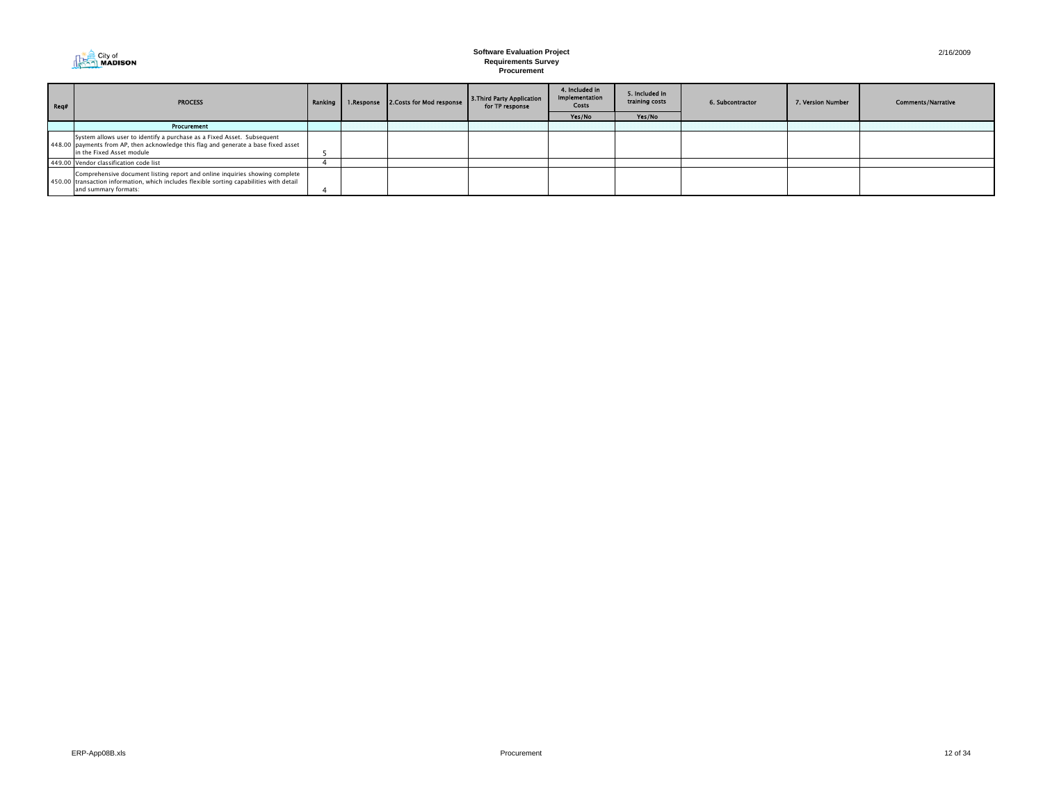**Software Evaluation Project**
**Requirements Survey**
**Procurement**

2/16/2009

| Req# | PROCESS | Ranking | 1.Response | 2.Costs for Mod response | 3.Third Party Application for TP response | 4. Included in Implementation Costs | 5. Included in training costs | 6. Subcontractor | 7. Version Number | Comments/Narrative |
|---|---|---|---|---|---|---|---|---|---|---|
| | | | | | | Yes/No | Yes/No | | | |
| | **Procurement** | | | | | | | | | |
| 448.00 | System allows user to identify a purchase as a Fixed Asset. Subsequent payments from AP, then acknowledge this flag and generate a base fixed asset in the Fixed Asset module | 5 | | | | | | | | |
| 449.00 | Vendor classification code list | 4 | | | | | | | | |
| 450.00 | Comprehensive document listing report and online inquiries showing complete transaction information, which includes flexible sorting capabilities with detail and summary formats: | 4 | | | | | | | | |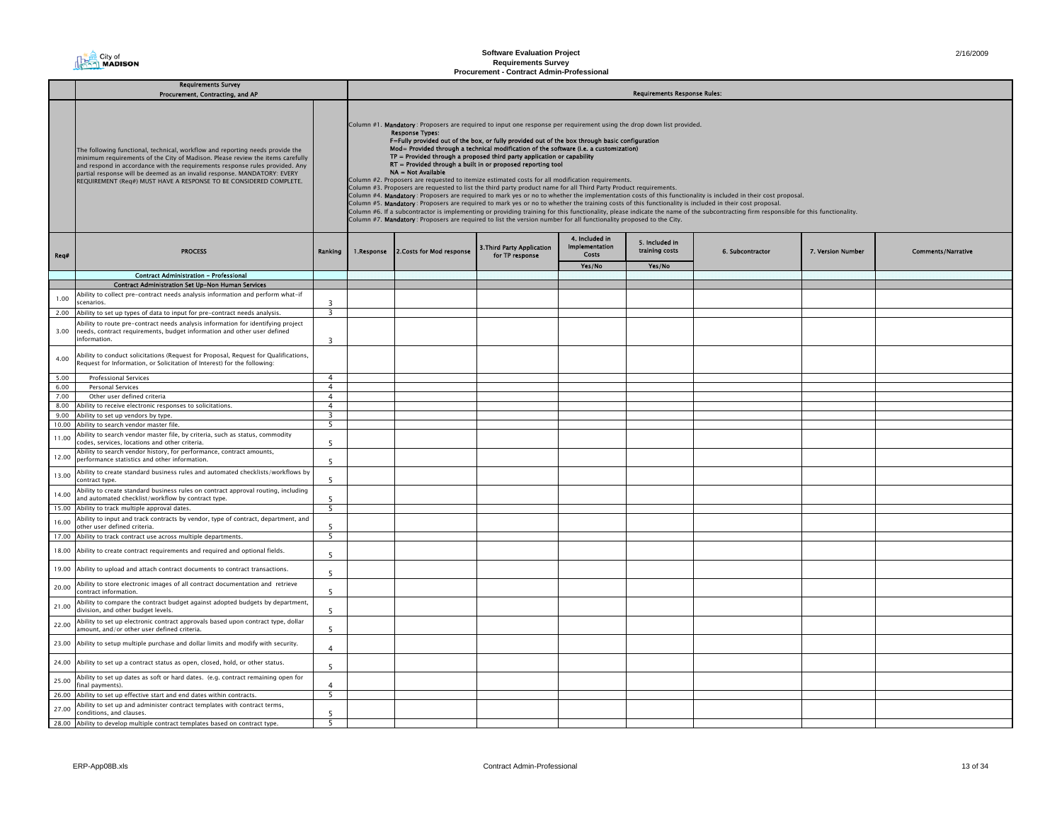**Software Evaluation Project**
**Requirements Survey**
**Procurement - Contract Admin-Professional**

2/16/2009

| | Requirements Survey<br>Procurement, Contracting, and AP | | Requirements Response Rules: | | | | | | | |
|---|---|---|---|---|---|---|---|---|---|---|
| | The following functional, technical, workflow and reporting needs provide the minimum requirements of the City of Madison. Please review the items carefully and respond in accordance with the requirements response rules provided. Any partial response will be deemed as an invalid response. MANDATORY: EVERY REQUIREMENT (Req#) MUST HAVE A RESPONSE TO BE CONSIDERED COMPLETE. | | Column #1. **Mandatory**: Proposers are required to input one response per requirement using the drop down list provided. **Response Types:** F=Fully provided out of the box, or fully provided out of the box through basic configuration; Mod= Provided through a technical modification of the software (i.e. a customization); TP = Provided through a proposed third party application or capability; RT = Provided through a built in or proposed reporting tool; NA = Not Available. Column #2. Proposers are requested to itemize estimated costs for all modification requirements. Column #3. Proposers are requested to list the third party product name for all Third Party Product requirements. Column #4. **Mandatory**: Proposers are required to mark yes or no to whether the implementation costs of this functionality is included in their cost proposal. Column #5. **Mandatory**: Proposers are required to mark yes or no to whether the training costs of this functionality is included in their cost proposal. Column #6. If a subcontractor is implementing or providing training for this functionality, please indicate the name of the subcontracting firm responsible for this functionality. Column #7. **Mandatory**: Proposers are required to list the version number for all functionality proposed to the City. | | | | | | | |
| Req# | PROCESS | Ranking | 1.Response | 2.Costs for Mod response | 3.Third Party Application for TP response | 4. Included in Implementation Costs<br>Yes/No | 5. Included in training costs<br>Yes/No | 6. Subcontractor | 7. Version Number | Comments/Narrative |
| | **Contract Administration - Professional** | | | | | | | | | |
| | **Contract Administration Set Up-Non Human Services** | | | | | | | | | |
| 1.00 | Ability to collect pre-contract needs analysis information and perform what-if scenarios. | 3 | | | | | | | | |
| 2.00 | Ability to set up types of data to input for pre-contract needs analysis. | 3 | | | | | | | | |
| 3.00 | Ability to route pre-contract needs analysis information for identifying project needs, contract requirements, budget information and other user defined information. | 3 | | | | | | | | |
| 4.00 | Ability to conduct solicitations (Request for Proposal, Request for Qualifications, Request for Information, or Solicitation of Interest) for the following: | | | | | | | | | |
| 5.00 | Professional Services | 4 | | | | | | | | |
| 6.00 | Personal Services | 4 | | | | | | | | |
| 7.00 | Other user defined criteria | 4 | | | | | | | | |
| 8.00 | Ability to receive electronic responses to solicitations. | 4 | | | | | | | | |
| 9.00 | Ability to set up vendors by type. | 3 | | | | | | | | |
| 10.00 | Ability to search vendor master file. | 5 | | | | | | | | |
| 11.00 | Ability to search vendor master file, by criteria, such as status, commodity codes, services, locations and other criteria. | 5 | | | | | | | | |
| 12.00 | Ability to search vendor history, for performance, contract amounts, performance statistics and other information. | 5 | | | | | | | | |
| 13.00 | Ability to create standard business rules and automated checklists/workflows by contract type. | 5 | | | | | | | | |
| 14.00 | Ability to create standard business rules on contract approval routing, including and automated checklist/workflow by contract type. | 5 | | | | | | | | |
| 15.00 | Ability to track multiple approval dates. | 5 | | | | | | | | |
| 16.00 | Ability to input and track contracts by vendor, type of contract, department, and other user defined criteria. | 5 | | | | | | | | |
| 17.00 | Ability to track contract use across multiple departments. | 5 | | | | | | | | |
| 18.00 | Ability to create contract requirements and required and optional fields. | 5 | | | | | | | | |
| 19.00 | Ability to upload and attach contract documents to contract transactions. | 5 | | | | | | | | |
| 20.00 | Ability to store electronic images of all contract documentation and retrieve contract information. | 5 | | | | | | | | |
| 21.00 | Ability to compare the contract budget against adopted budgets by department, division, and other budget levels. | 5 | | | | | | | | |
| 22.00 | Ability to set up electronic contract approvals based upon contract type, dollar amount, and/or other user defined criteria. | 5 | | | | | | | | |
| 23.00 | Ability to setup multiple purchase and dollar limits and modify with security. | 4 | | | | | | | | |
| 24.00 | Ability to set up a contract status as open, closed, hold, or other status. | 5 | | | | | | | | |
| 25.00 | Ability to set up dates as soft or hard dates. (e.g. contract remaining open for final payments). | 4 | | | | | | | | |
| 26.00 | Ability to set up effective start and end dates within contracts. | 5 | | | | | | | | |
| 27.00 | Ability to set up and administer contract templates with contract terms, conditions, and clauses. | 5 | | | | | | | | |
| 28.00 | Ability to develop multiple contract templates based on contract type. | 5 | | | | | | | | |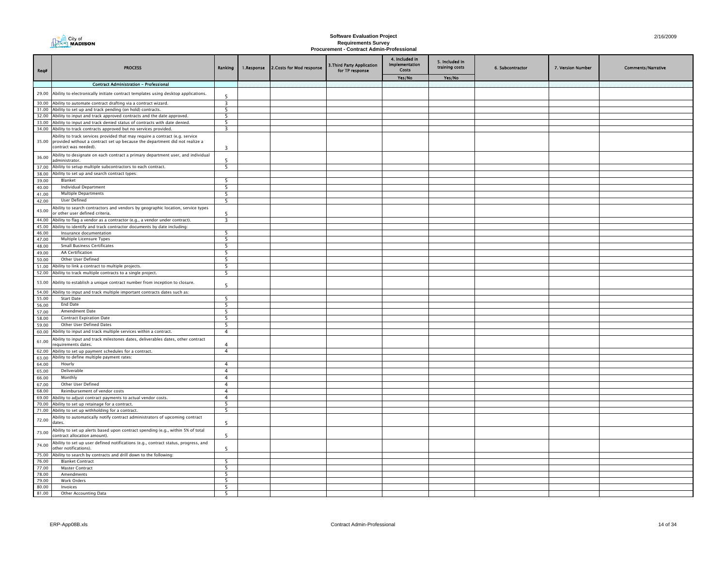# Software Evaluation Project
## Requirements Survey
### Procurement - Contract Admin-Professional

| Req# | PROCESS | Ranking | 1.Response | 2.Costs for Mod response | 3.Third Party Application for TP response | 4. Included in Implementation Costs | 5. Included in training costs | 6. Subcontractor | 7. Version Number | Comments/Narrative |
|---|---|---|---|---|---|---|---|---|---|---|
| | | | | | | Yes/No | Yes/No | | | |
| | **Contract Administration - Professional** | | | | | | | | | |
| 29.00 | Ability to electronically initiate contract templates using desktop applications. | 5 | | | | | | | | |
| 30.00 | Ability to automate contract drafting via a contract wizard. | 3 | | | | | | | | |
| 31.00 | Ability to set up and track pending (on hold) contracts. | 5 | | | | | | | | |
| 32.00 | Ability to input and track approved contracts and the date approved. | 5 | | | | | | | | |
| 33.00 | Ability to input and track denied status of contracts with date denied. | 5 | | | | | | | | |
| 34.00 | Ability to track contracts approved but no services provided. | 3 | | | | | | | | |
| 35.00 | Ability to track services provided that may require a contract (e.g. service provided without a contract set up because the department did not realize a contract was needed). | 3 | | | | | | | | |
| 36.00 | Ability to designate on each contract a primary department user, and individual administrator. | 5 | | | | | | | | |
| 37.00 | Ability to setup multiple subcontractors to each contract. | 5 | | | | | | | | |
| 38.00 | Ability to set up and search contract types: | | | | | | | | | |
| 39.00 | Blanket | 5 | | | | | | | | |
| 40.00 | Individual Department | 5 | | | | | | | | |
| 41.00 | Multiple Departments | 5 | | | | | | | | |
| 42.00 | User Defined | 5 | | | | | | | | |
| 43.00 | Ability to search contractors and vendors by geographic location, service types or other user defined criteria. | 5 | | | | | | | | |
| 44.00 | Ability to flag a vendor as a contractor (e.g., a vendor under contract). | 3 | | | | | | | | |
| 45.00 | Ability to identify and track contractor documents by date including: | | | | | | | | | |
| 46.00 | Insurance documentation | 5 | | | | | | | | |
| 47.00 | Multiple Licensure Types | 5 | | | | | | | | |
| 48.00 | Small Business Certificates | 5 | | | | | | | | |
| 49.00 | AA Certification | 5 | | | | | | | | |
| 50.00 | Other User Defined | 5 | | | | | | | | |
| 51.00 | Ability to link a contract to multiple projects. | 5 | | | | | | | | |
| 52.00 | Ability to track multiple contracts to a single project. | 5 | | | | | | | | |
| 53.00 | Ability to establish a unique contract number from inception to closure. | 5 | | | | | | | | |
| 54.00 | Ability to input and track multiple important contracts dates such as: | | | | | | | | | |
| 55.00 | Start Date | 5 | | | | | | | | |
| 56.00 | End Date | 5 | | | | | | | | |
| 57.00 | Amendment Date | 5 | | | | | | | | |
| 58.00 | Contract Expiration Date | 5 | | | | | | | | |
| 59.00 | Other User Defined Dates | 5 | | | | | | | | |
| 60.00 | Ability to input and track multiple services within a contract. | 4 | | | | | | | | |
| 61.00 | Ability to input and track milestones dates, deliverables dates, other contract requirements dates. | 4 | | | | | | | | |
| 62.00 | Ability to set up payment schedules for a contract. | 4 | | | | | | | | |
| 63.00 | Ability to define multiple payment rates: | | | | | | | | | |
| 64.00 | Hourly | 4 | | | | | | | | |
| 65.00 | Deliverable | 4 | | | | | | | | |
| 66.00 | Monthly | 4 | | | | | | | | |
| 67.00 | Other User Defined | 4 | | | | | | | | |
| 68.00 | Reimbursement of vendor costs | 4 | | | | | | | | |
| 69.00 | Ability to adjust contract payments to actual vendor costs. | 4 | | | | | | | | |
| 70.00 | Ability to set up retainage for a contract. | 5 | | | | | | | | |
| 71.00 | Ability to set up withholding for a contract. | 5 | | | | | | | | |
| 72.00 | Ability to automatically notify contract administrators of upcoming contract dates. | 5 | | | | | | | | |
| 73.00 | Ability to set up alerts based upon contract spending (e.g., within 5% of total contract allocation amount). | 5 | | | | | | | | |
| 74.00 | Ability to set up user defined notifications (e.g., contract status, progress, and other notifications). | 5 | | | | | | | | |
| 75.00 | Ability to search by contracts and drill down to the following: | | | | | | | | | |
| 76.00 | Blanket Contract | 5 | | | | | | | | |
| 77.00 | Master Contract | 5 | | | | | | | | |
| 78.00 | Amendments | 5 | | | | | | | | |
| 79.00 | Work Orders | 5 | | | | | | | | |
| 80.00 | Invoices | 5 | | | | | | | | |
| 81.00 | Other Accounting Data | 5 | | | | | | | | |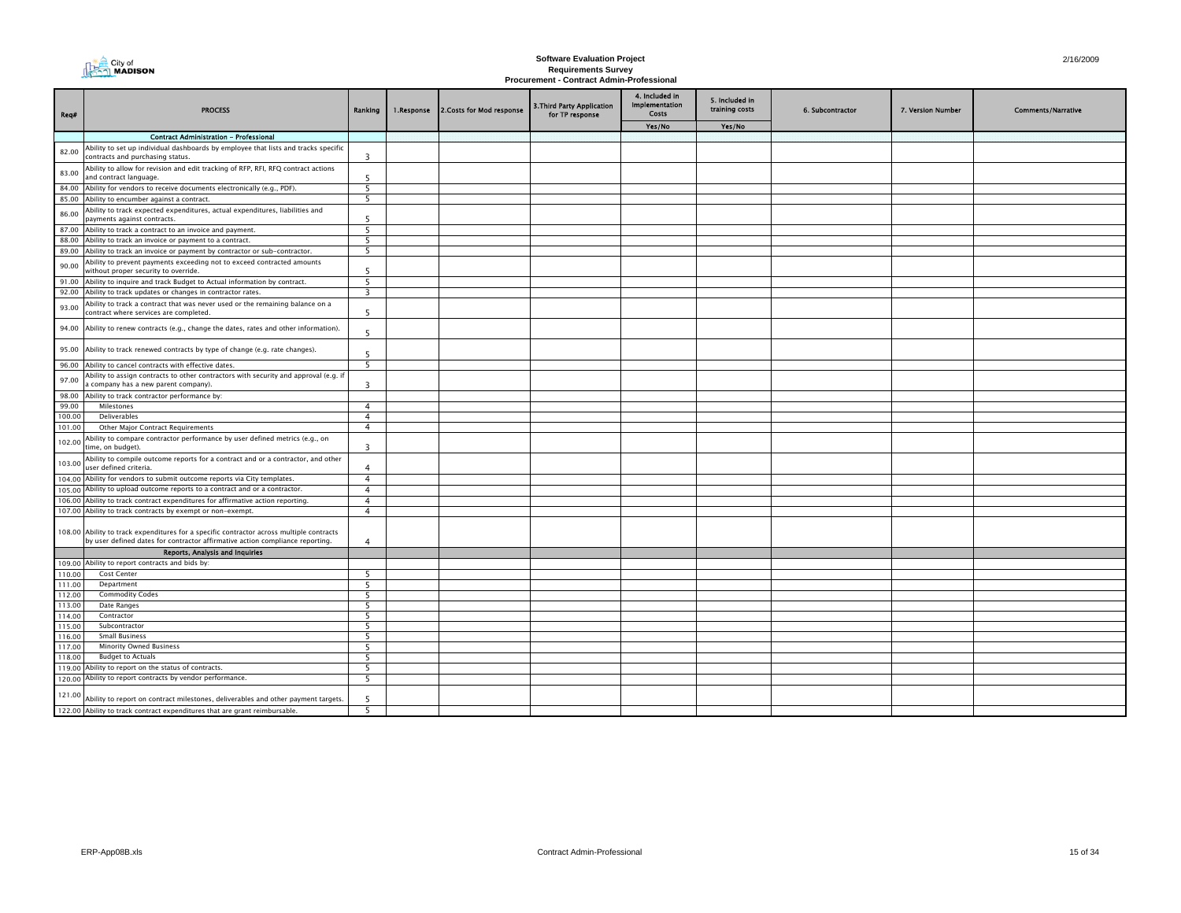# Software Evaluation Project
## Requirements Survey
### Procurement - Contract Admin-Professional

2/16/2009

| Req# | PROCESS | Ranking | 1.Response | 2.Costs for Mod response | 3.Third Party Application for TP response | 4. Included in Implementation Costs | 5. Included in training costs | 6. Subcontractor | 7. Version Number | Comments/Narrative |
|---|---|---|---|---|---|---|---|---|---|---|
| | | | | | | Yes/No | Yes/No | | | |
| | **Contract Administration - Professional** | | | | | | | | | |
| 82.00 | Ability to set up individual dashboards by employee that lists and tracks specific contracts and purchasing status. | 3 | | | | | | | | |
| 83.00 | Ability to allow for revision and edit tracking of RFP, RFI, RFQ contract actions and contract language. | 5 | | | | | | | | |
| 84.00 | Ability for vendors to receive documents electronically (e.g., PDF). | 5 | | | | | | | | |
| 85.00 | Ability to encumber against a contract. | 5 | | | | | | | | |
| 86.00 | Ability to track expected expenditures, actual expenditures, liabilities and payments against contracts. | 5 | | | | | | | | |
| 87.00 | Ability to track a contract to an invoice and payment. | 5 | | | | | | | | |
| 88.00 | Ability to track an invoice or payment to a contract. | 5 | | | | | | | | |
| 89.00 | Ability to track an invoice or payment by contractor or sub-contractor. | 5 | | | | | | | | |
| 90.00 | Ability to prevent payments exceeding not to exceed contracted amounts without proper security to override. | 5 | | | | | | | | |
| 91.00 | Ability to inquire and track Budget to Actual information by contract. | 5 | | | | | | | | |
| 92.00 | Ability to track updates or changes in contractor rates. | 3 | | | | | | | | |
| 93.00 | Ability to track a contract that was never used or the remaining balance on a contract where services are completed. | 5 | | | | | | | | |
| 94.00 | Ability to renew contracts (e.g., change the dates, rates and other information). | 5 | | | | | | | | |
| 95.00 | Ability to track renewed contracts by type of change (e.g. rate changes). | 5 | | | | | | | | |
| 96.00 | Ability to cancel contracts with effective dates. | 5 | | | | | | | | |
| 97.00 | Ability to assign contracts to other contractors with security and approval (e.g. if a company has a new parent company). | 3 | | | | | | | | |
| 98.00 | Ability to track contractor performance by: | | | | | | | | | |
| 99.00 | Milestones | 4 | | | | | | | | |
| 100.00 | Deliverables | 4 | | | | | | | | |
| 101.00 | Other Major Contract Requirements | 4 | | | | | | | | |
| 102.00 | Ability to compare contractor performance by user defined metrics (e.g., on time, on budget). | 3 | | | | | | | | |
| 103.00 | Ability to compile outcome reports for a contract and or a contractor, and other user defined criteria. | 4 | | | | | | | | |
| 104.00 | Ability for vendors to submit outcome reports via City templates. | 4 | | | | | | | | |
| 105.00 | Ability to upload outcome reports to a contract and or a contractor. | 4 | | | | | | | | |
| 106.00 | Ability to track contract expenditures for affirmative action reporting. | 4 | | | | | | | | |
| 107.00 | Ability to track contracts by exempt or non-exempt. | 4 | | | | | | | | |
| 108.00 | Ability to track expenditures for a specific contractor across multiple contracts by user defined dates for contractor affirmative action compliance reporting. | 4 | | | | | | | | |
| | **Reports, Analysis and Inquiries** | | | | | | | | | |
| 109.00 | Ability to report contracts and bids by: | | | | | | | | | |
| 110.00 | Cost Center | 5 | | | | | | | | |
| 111.00 | Department | 5 | | | | | | | | |
| 112.00 | Commodity Codes | 5 | | | | | | | | |
| 113.00 | Date Ranges | 5 | | | | | | | | |
| 114.00 | Contractor | 5 | | | | | | | | |
| 115.00 | Subcontractor | 5 | | | | | | | | |
| 116.00 | Small Business | 5 | | | | | | | | |
| 117.00 | Minority Owned Business | 5 | | | | | | | | |
| 118.00 | Budget to Actuals | 5 | | | | | | | | |
| 119.00 | Ability to report on the status of contracts. | 5 | | | | | | | | |
| 120.00 | Ability to report contracts by vendor performance. | 5 | | | | | | | | |
| 121.00 | Ability to report on contract milestones, deliverables and other payment targets. | 5 | | | | | | | | |
| 122.00 | Ability to track contract expenditures that are grant reimbursable. | 5 | | | | | | | | |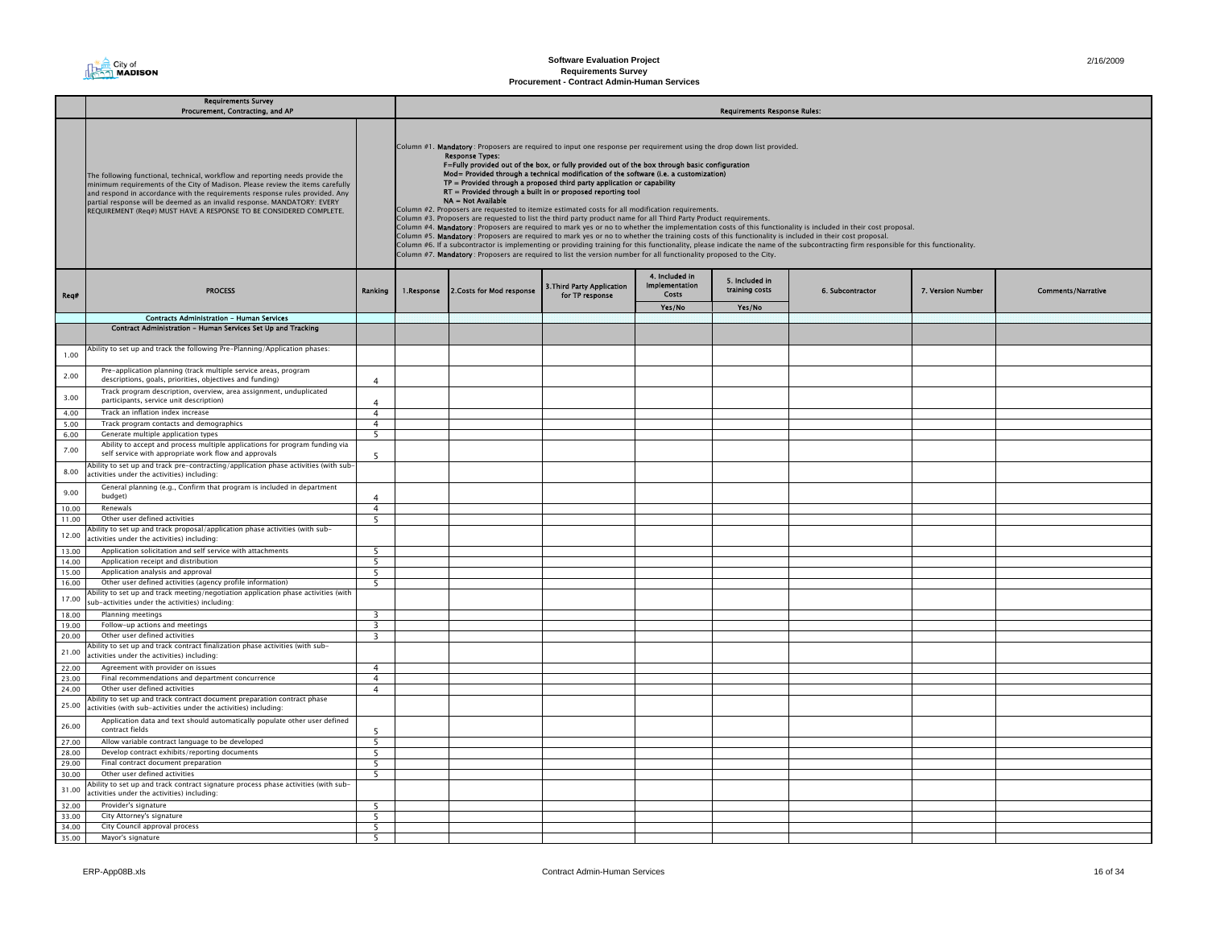# Software Evaluation Project
## Requirements Survey
## Procurement - Contract Admin-Human Services

2/16/2009

| | Requirements Survey<br>Procurement, Contracting, and AP | | Requirements Response Rules: | | | | | | | |
|---|---|---|---|---|---|---|---|---|---|---|
| | The following functional, technical, workflow and reporting needs provide the minimum requirements of the City of Madison. Please review the items carefully and respond in accordance with the requirements response rules provided. Any partial response will be deemed as an invalid response. MANDATORY: EVERY REQUIREMENT (Req#) MUST HAVE A RESPONSE TO BE CONSIDERED COMPLETE. | | Column #1. **Mandatory**: Proposers are required to input one response per requirement using the drop down list provided.<br>**Response Types:**<br>**F=Fully provided out of the box, or fully provided out of the box through basic configuration**<br>**Mod= Provided through a technical modification of the software (i.e. a customization)**<br>**TP = Provided through a proposed third party application or capability**<br>**RT = Provided through a built in or proposed reporting tool**<br>**NA = Not Available**<br>Column #2. Proposers are requested to itemize estimated costs for all modification requirements.<br>Column #3. Proposers are requested to list the third party product name for all Third Party Product requirements.<br>Column #4. **Mandatory**: Proposers are required to mark yes or no to whether the implementation costs of this functionality is included in their cost proposal.<br>Column #5. **Mandatory**: Proposers are required to mark yes or no to whether the training costs of this functionality is included in their cost proposal.<br>Column #6. If a subcontractor is implementing or providing training for this functionality, please indicate the name of the subcontracting firm responsible for this functionality.<br>Column #7. **Mandatory**: Proposers are required to list the version number for all functionality proposed to the City. | | | | | | | |
| Req# | PROCESS | Ranking | 1.Response | 2.Costs for Mod response | 3.Third Party Application for TP response | 4. Included in Implementation Costs<br>Yes/No | 5. Included in training costs<br>Yes/No | 6. Subcontractor | 7. Version Number | Comments/Narrative |
| | **Contracts Administration - Human Services** | | | | | | | | | |
| | **Contract Administration - Human Services Set Up and Tracking** | | | | | | | | | |
| 1.00 | Ability to set up and track the following Pre-Planning/Application phases: | | | | | | | | | |
| 2.00 | Pre-application planning (track multiple service areas, program descriptions, goals, priorities, objectives and funding) | 4 | | | | | | | | |
| 3.00 | Track program description, overview, area assignment, unduplicated participants, service unit description) | 4 | | | | | | | | |
| 4.00 | Track an inflation index increase | 4 | | | | | | | | |
| 5.00 | Track program contacts and demographics | 4 | | | | | | | | |
| 6.00 | Generate multiple application types | 5 | | | | | | | | |
| 7.00 | Ability to accept and process multiple applications for program funding via self service with appropriate work flow and approvals | 5 | | | | | | | | |
| 8.00 | Ability to set up and track pre-contracting/application phase activities (with sub-activities under the activities) including: | | | | | | | | | |
| 9.00 | General planning (e.g., Confirm that program is included in department budget) | 4 | | | | | | | | |
| 10.00 | Renewals | 4 | | | | | | | | |
| 11.00 | Other user defined activities | 5 | | | | | | | | |
| 12.00 | Ability to set up and track proposal/application phase activities (with sub-activities under the activities) including: | | | | | | | | | |
| 13.00 | Application solicitation and self service with attachments | 5 | | | | | | | | |
| 14.00 | Application receipt and distribution | 5 | | | | | | | | |
| 15.00 | Application analysis and approval | 5 | | | | | | | | |
| 16.00 | Other user defined activities (agency profile information) | 5 | | | | | | | | |
| 17.00 | Ability to set up and track meeting/negotiation application phase activities (with sub-activities under the activities) including: | | | | | | | | | |
| 18.00 | Planning meetings | 3 | | | | | | | | |
| 19.00 | Follow-up actions and meetings | 3 | | | | | | | | |
| 20.00 | Other user defined activities | 3 | | | | | | | | |
| 21.00 | Ability to set up and track contract finalization phase activities (with sub-activities under the activities) including: | | | | | | | | | |
| 22.00 | Agreement with provider on issues | 4 | | | | | | | | |
| 23.00 | Final recommendations and department concurrence | 4 | | | | | | | | |
| 24.00 | Other user defined activities | 4 | | | | | | | | |
| 25.00 | Ability to set up and track contract document preparation contract phase activities (with sub-activities under the activities) including: | | | | | | | | | |
| 26.00 | Application data and text should automatically populate other user defined contract fields | 5 | | | | | | | | |
| 27.00 | Allow variable contract language to be developed | 5 | | | | | | | | |
| 28.00 | Develop contract exhibits/reporting documents | 5 | | | | | | | | |
| 29.00 | Final contract document preparation | 5 | | | | | | | | |
| 30.00 | Other user defined activities | 5 | | | | | | | | |
| 31.00 | Ability to set up and track contract signature process phase activities (with sub-activities under the activities) including: | | | | | | | | | |
| 32.00 | Provider's signature | 5 | | | | | | | | |
| 33.00 | City Attorney's signature | 5 | | | | | | | | |
| 34.00 | City Council approval process | 5 | | | | | | | | |
| 35.00 | Mayor's signature | 5 | | | | | | | | |

ERP-App08B.xls — Contract Admin-Human Services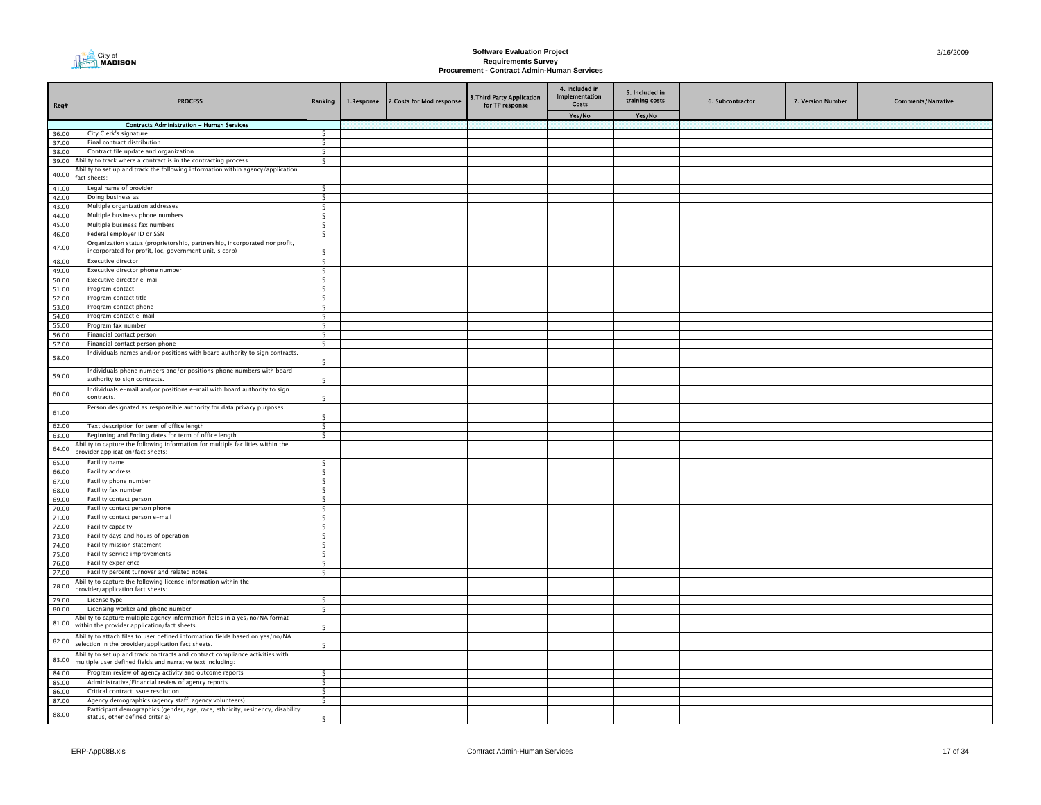**Software Evaluation Project**
**Requirements Survey**
**Procurement - Contract Admin-Human Services**

2/16/2009

| Req# | PROCESS | Ranking | 1.Response | 2.Costs for Mod response | 3.Third Party Application for TP response | 4. Included in Implementation Costs | 5. Included in training costs | 6. Subcontractor | 7. Version Number | Comments/Narrative |
|---|---|---|---|---|---|---|---|---|---|---|
| | | | | | | Yes/No | Yes/No | | | |
| | **Contracts Administration - Human Services** | | | | | | | | | |
| 36.00 | City Clerk's signature | 5 | | | | | | | | |
| 37.00 | Final contract distribution | 5 | | | | | | | | |
| 38.00 | Contract file update and organization | 5 | | | | | | | | |
| 39.00 | Ability to track where a contract is in the contracting process. | 5 | | | | | | | | |
| 40.00 | Ability to set up and track the following information within agency/application fact sheets: | | | | | | | | | |
| 41.00 | Legal name of provider | 5 | | | | | | | | |
| 42.00 | Doing business as | 5 | | | | | | | | |
| 43.00 | Multiple organization addresses | 5 | | | | | | | | |
| 44.00 | Multiple business phone numbers | 5 | | | | | | | | |
| 45.00 | Multiple business fax numbers | 5 | | | | | | | | |
| 46.00 | Federal employer ID or SSN | 5 | | | | | | | | |
| 47.00 | Organization status (proprietorship, partnership, incorporated nonprofit, incorporated for profit, loc, government unit, s corp) | 5 | | | | | | | | |
| 48.00 | Executive director | 5 | | | | | | | | |
| 49.00 | Executive director phone number | 5 | | | | | | | | |
| 50.00 | Executive director e-mail | 5 | | | | | | | | |
| 51.00 | Program contact | 5 | | | | | | | | |
| 52.00 | Program contact title | 5 | | | | | | | | |
| 53.00 | Program contact phone | 5 | | | | | | | | |
| 54.00 | Program contact e-mail | 5 | | | | | | | | |
| 55.00 | Program fax number | 5 | | | | | | | | |
| 56.00 | Financial contact person | 5 | | | | | | | | |
| 57.00 | Financial contact person phone | 5 | | | | | | | | |
| 58.00 | Individuals names and/or positions with board authority to sign contracts. | 5 | | | | | | | | |
| 59.00 | Individuals phone numbers and/or positions phone numbers with board authority to sign contracts. | 5 | | | | | | | | |
| 60.00 | Individuals e-mail and/or positions e-mail with board authority to sign contracts. | 5 | | | | | | | | |
| 61.00 | Person designated as responsible authority for data privacy purposes. | 5 | | | | | | | | |
| 62.00 | Text description for term of office length | 5 | | | | | | | | |
| 63.00 | Beginning and Ending dates for term of office length | 5 | | | | | | | | |
| 64.00 | Ability to capture the following information for multiple facilities within the provider application/fact sheets: | | | | | | | | | |
| 65.00 | Facility name | 5 | | | | | | | | |
| 66.00 | Facility address | 5 | | | | | | | | |
| 67.00 | Facility phone number | 5 | | | | | | | | |
| 68.00 | Facility fax number | 5 | | | | | | | | |
| 69.00 | Facility contact person | 5 | | | | | | | | |
| 70.00 | Facility contact person phone | 5 | | | | | | | | |
| 71.00 | Facility contact person e-mail | 5 | | | | | | | | |
| 72.00 | Facility capacity | 5 | | | | | | | | |
| 73.00 | Facility days and hours of operation | 5 | | | | | | | | |
| 74.00 | Facility mission statement | 5 | | | | | | | | |
| 75.00 | Facility service improvements | 5 | | | | | | | | |
| 76.00 | Facility experience | 5 | | | | | | | | |
| 77.00 | Facility percent turnover and related notes | 5 | | | | | | | | |
| 78.00 | Ability to capture the following license information within the provider/application fact sheets: | | | | | | | | | |
| 79.00 | License type | 5 | | | | | | | | |
| 80.00 | Licensing worker and phone number | 5 | | | | | | | | |
| 81.00 | Ability to capture multiple agency information fields in a yes/no/NA format within the provider application/fact sheets. | 5 | | | | | | | | |
| 82.00 | Ability to attach files to user defined information fields based on yes/no/NA selection in the provider/application fact sheets. | 5 | | | | | | | | |
| 83.00 | Ability to set up and track contracts and contract compliance activities with multiple user defined fields and narrative text including: | | | | | | | | | |
| 84.00 | Program review of agency activity and outcome reports | 5 | | | | | | | | |
| 85.00 | Administrative/Financial review of agency reports | 5 | | | | | | | | |
| 86.00 | Critical contract issue resolution | 5 | | | | | | | | |
| 87.00 | Agency demographics (agency staff, agency volunteers) | 5 | | | | | | | | |
| 88.00 | Participant demographics (gender, age, race, ethnicity, residency, disability status, other defined criteria) | 5 | | | | | | | | |

ERP-App08B.xls — Contract Admin-Human Services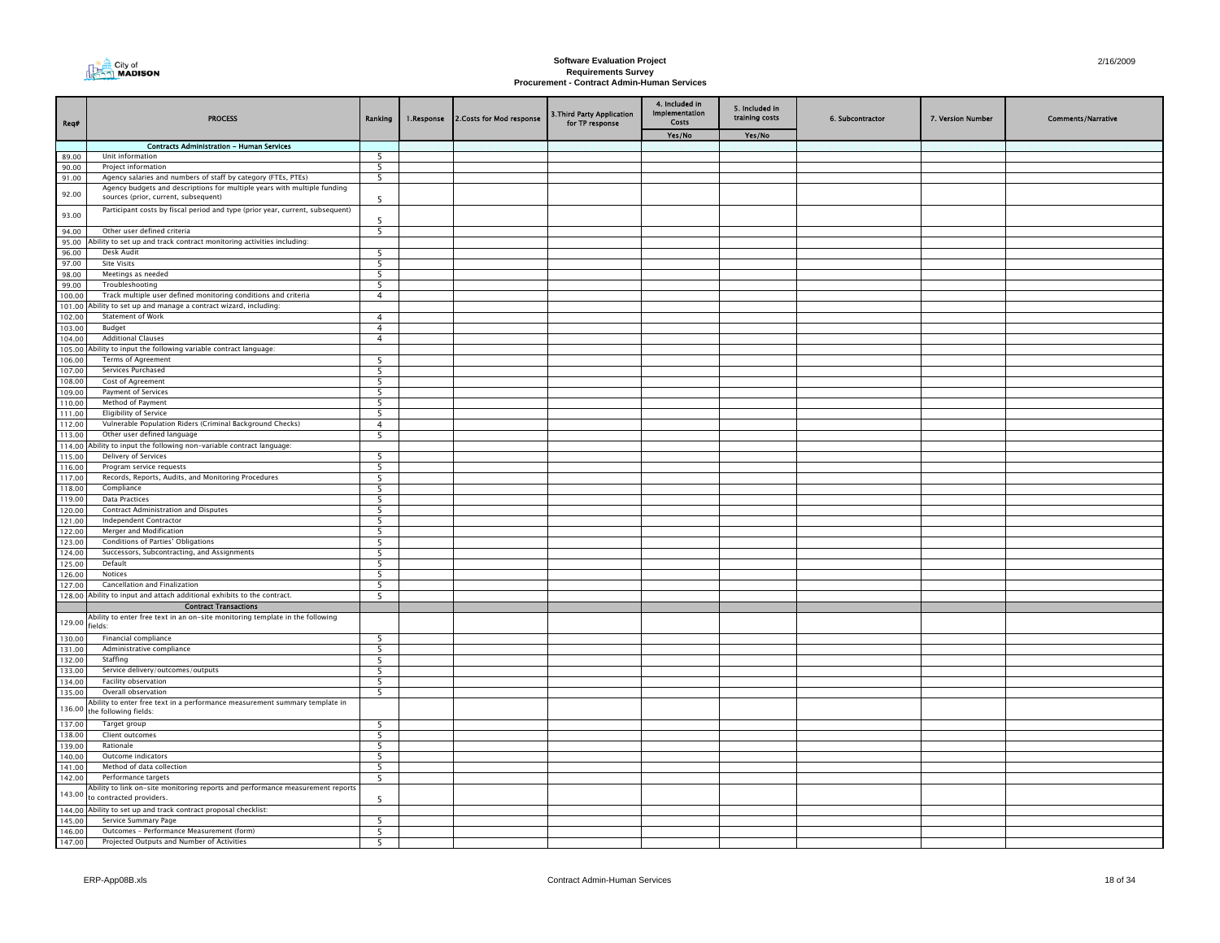# Software Evaluation Project
## Requirements Survey
## Procurement - Contract Admin-Human Services

2/16/2009

| Req# | PROCESS | Ranking | 1.Response | 2.Costs for Mod response | 3.Third Party Application for TP response | 4. Included in Implementation Costs | 5. Included in training costs | 6. Subcontractor | 7. Version Number | Comments/Narrative |
|---|---|---|---|---|---|---|---|---|---|---|
| | | | | | | Yes/No | Yes/No | | | |
| | **Contracts Administration - Human Services** | | | | | | | | | |
| 89.00 | Unit information | 5 | | | | | | | | |
| 90.00 | Project information | 5 | | | | | | | | |
| 91.00 | Agency salaries and numbers of staff by category (FTEs, PTEs) | 5 | | | | | | | | |
| 92.00 | Agency budgets and descriptions for multiple years with multiple funding sources (prior, current, subsequent) | 5 | | | | | | | | |
| 93.00 | Participant costs by fiscal period and type (prior year, current, subsequent) | 5 | | | | | | | | |
| 94.00 | Other user defined criteria | 5 | | | | | | | | |
| 95.00 | Ability to set up and track contract monitoring activities including: | | | | | | | | | |
| 96.00 | Desk Audit | 5 | | | | | | | | |
| 97.00 | Site Visits | 5 | | | | | | | | |
| 98.00 | Meetings as needed | 5 | | | | | | | | |
| 99.00 | Troubleshooting | 5 | | | | | | | | |
| 100.00 | Track multiple user defined monitoring conditions and criteria | 4 | | | | | | | | |
| 101.00 | Ability to set up and manage a contract wizard, including: | | | | | | | | | |
| 102.00 | Statement of Work | 4 | | | | | | | | |
| 103.00 | Budget | 4 | | | | | | | | |
| 104.00 | Additional Clauses | 4 | | | | | | | | |
| 105.00 | Ability to input the following variable contract language: | | | | | | | | | |
| 106.00 | Terms of Agreement | 5 | | | | | | | | |
| 107.00 | Services Purchased | 5 | | | | | | | | |
| 108.00 | Cost of Agreement | 5 | | | | | | | | |
| 109.00 | Payment of Services | 5 | | | | | | | | |
| 110.00 | Method of Payment | 5 | | | | | | | | |
| 111.00 | Eligibility of Service | 5 | | | | | | | | |
| 112.00 | Vulnerable Population Riders (Criminal Background Checks) | 4 | | | | | | | | |
| 113.00 | Other user defined language | 5 | | | | | | | | |
| 114.00 | Ability to input the following non-variable contract language: | | | | | | | | | |
| 115.00 | Delivery of Services | 5 | | | | | | | | |
| 116.00 | Program service requests | 5 | | | | | | | | |
| 117.00 | Records, Reports, Audits, and Monitoring Procedures | 5 | | | | | | | | |
| 118.00 | Compliance | 5 | | | | | | | | |
| 119.00 | Data Practices | 5 | | | | | | | | |
| 120.00 | Contract Administration and Disputes | 5 | | | | | | | | |
| 121.00 | Independent Contractor | 5 | | | | | | | | |
| 122.00 | Merger and Modification | 5 | | | | | | | | |
| 123.00 | Conditions of Parties' Obligations | 5 | | | | | | | | |
| 124.00 | Successors, Subcontracting, and Assignments | 5 | | | | | | | | |
| 125.00 | Default | 5 | | | | | | | | |
| 126.00 | Notices | 5 | | | | | | | | |
| 127.00 | Cancellation and Finalization | 5 | | | | | | | | |
| 128.00 | Ability to input and attach additional exhibits to the contract. | 5 | | | | | | | | |
| | **Contract Transactions** | | | | | | | | | |
| 129.00 | Ability to enter free text in an on-site monitoring template in the following fields: | | | | | | | | | |
| 130.00 | Financial compliance | 5 | | | | | | | | |
| 131.00 | Administrative compliance | 5 | | | | | | | | |
| 132.00 | Staffing | 5 | | | | | | | | |
| 133.00 | Service delivery/outcomes/outputs | 5 | | | | | | | | |
| 134.00 | Facility observation | 5 | | | | | | | | |
| 135.00 | Overall observation | 5 | | | | | | | | |
| 136.00 | Ability to enter free text in a performance measurement summary template in the following fields: | | | | | | | | | |
| 137.00 | Target group | 5 | | | | | | | | |
| 138.00 | Client outcomes | 5 | | | | | | | | |
| 139.00 | Rationale | 5 | | | | | | | | |
| 140.00 | Outcome indicators | 5 | | | | | | | | |
| 141.00 | Method of data collection | 5 | | | | | | | | |
| 142.00 | Performance targets | 5 | | | | | | | | |
| 143.00 | Ability to link on-site monitoring reports and performance measurement reports to contracted providers. | 5 | | | | | | | | |
| 144.00 | Ability to set up and track contract proposal checklist: | | | | | | | | | |
| 145.00 | Service Summary Page | 5 | | | | | | | | |
| 146.00 | Outcomes - Performance Measurement (form) | 5 | | | | | | | | |
| 147.00 | Projected Outputs and Number of Activities | 5 | | | | | | | | |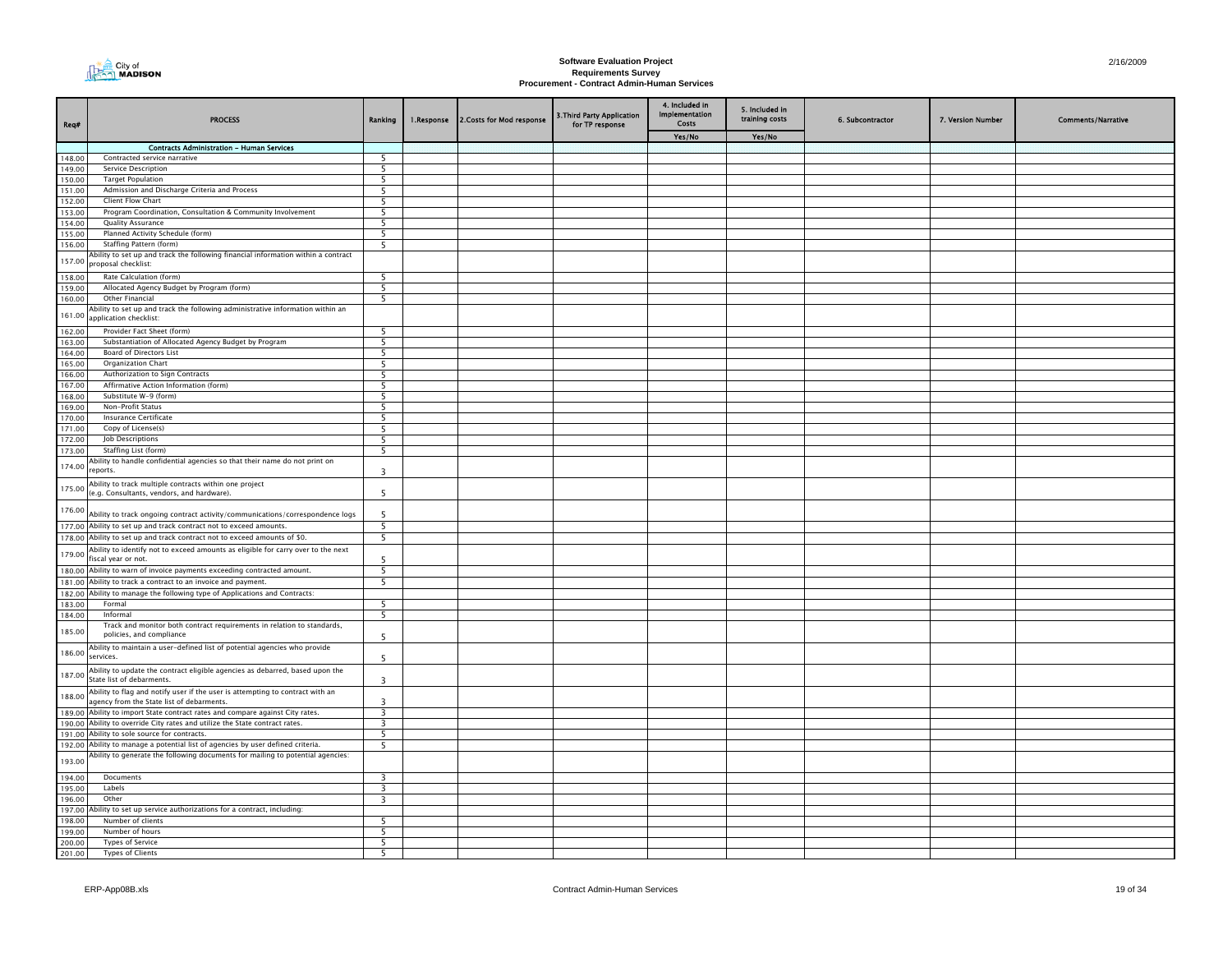# Software Evaluation Project
## Requirements Survey
### Procurement - Contract Admin-Human Services

| Req# | PROCESS | Ranking | 1.Response | 2.Costs for Mod response | 3.Third Party Application for TP response | 4. Included in Implementation Costs | 5. Included in training costs | 6. Subcontractor | 7. Version Number | Comments/Narrative |
|---|---|---|---|---|---|---|---|---|---|---|
| | | | | | | Yes/No | Yes/No | | | |
| | **Contracts Administration - Human Services** | | | | | | | | | |
| 148.00 | Contracted service narrative | 5 | | | | | | | | |
| 149.00 | Service Description | 5 | | | | | | | | |
| 150.00 | Target Population | 5 | | | | | | | | |
| 151.00 | Admission and Discharge Criteria and Process | 5 | | | | | | | | |
| 152.00 | Client Flow Chart | 5 | | | | | | | | |
| 153.00 | Program Coordination, Consultation & Community Involvement | 5 | | | | | | | | |
| 154.00 | Quality Assurance | 5 | | | | | | | | |
| 155.00 | Planned Activity Schedule (form) | 5 | | | | | | | | |
| 156.00 | Staffing Pattern (form) | 5 | | | | | | | | |
| 157.00 | Ability to set up and track the following financial information within a contract proposal checklist: | | | | | | | | | |
| 158.00 | Rate Calculation (form) | 5 | | | | | | | | |
| 159.00 | Allocated Agency Budget by Program (form) | 5 | | | | | | | | |
| 160.00 | Other Financial | 5 | | | | | | | | |
| 161.00 | Ability to set up and track the following administrative information within an application checklist: | | | | | | | | | |
| 162.00 | Provider Fact Sheet (form) | 5 | | | | | | | | |
| 163.00 | Substantiation of Allocated Agency Budget by Program | 5 | | | | | | | | |
| 164.00 | Board of Directors List | 5 | | | | | | | | |
| 165.00 | Organization Chart | 5 | | | | | | | | |
| 166.00 | Authorization to Sign Contracts | 5 | | | | | | | | |
| 167.00 | Affirmative Action Information (form) | 5 | | | | | | | | |
| 168.00 | Substitute W-9 (form) | 5 | | | | | | | | |
| 169.00 | Non-Profit Status | 5 | | | | | | | | |
| 170.00 | Insurance Certificate | 5 | | | | | | | | |
| 171.00 | Copy of License(s) | 5 | | | | | | | | |
| 172.00 | Job Descriptions | 5 | | | | | | | | |
| 173.00 | Staffing List (form) | 5 | | | | | | | | |
| 174.00 | Ability to handle confidential agencies so that their name do not print on reports. | 3 | | | | | | | | |
| 175.00 | Ability to track multiple contracts within one project (e.g. Consultants, vendors, and hardware). | 5 | | | | | | | | |
| 176.00 | Ability to track ongoing contract activity/communications/correspondence logs | 5 | | | | | | | | |
| 177.00 | Ability to set up and track contract not to exceed amounts. | 5 | | | | | | | | |
| 178.00 | Ability to set up and track contract not to exceed amounts of $0. | 5 | | | | | | | | |
| 179.00 | Ability to identify not to exceed amounts as eligible for carry over to the next fiscal year or not. | 5 | | | | | | | | |
| 180.00 | Ability to warn of invoice payments exceeding contracted amount. | 5 | | | | | | | | |
| 181.00 | Ability to track a contract to an invoice and payment. | 5 | | | | | | | | |
| 182.00 | Ability to manage the following type of Applications and Contracts: | | | | | | | | | |
| 183.00 | Formal | 5 | | | | | | | | |
| 184.00 | Informal | 5 | | | | | | | | |
| 185.00 | Track and monitor both contract requirements in relation to standards, policies, and compliance | 5 | | | | | | | | |
| 186.00 | Ability to maintain a user-defined list of potential agencies who provide services. | 5 | | | | | | | | |
| 187.00 | Ability to update the contract eligible agencies as debarred, based upon the State list of debarments. | 3 | | | | | | | | |
| 188.00 | Ability to flag and notify user if the user is attempting to contract with an agency from the State list of debarments. | 3 | | | | | | | | |
| 189.00 | Ability to import State contract rates and compare against City rates. | 3 | | | | | | | | |
| 190.00 | Ability to override City rates and utilize the State contract rates. | 3 | | | | | | | | |
| 191.00 | Ability to sole source for contracts. | 5 | | | | | | | | |
| 192.00 | Ability to manage a potential list of agencies by user defined criteria. | 5 | | | | | | | | |
| 193.00 | Ability to generate the following documents for mailing to potential agencies: | | | | | | | | | |
| 194.00 | Documents | 3 | | | | | | | | |
| 195.00 | Labels | 3 | | | | | | | | |
| 196.00 | Other | 3 | | | | | | | | |
| 197.00 | Ability to set up service authorizations for a contract, including: | | | | | | | | | |
| 198.00 | Number of clients | 5 | | | | | | | | |
| 199.00 | Number of hours | 5 | | | | | | | | |
| 200.00 | Types of Service | 5 | | | | | | | | |
| 201.00 | Types of Clients | 5 | | | | | | | | |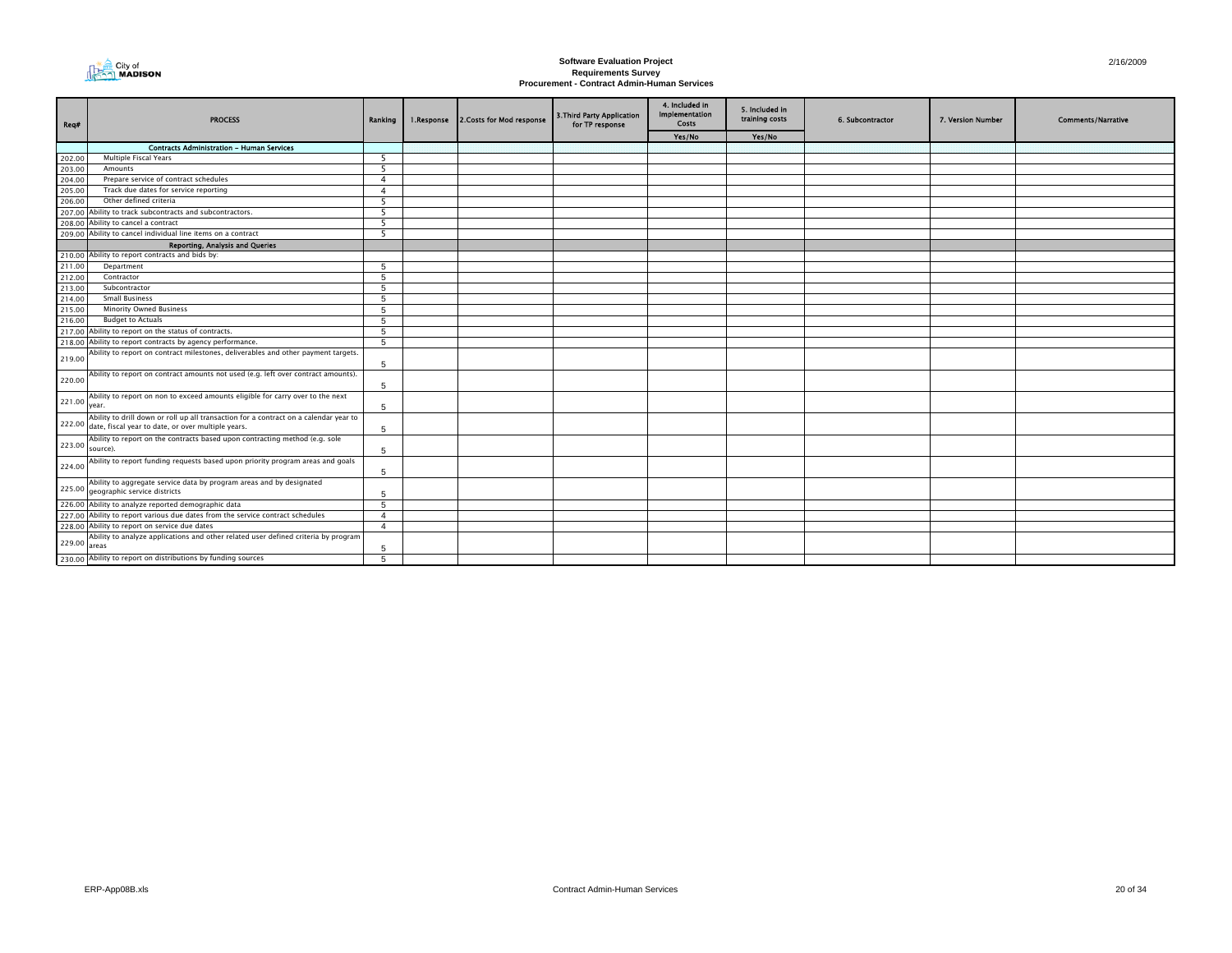# Software Evaluation Project
## Requirements Survey
### Procurement - Contract Admin-Human Services

| Req# | PROCESS | Ranking | 1.Response | 2.Costs for Mod response | 3.Third Party Application for TP response | 4. Included in Implementation Costs | 5. Included in training costs | 6. Subcontractor | 7. Version Number | Comments/Narrative |
|---|---|---|---|---|---|---|---|---|---|---|
| | | | | | | Yes/No | Yes/No | | | |
| | **Contracts Administration - Human Services** | | | | | | | | | |
| 202.00 | Multiple Fiscal Years | 5 | | | | | | | | |
| 203.00 | Amounts | 5 | | | | | | | | |
| 204.00 | Prepare service of contract schedules | 4 | | | | | | | | |
| 205.00 | Track due dates for service reporting | 4 | | | | | | | | |
| 206.00 | Other defined criteria | 5 | | | | | | | | |
| 207.00 | Ability to track subcontracts and subcontractors. | 5 | | | | | | | | |
| 208.00 | Ability to cancel a contract | 5 | | | | | | | | |
| 209.00 | Ability to cancel individual line items on a contract | 5 | | | | | | | | |
| | **Reporting, Analysis and Queries** | | | | | | | | | |
| 210.00 | Ability to report contracts and bids by: | | | | | | | | | |
| 211.00 | Department | 5 | | | | | | | | |
| 212.00 | Contractor | 5 | | | | | | | | |
| 213.00 | Subcontractor | 5 | | | | | | | | |
| 214.00 | Small Business | 5 | | | | | | | | |
| 215.00 | Minority Owned Business | 5 | | | | | | | | |
| 216.00 | Budget to Actuals | 5 | | | | | | | | |
| 217.00 | Ability to report on the status of contracts. | 5 | | | | | | | | |
| 218.00 | Ability to report contracts by agency performance. | 5 | | | | | | | | |
| 219.00 | Ability to report on contract milestones, deliverables and other payment targets. | 5 | | | | | | | | |
| 220.00 | Ability to report on contract amounts not used (e.g. left over contract amounts). | 5 | | | | | | | | |
| 221.00 | Ability to report on non to exceed amounts eligible for carry over to the next year. | 5 | | | | | | | | |
| 222.00 | Ability to drill down or roll up all transaction for a contract on a calendar year to date, fiscal year to date, or over multiple years. | 5 | | | | | | | | |
| 223.00 | Ability to report on the contracts based upon contracting method (e.g. sole source). | 5 | | | | | | | | |
| 224.00 | Ability to report funding requests based upon priority program areas and goals | 5 | | | | | | | | |
| 225.00 | Ability to aggregate service data by program areas and by designated geographic service districts | 5 | | | | | | | | |
| 226.00 | Ability to analyze reported demographic data | 5 | | | | | | | | |
| 227.00 | Ability to report various due dates from the service contract schedules | 4 | | | | | | | | |
| 228.00 | Ability to report on service due dates | 4 | | | | | | | | |
| 229.00 | Ability to analyze applications and other related user defined criteria by program areas | 5 | | | | | | | | |
| 230.00 | Ability to report on distributions by funding sources | 5 | | | | | | | | |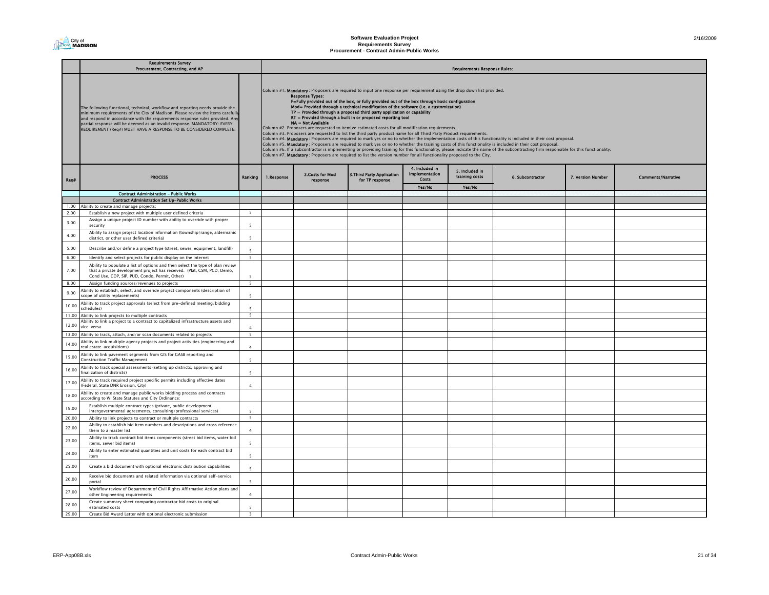# Software Evaluation Project
## Requirements Survey
## Procurement - Contract Admin-Public Works

2/16/2009

| | Requirements Survey<br>Procurement, Contracting, and AP | | Requirements Response Rules: | | | | | | | | |
|---|---|---|---|---|---|---|---|---|---|---|---|
| | The following functional, technical, workflow and reporting needs provide the minimum requirements of the City of Madison. Please review the items carefully and respond in accordance with the requirements response rules provided. Any partial response will be deemed as an invalid response. MANDATORY: EVERY REQUIREMENT (Req#) MUST HAVE A RESPONSE TO BE CONSIDERED COMPLETE. | | Column #1. **Mandatory**: Proposers are required to input one response per requirement using the drop down list provided.<br>**Response Types:**<br>**F=Fully provided out of the box, or fully provided out of the box through basic configuration**<br>**Mod= Provided through a technical modification of the software (i.e. a customization)**<br>**TP = Provided through a proposed third party application or capability**<br>**RT = Provided through a built in or proposed reporting tool**<br>**NA = Not Available**<br>Column #2. Proposers are requested to itemize estimated costs for all modification requirements.<br>Column #3. Proposers are requested to list the third party product name for all Third Party Product requirements.<br>Column #4. **Mandatory**: Proposers are required to mark yes or no to whether the implementation costs of this functionality is included in their cost proposal.<br>Column #5. **Mandatory**: Proposers are required to mark yes or no to whether the training costs of this functionality is included in their cost proposal.<br>Column #6. If a subcontractor is implementing or providing training for this functionality, please indicate the name of the subcontracting firm responsible for this functionality.<br>Column #7. **Mandatory**: Proposers are required to list the version number for all functionality proposed to the City. | | | | | | | | |
| Req# | PROCESS | Ranking | 1.Response | 2.Costs for Mod response | 3.Third Party Application for TP response | 4. Included in Implementation Costs<br>Yes/No | 5. Included in training costs<br>Yes/No | 6. Subcontractor | 7. Version Number | Comments/Narrative |
| | **Contract Administration - Public Works** | | | | | | | | | |
| | **Contract Administration Set Up-Public Works** | | | | | | | | | |
| 1.00 | Ability to create and manage projects: | | | | | | | | | |
| 2.00 | Establish a new project with multiple user defined criteria | 5 | | | | | | | | |
| 3.00 | Assign a unique project ID number with ability to override with proper security | 5 | | | | | | | | |
| 4.00 | Ability to assign project location information (township/range, aldermanic district, or other user defined criteria) | 5 | | | | | | | | |
| 5.00 | Describe and/or define a project type (street, sewer, equipment, landfill) | 5 | | | | | | | | |
| 6.00 | Identify and select projects for public display on the Internet | 5 | | | | | | | | |
| 7.00 | Ability to populate a list of options and then select the type of plan review that a private development project has received. (Plat, CSM, PCD, Demo, Cond Use, GDP, SIP, PUD, Condo, Permit, Other) | 5 | | | | | | | | |
| 8.00 | Assign funding sources/revenues to projects | 5 | | | | | | | | |
| 9.00 | Ability to establish, select, and override project components (description of scope of utility replacements) | 5 | | | | | | | | |
| 10.00 | Ability to track project approvals (select from pre-defined meeting/bidding schedules) | 5 | | | | | | | | |
| 11.00 | Ability to link projects to multiple contracts | 5 | | | | | | | | |
| 12.00 | Ability to link a project to a contract to capitalized infrastructure assets and vice-versa | 4 | | | | | | | | |
| 13.00 | Ability to track, attach, and/or scan documents related to projects | 5 | | | | | | | | |
| 14.00 | Ability to link multiple agency projects and project activities (engineering and real estate-acquisitions) | 4 | | | | | | | | |
| 15.00 | Ability to link pavement segments from GIS for GASB reporting and Construction Traffic Management | 5 | | | | | | | | |
| 16.00 | Ability to track special assessments (setting up districts, approving and finalization of districts) | 5 | | | | | | | | |
| 17.00 | Ability to track required project specific permits including effective dates (Federal, State DNR Erosion, City) | 4 | | | | | | | | |
| 18.00 | Ability to create and manage public works bidding process and contracts according to WI State Statutes and City Ordinance: | | | | | | | | | |
| 19.00 | Establish multiple contract types (private, public development, intergovernmental agreements, consulting/professional services) | 5 | | | | | | | | |
| 20.00 | Ability to link projects to contract or multiple contracts | 5 | | | | | | | | |
| 22.00 | Ability to establish bid item numbers and descriptions and cross reference them to a master list | 4 | | | | | | | | |
| 23.00 | Ability to track contract bid items components (street bid items, water bid items, sewer bid items) | 5 | | | | | | | | |
| 24.00 | Ability to enter estimated quantities and unit costs for each contract bid item | 5 | | | | | | | | |
| 25.00 | Create a bid document with optional electronic distribution capabilities | 5 | | | | | | | | |
| 26.00 | Receive bid documents and related information via optional self-service portal | 5 | | | | | | | | |
| 27.00 | Workflow review of Department of Civil Rights Affirmative Action plans and other Engineering requirements | 4 | | | | | | | | |
| 28.00 | Create summary sheet comparing contractor bid costs to original estimated costs | 5 | | | | | | | | |
| 29.00 | Create Bid Award Letter with optional electronic submission | 3 | | | | | | | | |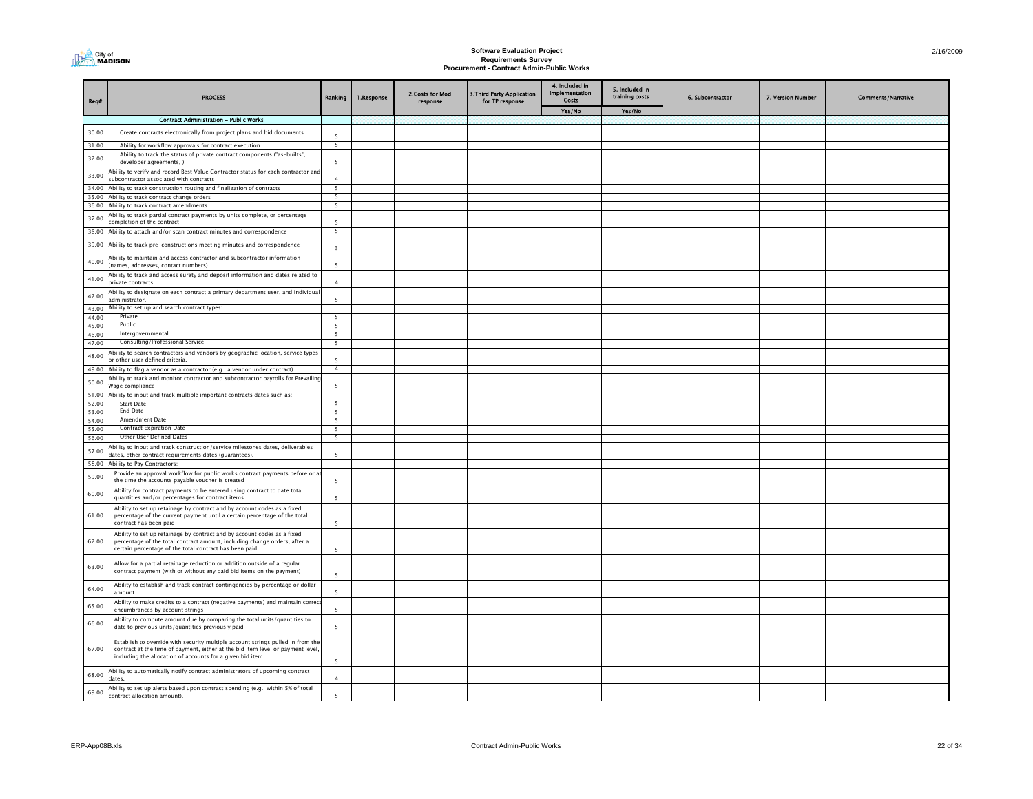# Software Evaluation Project
## Requirements Survey
### Procurement - Contract Admin-Public Works

| Req# | PROCESS | Ranking | 1.Response | 2.Costs for Mod response | 3.Third Party Application for TP response | 4. Included in Implementation Costs | 5. Included in training costs | 6. Subcontractor | 7. Version Number | Comments/Narrative |
|---|---|---|---|---|---|---|---|---|---|---|
| | | | | | | Yes/No | Yes/No | | | |
| | **Contract Administration - Public Works** | | | | | | | | | |
| 30.00 | Create contracts electronically from project plans and bid documents | 5 | | | | | | | | |
| 31.00 | Ability for workflow approvals for contract execution | 5 | | | | | | | | |
| 32.00 | Ability to track the status of private contract components ("as-builts", developer agreements, ) | 5 | | | | | | | | |
| 33.00 | Ability to verify and record Best Value Contractor status for each contractor and subcontractor associated with contracts | 4 | | | | | | | | |
| 34.00 | Ability to track construction routing and finalization of contracts | 5 | | | | | | | | |
| 35.00 | Ability to track contract change orders | 5 | | | | | | | | |
| 36.00 | Ability to track contract amendments | 5 | | | | | | | | |
| 37.00 | Ability to track partial contract payments by units complete, or percentage completion of the contract | 5 | | | | | | | | |
| 38.00 | Ability to attach and/or scan contract minutes and correspondence | 5 | | | | | | | | |
| 39.00 | Ability to track pre-constructions meeting minutes and correspondence | 3 | | | | | | | | |
| 40.00 | Ability to maintain and access contractor and subcontractor information (names, addresses, contact numbers) | 5 | | | | | | | | |
| 41.00 | Ability to track and access surety and deposit information and dates related to private contracts | 4 | | | | | | | | |
| 42.00 | Ability to designate on each contract a primary department user, and individual administrator. | 5 | | | | | | | | |
| 43.00 | Ability to set up and search contract types: | | | | | | | | | |
| 44.00 | Private | 5 | | | | | | | | |
| 45.00 | Public | 5 | | | | | | | | |
| 46.00 | Intergovernmental | 5 | | | | | | | | |
| 47.00 | Consulting/Professional Service | 5 | | | | | | | | |
| 48.00 | Ability to search contractors and vendors by geographic location, service types or other user defined criteria. | 5 | | | | | | | | |
| 49.00 | Ability to flag a vendor as a contractor (e.g., a vendor under contract). | 4 | | | | | | | | |
| 50.00 | Ability to track and monitor contractor and subcontractor payrolls for Prevailing Wage compliance | 5 | | | | | | | | |
| 51.00 | Ability to input and track multiple important contracts dates such as: | | | | | | | | | |
| 52.00 | Start Date | 5 | | | | | | | | |
| 53.00 | End Date | 5 | | | | | | | | |
| 54.00 | Amendment Date | 5 | | | | | | | | |
| 55.00 | Contract Expiration Date | 5 | | | | | | | | |
| 56.00 | Other User Defined Dates | 5 | | | | | | | | |
| 57.00 | Ability to input and track construction/service milestones dates, deliverables dates, other contract requirements dates (guarantees). | 5 | | | | | | | | |
| 58.00 | Ability to Pay Contractors: | | | | | | | | | |
| 59.00 | Provide an approval workflow for public works contract payments before or at the time the accounts payable voucher is created | 5 | | | | | | | | |
| 60.00 | Ability for contract payments to be entered using contract to date total quantities and/or percentages for contract items | 5 | | | | | | | | |
| 61.00 | Ability to set up retainage by contract and by account codes as a fixed percentage of the current payment until a certain percentage of the total contract has been paid | 5 | | | | | | | | |
| 62.00 | Ability to set up retainage by contract and by account codes as a fixed percentage of the total contract amount, including change orders, after a certain percentage of the total contract has been paid | 5 | | | | | | | | |
| 63.00 | Allow for a partial retainage reduction or addition outside of a regular contract payment (with or without any paid bid items on the payment) | 5 | | | | | | | | |
| 64.00 | Ability to establish and track contract contingencies by percentage or dollar amount | 5 | | | | | | | | |
| 65.00 | Ability to make credits to a contract (negative payments) and maintain correct encumbrances by account strings | 5 | | | | | | | | |
| 66.00 | Ability to compute amount due by comparing the total units/quantities to date to previous units/quantities previously paid | 5 | | | | | | | | |
| 67.00 | Establish to override with security multiple account strings pulled in from the contract at the time of payment, either at the bid item level or payment level, including the allocation of accounts for a given bid item | 5 | | | | | | | | |
| 68.00 | Ability to automatically notify contract administrators of upcoming contract dates. | 4 | | | | | | | | |
| 69.00 | Ability to set up alerts based upon contract spending (e.g., within 5% of total contract allocation amount). | 5 | | | | | | | | |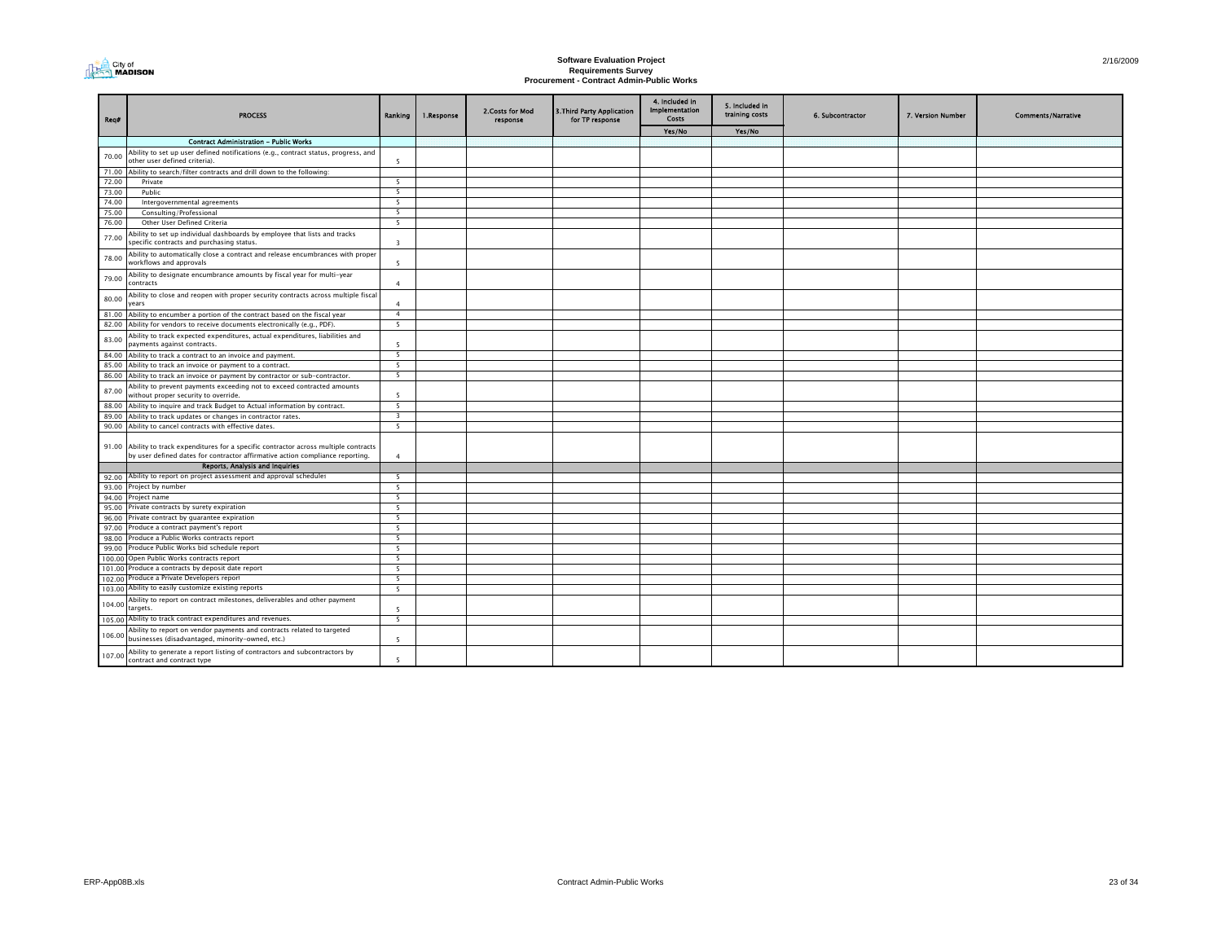# Software Evaluation Project
## Requirements Survey
## Procurement - Contract Admin-Public Works

2/16/2009

| Req# | PROCESS | Ranking | 1.Response | 2.Costs for Mod response | 3.Third Party Application for TP response | 4. Included in Implementation Costs | 5. Included in training costs | 6. Subcontractor | 7. Version Number | Comments/Narrative |
|---|---|---|---|---|---|---|---|---|---|---|
| | | | | | | Yes/No | Yes/No | | | |
| | **Contract Administration - Public Works** | | | | | | | | | |
| 70.00 | Ability to set up user defined notifications (e.g., contract status, progress, and other user defined criteria). | 5 | | | | | | | | |
| 71.00 | Ability to search/filter contracts and drill down to the following: | | | | | | | | | |
| 72.00 | Private | 5 | | | | | | | | |
| 73.00 | Public | 5 | | | | | | | | |
| 74.00 | Intergovernmental agreements | 5 | | | | | | | | |
| 75.00 | Consulting/Professional | 5 | | | | | | | | |
| 76.00 | Other User Defined Criteria | 5 | | | | | | | | |
| 77.00 | Ability to set up individual dashboards by employee that lists and tracks specific contracts and purchasing status. | 3 | | | | | | | | |
| 78.00 | Ability to automatically close a contract and release encumbrances with proper workflows and approvals | 5 | | | | | | | | |
| 79.00 | Ability to designate encumbrance amounts by fiscal year for multi-year contracts | 4 | | | | | | | | |
| 80.00 | Ability to close and reopen with proper security contracts across multiple fiscal years | 4 | | | | | | | | |
| 81.00 | Ability to encumber a portion of the contract based on the fiscal year | 4 | | | | | | | | |
| 82.00 | Ability for vendors to receive documents electronically (e.g., PDF). | 5 | | | | | | | | |
| 83.00 | Ability to track expected expenditures, actual expenditures, liabilities and payments against contracts. | 5 | | | | | | | | |
| 84.00 | Ability to track a contract to an invoice and payment. | 5 | | | | | | | | |
| 85.00 | Ability to track an invoice or payment to a contract. | 5 | | | | | | | | |
| 86.00 | Ability to track an invoice or payment by contractor or sub-contractor. | 5 | | | | | | | | |
| 87.00 | Ability to prevent payments exceeding not to exceed contracted amounts without proper security to override. | 5 | | | | | | | | |
| 88.00 | Ability to inquire and track Budget to Actual information by contract. | 5 | | | | | | | | |
| 89.00 | Ability to track updates or changes in contractor rates. | 3 | | | | | | | | |
| 90.00 | Ability to cancel contracts with effective dates. | 5 | | | | | | | | |
| 91.00 | Ability to track expenditures for a specific contractor across multiple contracts by user defined dates for contractor affirmative action compliance reporting. | 4 | | | | | | | | |
| | **Reports, Analysis and Inquiries** | | | | | | | | | |
| 92.00 | Ability to report on project assessment and approval schedules | 5 | | | | | | | | |
| 93.00 | Project by number | 5 | | | | | | | | |
| 94.00 | Project name | 5 | | | | | | | | |
| 95.00 | Private contracts by surety expiration | 5 | | | | | | | | |
| 96.00 | Private contract by guarantee expiration | 5 | | | | | | | | |
| 97.00 | Produce a contract payment's report | 5 | | | | | | | | |
| 98.00 | Produce a Public Works contracts report | 5 | | | | | | | | |
| 99.00 | Produce Public Works bid schedule report | 5 | | | | | | | | |
| 100.00 | Open Public Works contracts report | 5 | | | | | | | | |
| 101.00 | Produce a contracts by deposit date report | 5 | | | | | | | | |
| 102.00 | Produce a Private Developers report | 5 | | | | | | | | |
| 103.00 | Ability to easily customize existing reports | 5 | | | | | | | | |
| 104.00 | Ability to report on contract milestones, deliverables and other payment targets. | 5 | | | | | | | | |
| 105.00 | Ability to track contract expenditures and revenues. | 5 | | | | | | | | |
| 106.00 | Ability to report on vendor payments and contracts related to targeted businesses (disadvantaged, minority-owned, etc.) | 5 | | | | | | | | |
| 107.00 | Ability to generate a report listing of contractors and subcontractors by contract and contract type | 5 | | | | | | | | |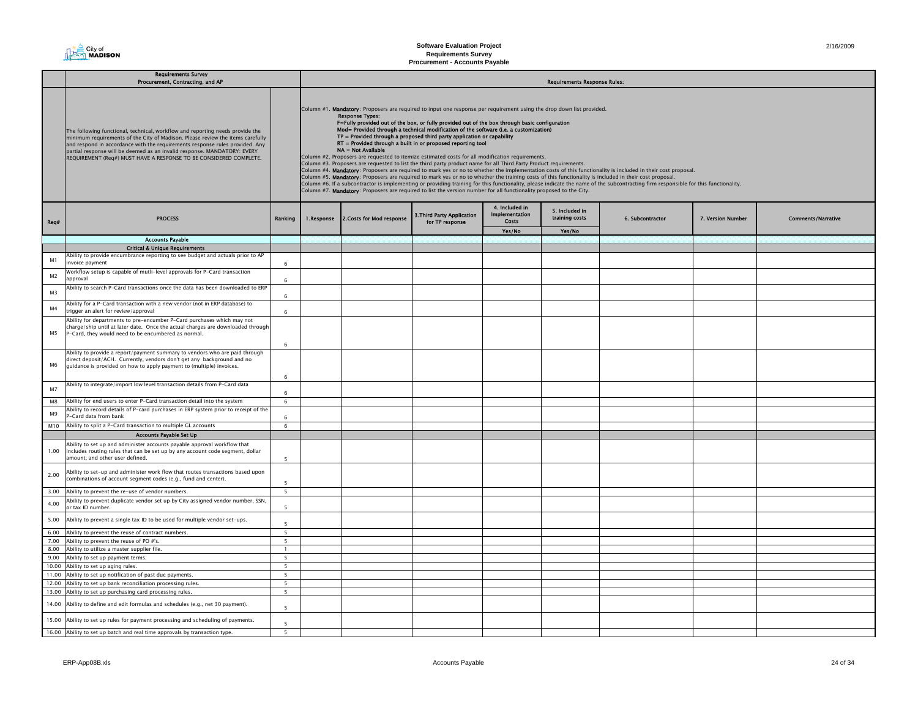**Software Evaluation Project**
**Requirements Survey**
**Procurement - Accounts Payable**

2/16/2009

**Requirements Survey**
**Procurement, Contracting, and AP**

The following functional, technical, workflow and reporting needs provide the minimum requirements of the City of Madison. Please review the items carefully and respond in accordance with the requirements response rules provided. Any partial response will be deemed as an invalid response. MANDATORY: EVERY REQUIREMENT (Req#) MUST HAVE A RESPONSE TO BE CONSIDERED COMPLETE.

**Requirements Response Rules:**

Column #1. **Mandatory**: Proposers are required to input one response per requirement using the drop down list provided.
- **Response Types:**
- F=Fully provided out of the box, or fully provided out of the box through basic configuration
- Mod= Provided through a technical modification of the software (i.e. a customization)
- TP = Provided through a proposed third party application or capability
- RT = Provided through a built in or proposed reporting tool
- NA = Not Available

Column #2. Proposers are requested to itemize estimated costs for all modification requirements.
Column #3. Proposers are requested to list the third party product name for all Third Party Product requirements.
Column #4. **Mandatory**: Proposers are required to mark yes or no to whether the implementation costs of this functionality is included in their cost proposal.
Column #5. **Mandatory**: Proposers are required to mark yes or no to whether the training costs of this functionality is included in their cost proposal.
Column #6. If a subcontractor is implementing or providing training for this functionality, please indicate the name of the subcontracting firm responsible for this functionality.
Column #7. **Mandatory**: Proposers are required to list the version number for all functionality proposed to the City.

| Req# | PROCESS | Ranking | 1.Response | 2.Costs for Mod response | 3.Third Party Application for TP response | 4. Included in Implementation Costs | 5. Included in training costs | 6. Subcontractor | 7. Version Number | Comments/Narrative |
|---|---|---|---|---|---|---|---|---|---|---|
| | | | | | | Yes/No | Yes/No | | | |
| | **Accounts Payable** | | | | | | | | | |
| | **Critical & Unique Requirements** | | | | | | | | | |
| M1 | Ability to provide encumbrance reporting to see budget and actuals prior to AP invoice payment | 6 | | | | | | | | |
| M2 | Workflow setup is capable of mutli-level approvals for P-Card transaction approval | 6 | | | | | | | | |
| M3 | Ability to search P-Card transactions once the data has been downloaded to ERP | 6 | | | | | | | | |
| M4 | Ability for a P-Card transaction with a new vendor (not in ERP database) to trigger an alert for review/approval | 6 | | | | | | | | |
| M5 | Ability for departments to pre-encumber P-Card purchases which may not charge/ship until at later date. Once the actual charges are downloaded through P-Card, they would need to be encumbered as normal. | 6 | | | | | | | | |
| M6 | Ability to provide a report/payment summary to vendors who are paid through direct deposit/ACH. Currently, vendors don't get any background and no guidance is provided on how to apply payment to (multiple) invoices. | 6 | | | | | | | | |
| M7 | Ability to integrate/import low level transaction details from P-Card data | 6 | | | | | | | | |
| M8 | Ability for end users to enter P-Card transaction detail into the system | 6 | | | | | | | | |
| M9 | Ability to record details of P-card purchases in ERP system prior to receipt of the P-Card data from bank | 6 | | | | | | | | |
| M10 | Ability to split a P-Card transaction to multiple GL accounts | 6 | | | | | | | | |
| | **Accounts Payable Set Up** | | | | | | | | | |
| 1.00 | Ability to set up and administer accounts payable approval workflow that includes routing rules that can be set up by any account code segment, dollar amount, and other user defined. | 5 | | | | | | | | |
| 2.00 | Ability to set-up and administer work flow that routes transactions based upon combinations of account segment codes (e.g., fund and center). | 5 | | | | | | | | |
| 3.00 | Ability to prevent the re-use of vendor numbers. | 5 | | | | | | | | |
| 4.00 | Ability to prevent duplicate vendor set up by City assigned vendor number, SSN, or tax ID number. | 5 | | | | | | | | |
| 5.00 | Ability to prevent a single tax ID to be used for multiple vendor set-ups. | 5 | | | | | | | | |
| 6.00 | Ability to prevent the reuse of contract numbers. | 5 | | | | | | | | |
| 7.00 | Ability to prevent the reuse of PO #'s. | 5 | | | | | | | | |
| 8.00 | Ability to utilize a master supplier file. | 1 | | | | | | | | |
| 9.00 | Ability to set up payment terms. | 5 | | | | | | | | |
| 10.00 | Ability to set up aging rules. | 5 | | | | | | | | |
| 11.00 | Ability to set up notification of past due payments. | 5 | | | | | | | | |
| 12.00 | Ability to set up bank reconciliation processing rules. | 5 | | | | | | | | |
| 13.00 | Ability to set up purchasing card processing rules. | 5 | | | | | | | | |
| 14.00 | Ability to define and edit formulas and schedules (e.g., net 30 payment). | 5 | | | | | | | | |
| 15.00 | Ability to set up rules for payment processing and scheduling of payments. | 5 | | | | | | | | |
| 16.00 | Ability to set up batch and real time approvals by transaction type. | 5 | | | | | | | | |

ERP-App08B.xls — Accounts Payable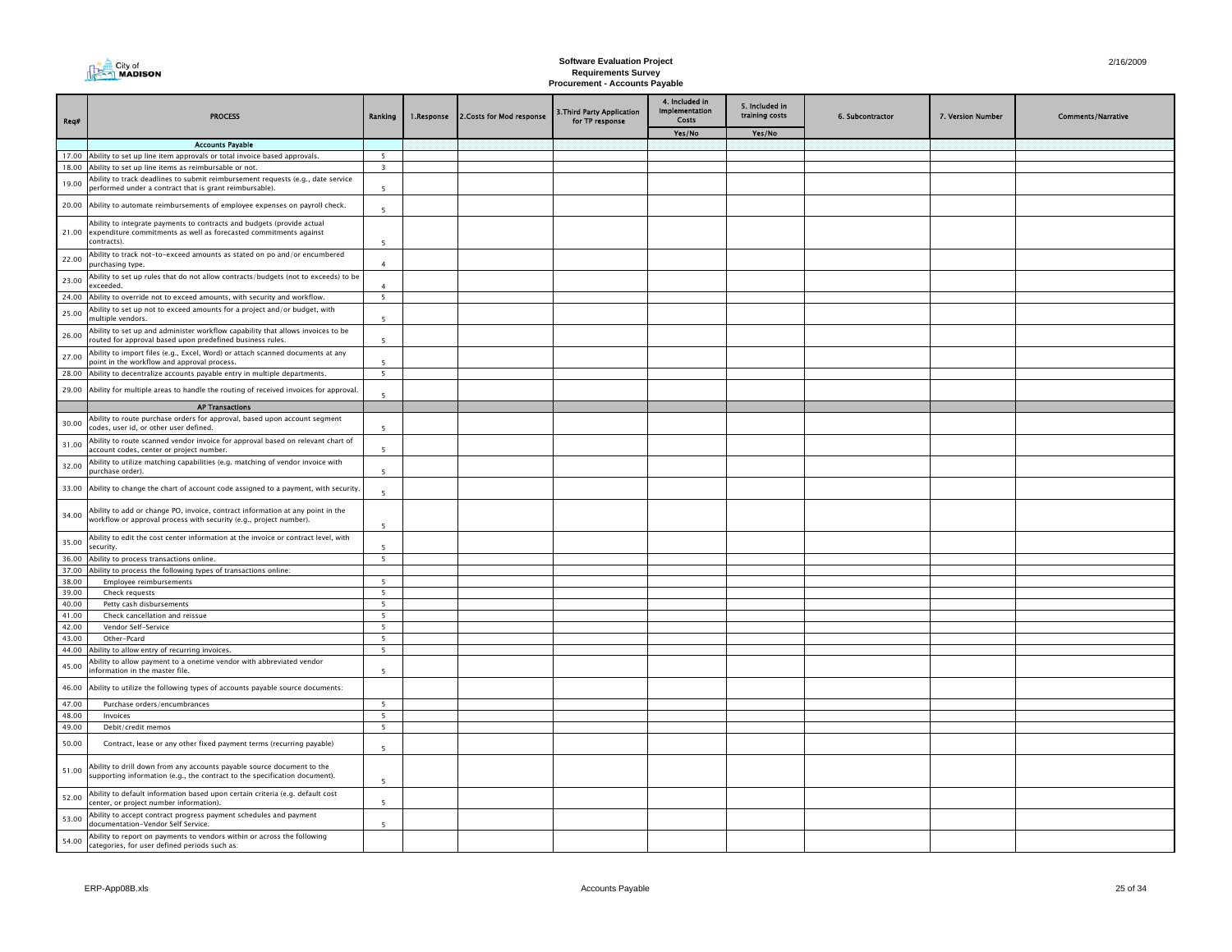# Software Evaluation Project
## Requirements Survey
## Procurement - Accounts Payable

| Req# | PROCESS | Ranking | 1.Response | 2.Costs for Mod response | 3.Third Party Application for TP response | 4. Included in Implementation Costs | 5. Included in training costs | 6. Subcontractor | 7. Version Number | Comments/Narrative |
|---|---|---|---|---|---|---|---|---|---|---|
| | | | | | | Yes/No | Yes/No | | | |
| | **Accounts Payable** | | | | | | | | | |
| 17.00 | Ability to set up line item approvals or total invoice based approvals. | 5 | | | | | | | | |
| 18.00 | Ability to set up line items as reimbursable or not. | 3 | | | | | | | | |
| 19.00 | Ability to track deadlines to submit reimbursement requests (e.g., date service performed under a contract that is grant reimbursable). | 5 | | | | | | | | |
| 20.00 | Ability to automate reimbursements of employee expenses on payroll check. | 5 | | | | | | | | |
| 21.00 | Ability to integrate payments to contracts and budgets (provide actual expenditure commitments as well as forecasted commitments against contracts). | 5 | | | | | | | | |
| 22.00 | Ability to track not-to-exceed amounts as stated on po and/or encumbered purchasing type. | 4 | | | | | | | | |
| 23.00 | Ability to set up rules that do not allow contracts/budgets (not to exceeds) to be exceeded. | 4 | | | | | | | | |
| 24.00 | Ability to override not to exceed amounts, with security and workflow. | 5 | | | | | | | | |
| 25.00 | Ability to set up not to exceed amounts for a project and/or budget, with multiple vendors. | 5 | | | | | | | | |
| 26.00 | Ability to set up and administer workflow capability that allows invoices to be routed for approval based upon predefined business rules. | 5 | | | | | | | | |
| 27.00 | Ability to import files (e.g., Excel, Word) or attach scanned documents at any point in the workflow and approval process. | 5 | | | | | | | | |
| 28.00 | Ability to decentralize accounts payable entry in multiple departments. | 5 | | | | | | | | |
| 29.00 | Ability for multiple areas to handle the routing of received invoices for approval. | 5 | | | | | | | | |
| | **AP Transactions** | | | | | | | | | |
| 30.00 | Ability to route purchase orders for approval, based upon account segment codes, user id, or other user defined. | 5 | | | | | | | | |
| 31.00 | Ability to route scanned vendor invoice for approval based on relevant chart of account codes, center or project number. | 5 | | | | | | | | |
| 32.00 | Ability to utilize matching capabilities (e.g. matching of vendor invoice with purchase order). | 5 | | | | | | | | |
| 33.00 | Ability to change the chart of account code assigned to a payment, with security. | 5 | | | | | | | | |
| 34.00 | Ability to add or change PO, invoice, contract information at any point in the workflow or approval process with security (e.g., project number). | 5 | | | | | | | | |
| 35.00 | Ability to edit the cost center information at the invoice or contract level, with security. | 5 | | | | | | | | |
| 36.00 | Ability to process transactions online. | 5 | | | | | | | | |
| 37.00 | Ability to process the following types of transactions online: | | | | | | | | | |
| 38.00 | Employee reimbursements | 5 | | | | | | | | |
| 39.00 | Check requests | 5 | | | | | | | | |
| 40.00 | Petty cash disbursements | 5 | | | | | | | | |
| 41.00 | Check cancellation and reissue | 5 | | | | | | | | |
| 42.00 | Vendor Self-Service | 5 | | | | | | | | |
| 43.00 | Other-Pcard | 5 | | | | | | | | |
| 44.00 | Ability to allow entry of recurring invoices. | 5 | | | | | | | | |
| 45.00 | Ability to allow payment to a onetime vendor with abbreviated vendor information in the master file. | 5 | | | | | | | | |
| 46.00 | Ability to utilize the following types of accounts payable source documents: | | | | | | | | | |
| 47.00 | Purchase orders/encumbrances | 5 | | | | | | | | |
| 48.00 | Invoices | 5 | | | | | | | | |
| 49.00 | Debit/credit memos | 5 | | | | | | | | |
| 50.00 | Contract, lease or any other fixed payment terms (recurring payable) | 5 | | | | | | | | |
| 51.00 | Ability to drill down from any accounts payable source document to the supporting information (e.g., the contract to the specification document). | 5 | | | | | | | | |
| 52.00 | Ability to default information based upon certain criteria (e.g. default cost center, or project number information). | 5 | | | | | | | | |
| 53.00 | Ability to accept contract progress payment schedules and payment documentation-Vendor Self Service. | 5 | | | | | | | | |
| 54.00 | Ability to report on payments to vendors within or across the following categories, for user defined periods such as: | | | | | | | | | |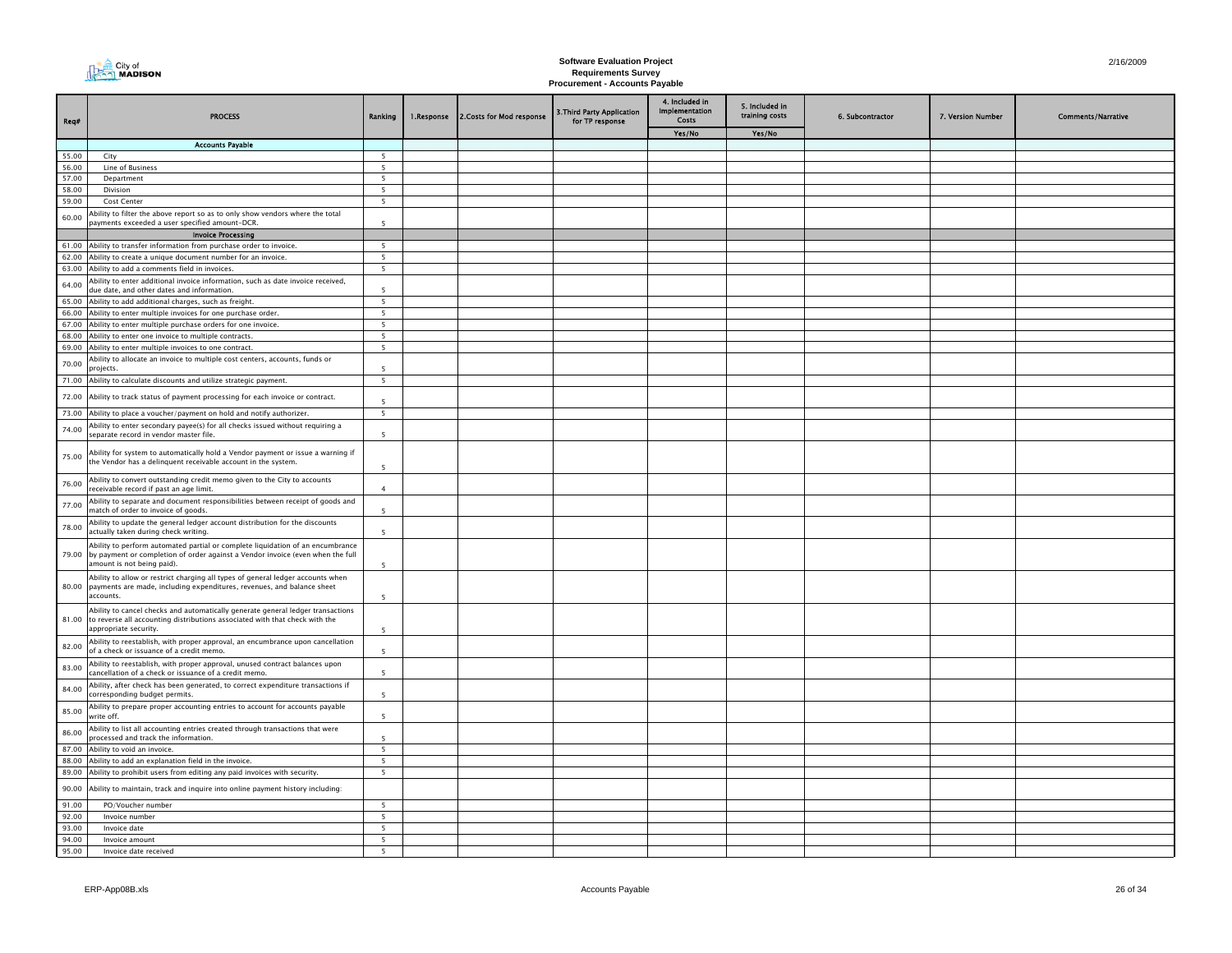# Software Evaluation Project
## Requirements Survey
### Procurement - Accounts Payable

| Req# | PROCESS | Ranking | 1.Response | 2.Costs for Mod response | 3.Third Party Application for TP response | 4. Included in Implementation Costs | 5. Included in training costs | 6. Subcontractor | 7. Version Number | Comments/Narrative |
|---|---|---|---|---|---|---|---|---|---|---|
| | | | | | | Yes/No | Yes/No | | | |
| | **Accounts Payable** | | | | | | | | | |
| 55.00 | City | 5 | | | | | | | | |
| 56.00 | Line of Business | 5 | | | | | | | | |
| 57.00 | Department | 5 | | | | | | | | |
| 58.00 | Division | 5 | | | | | | | | |
| 59.00 | Cost Center | 5 | | | | | | | | |
| 60.00 | Ability to filter the above report so as to only show vendors where the total payments exceeded a user specified amount-DCR. | 5 | | | | | | | | |
| | **Invoice Processing** | | | | | | | | | |
| 61.00 | Ability to transfer information from purchase order to invoice. | 5 | | | | | | | | |
| 62.00 | Ability to create a unique document number for an invoice. | 5 | | | | | | | | |
| 63.00 | Ability to add a comments field in invoices. | 5 | | | | | | | | |
| 64.00 | Ability to enter additional invoice information, such as date invoice received, due date, and other dates and information. | 5 | | | | | | | | |
| 65.00 | Ability to add additional charges, such as freight. | 5 | | | | | | | | |
| 66.00 | Ability to enter multiple invoices for one purchase order. | 5 | | | | | | | | |
| 67.00 | Ability to enter multiple purchase orders for one invoice. | 5 | | | | | | | | |
| 68.00 | Ability to enter one invoice to multiple contracts. | 5 | | | | | | | | |
| 69.00 | Ability to enter multiple invoices to one contract. | 5 | | | | | | | | |
| 70.00 | Ability to allocate an invoice to multiple cost centers, accounts, funds or projects. | 5 | | | | | | | | |
| 71.00 | Ability to calculate discounts and utilize strategic payment. | 5 | | | | | | | | |
| 72.00 | Ability to track status of payment processing for each invoice or contract. | 5 | | | | | | | | |
| 73.00 | Ability to place a voucher/payment on hold and notify authorizer. | 5 | | | | | | | | |
| 74.00 | Ability to enter secondary payee(s) for all checks issued without requiring a separate record in vendor master file. | 5 | | | | | | | | |
| 75.00 | Ability for system to automatically hold a Vendor payment or issue a warning if the Vendor has a delinquent receivable account in the system. | 5 | | | | | | | | |
| 76.00 | Ability to convert outstanding credit memo given to the City to accounts receivable record if past an age limit. | 4 | | | | | | | | |
| 77.00 | Ability to separate and document responsibilities between receipt of goods and match of order to invoice of goods. | 5 | | | | | | | | |
| 78.00 | Ability to update the general ledger account distribution for the discounts actually taken during check writing. | 5 | | | | | | | | |
| 79.00 | Ability to perform automated partial or complete liquidation of an encumbrance by payment or completion of order against a Vendor invoice (even when the full amount is not being paid). | 5 | | | | | | | | |
| 80.00 | Ability to allow or restrict charging all types of general ledger accounts when payments are made, including expenditures, revenues, and balance sheet accounts. | 5 | | | | | | | | |
| 81.00 | Ability to cancel checks and automatically generate general ledger transactions to reverse all accounting distributions associated with that check with the appropriate security. | 5 | | | | | | | | |
| 82.00 | Ability to reestablish, with proper approval, an encumbrance upon cancellation of a check or issuance of a credit memo. | 5 | | | | | | | | |
| 83.00 | Ability to reestablish, with proper approval, unused contract balances upon cancellation of a check or issuance of a credit memo. | 5 | | | | | | | | |
| 84.00 | Ability, after check has been generated, to correct expenditure transactions if corresponding budget permits. | 5 | | | | | | | | |
| 85.00 | Ability to prepare proper accounting entries to account for accounts payable write off. | 5 | | | | | | | | |
| 86.00 | Ability to list all accounting entries created through transactions that were processed and track the information. | 5 | | | | | | | | |
| 87.00 | Ability to void an invoice. | 5 | | | | | | | | |
| 88.00 | Ability to add an explanation field in the invoice. | 5 | | | | | | | | |
| 89.00 | Ability to prohibit users from editing any paid invoices with security. | 5 | | | | | | | | |
| 90.00 | Ability to maintain, track and inquire into online payment history including: | | | | | | | | | |
| 91.00 | PO/Voucher number | 5 | | | | | | | | |
| 92.00 | Invoice number | 5 | | | | | | | | |
| 93.00 | Invoice date | 5 | | | | | | | | |
| 94.00 | Invoice amount | 5 | | | | | | | | |
| 95.00 | Invoice date received | 5 | | | | | | | | |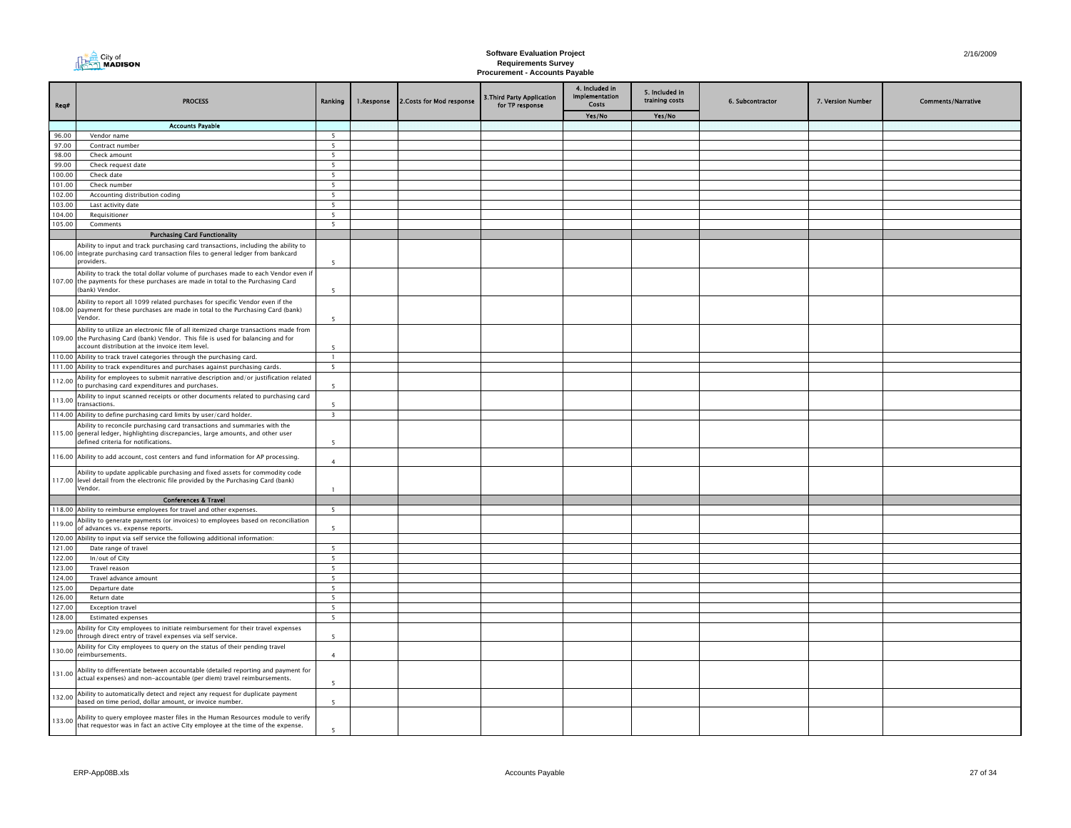**Software Evaluation Project**
**Requirements Survey**
**Procurement - Accounts Payable**

2/16/2009

| Req# | PROCESS | Ranking | 1.Response | 2.Costs for Mod response | 3.Third Party Application for TP response | 4. Included in Implementation Costs | 5. Included in training costs | 6. Subcontractor | 7. Version Number | Comments/Narrative |
|---|---|---|---|---|---|---|---|---|---|---|
| | | | | | | Yes/No | Yes/No | | | |
| | **Accounts Payable** | | | | | | | | | |
| 96.00 | Vendor name | 5 | | | | | | | | |
| 97.00 | Contract number | 5 | | | | | | | | |
| 98.00 | Check amount | 5 | | | | | | | | |
| 99.00 | Check request date | 5 | | | | | | | | |
| 100.00 | Check date | 5 | | | | | | | | |
| 101.00 | Check number | 5 | | | | | | | | |
| 102.00 | Accounting distribution coding | 5 | | | | | | | | |
| 103.00 | Last activity date | 5 | | | | | | | | |
| 104.00 | Requisitioner | 5 | | | | | | | | |
| 105.00 | Comments | 5 | | | | | | | | |
| | **Purchasing Card Functionality** | | | | | | | | | |
| 106.00 | Ability to input and track purchasing card transactions, including the ability to integrate purchasing card transaction files to general ledger from bankcard providers. | 5 | | | | | | | | |
| 107.00 | Ability to track the total dollar volume of purchases made to each Vendor even if the payments for these purchases are made in total to the Purchasing Card (bank) Vendor. | 5 | | | | | | | | |
| 108.00 | Ability to report all 1099 related purchases for specific Vendor even if the payment for these purchases are made in total to the Purchasing Card (bank) Vendor. | 5 | | | | | | | | |
| 109.00 | Ability to utilize an electronic file of all itemized charge transactions made from the Purchasing Card (bank) Vendor. This file is used for balancing and for account distribution at the invoice item level. | 5 | | | | | | | | |
| 110.00 | Ability to track travel categories through the purchasing card. | 1 | | | | | | | | |
| 111.00 | Ability to track expenditures and purchases against purchasing cards. | 5 | | | | | | | | |
| 112.00 | Ability for employees to submit narrative description and/or justification related to purchasing card expenditures and purchases. | 5 | | | | | | | | |
| 113.00 | Ability to input scanned receipts or other documents related to purchasing card transactions. | 5 | | | | | | | | |
| 114.00 | Ability to define purchasing card limits by user/card holder. | 3 | | | | | | | | |
| 115.00 | Ability to reconcile purchasing card transactions and summaries with the general ledger, highlighting discrepancies, large amounts, and other user defined criteria for notifications. | 5 | | | | | | | | |
| 116.00 | Ability to add account, cost centers and fund information for AP processing. | 4 | | | | | | | | |
| 117.00 | Ability to update applicable purchasing and fixed assets for commodity code level detail from the electronic file provided by the Purchasing Card (bank) Vendor. | 1 | | | | | | | | |
| | **Conferences & Travel** | | | | | | | | | |
| 118.00 | Ability to reimburse employees for travel and other expenses. | 5 | | | | | | | | |
| 119.00 | Ability to generate payments (or invoices) to employees based on reconciliation of advances vs. expense reports. | 5 | | | | | | | | |
| 120.00 | Ability to input via self service the following additional information: | | | | | | | | | |
| 121.00 | Date range of travel | 5 | | | | | | | | |
| 122.00 | In/out of City | 5 | | | | | | | | |
| 123.00 | Travel reason | 5 | | | | | | | | |
| 124.00 | Travel advance amount | 5 | | | | | | | | |
| 125.00 | Departure date | 5 | | | | | | | | |
| 126.00 | Return date | 5 | | | | | | | | |
| 127.00 | Exception travel | 5 | | | | | | | | |
| 128.00 | Estimated expenses | 5 | | | | | | | | |
| 129.00 | Ability for City employees to initiate reimbursement for their travel expenses through direct entry of travel expenses via self service. | 5 | | | | | | | | |
| 130.00 | Ability for City employees to query on the status of their pending travel reimbursements. | 4 | | | | | | | | |
| 131.00 | Ability to differentiate between accountable (detailed reporting and payment for actual expenses) and non-accountable (per diem) travel reimbursements. | 5 | | | | | | | | |
| 132.00 | Ability to automatically detect and reject any request for duplicate payment based on time period, dollar amount, or invoice number. | 5 | | | | | | | | |
| 133.00 | Ability to query employee master files in the Human Resources module to verify that requestor was in fact an active City employee at the time of the expense. | 5 | | | | | | | | |

ERP-App08B.xls | Accounts Payable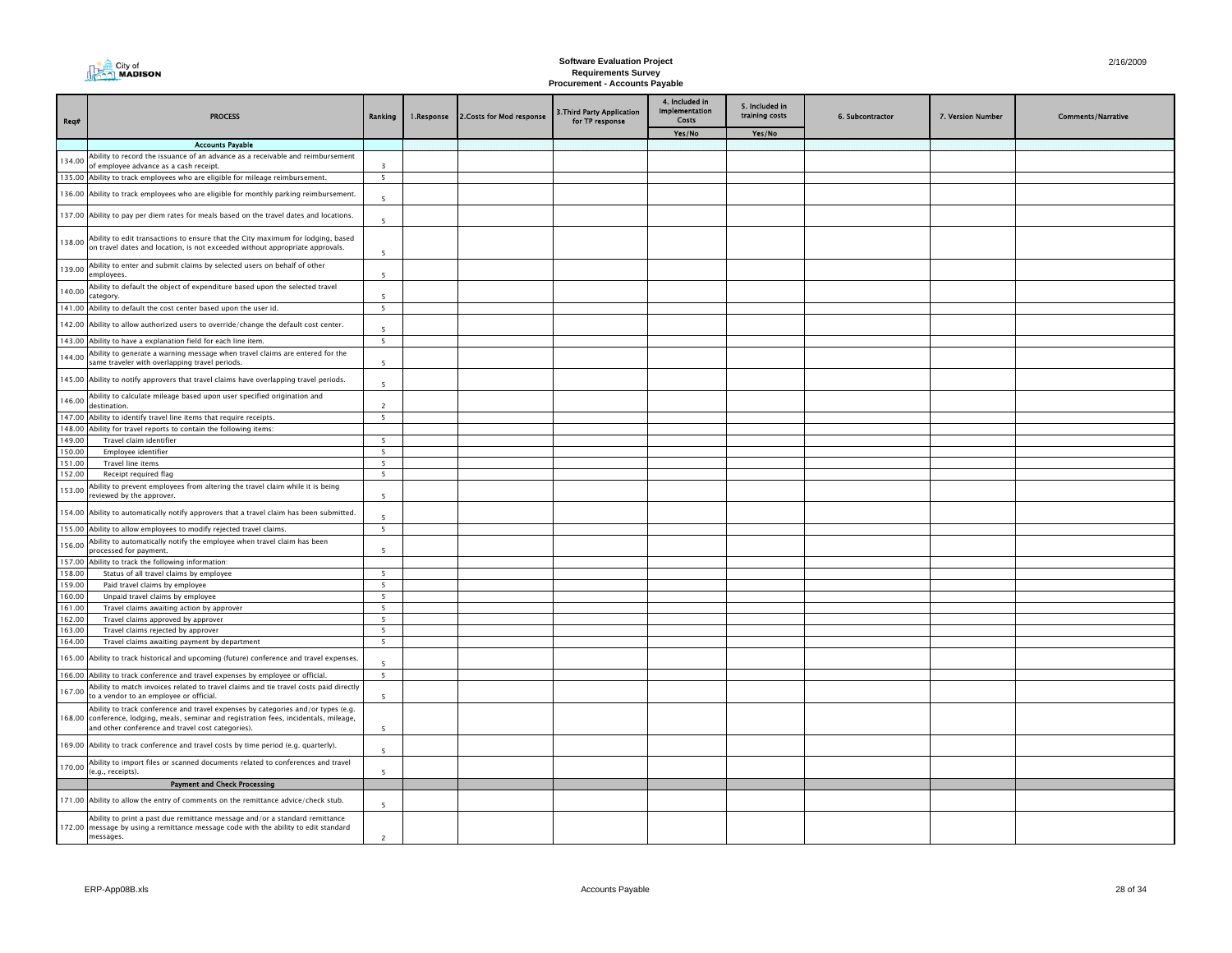# Software Evaluation Project
## Requirements Survey
### Procurement - Accounts Payable

| Req# | PROCESS | Ranking | 1.Response | 2.Costs for Mod response | 3.Third Party Application for TP response | 4. Included in Implementation Costs | 5. Included in training costs | 6. Subcontractor | 7. Version Number | Comments/Narrative |
|---|---|---|---|---|---|---|---|---|---|---|
| | | | | | | Yes/No | Yes/No | | | |
| | **Accounts Payable** | | | | | | | | | |
| 134.00 | Ability to record the issuance of an advance as a receivable and reimbursement of employee advance as a cash receipt. | 3 | | | | | | | | |
| 135.00 | Ability to track employees who are eligible for mileage reimbursement. | 5 | | | | | | | | |
| 136.00 | Ability to track employees who are eligible for monthly parking reimbursement. | 5 | | | | | | | | |
| 137.00 | Ability to pay per diem rates for meals based on the travel dates and locations. | 5 | | | | | | | | |
| 138.00 | Ability to edit transactions to ensure that the City maximum for lodging, based on travel dates and location, is not exceeded without appropriate approvals. | 5 | | | | | | | | |
| 139.00 | Ability to enter and submit claims by selected users on behalf of other employees. | 5 | | | | | | | | |
| 140.00 | Ability to default the object of expenditure based upon the selected travel category. | 5 | | | | | | | | |
| 141.00 | Ability to default the cost center based upon the user id. | 5 | | | | | | | | |
| 142.00 | Ability to allow authorized users to override/change the default cost center. | 5 | | | | | | | | |
| 143.00 | Ability to have a explanation field for each line item. | 5 | | | | | | | | |
| 144.00 | Ability to generate a warning message when travel claims are entered for the same traveler with overlapping travel periods. | 5 | | | | | | | | |
| 145.00 | Ability to notify approvers that travel claims have overlapping travel periods. | 5 | | | | | | | | |
| 146.00 | Ability to calculate mileage based upon user specified origination and destination. | 2 | | | | | | | | |
| 147.00 | Ability to identify travel line items that require receipts. | 5 | | | | | | | | |
| 148.00 | Ability for travel reports to contain the following items: | | | | | | | | | |
| 149.00 | Travel claim identifier | 5 | | | | | | | | |
| 150.00 | Employee identifier | 5 | | | | | | | | |
| 151.00 | Travel line items | 5 | | | | | | | | |
| 152.00 | Receipt required flag | 5 | | | | | | | | |
| 153.00 | Ability to prevent employees from altering the travel claim while it is being reviewed by the approver. | 5 | | | | | | | | |
| 154.00 | Ability to automatically notify approvers that a travel claim has been submitted. | 5 | | | | | | | | |
| 155.00 | Ability to allow employees to modify rejected travel claims. | 5 | | | | | | | | |
| 156.00 | Ability to automatically notify the employee when travel claim has been processed for payment. | 5 | | | | | | | | |
| 157.00 | Ability to track the following information: | | | | | | | | | |
| 158.00 | Status of all travel claims by employee | 5 | | | | | | | | |
| 159.00 | Paid travel claims by employee | 5 | | | | | | | | |
| 160.00 | Unpaid travel claims by employee | 5 | | | | | | | | |
| 161.00 | Travel claims awaiting action by approver | 5 | | | | | | | | |
| 162.00 | Travel claims approved by approver | 5 | | | | | | | | |
| 163.00 | Travel claims rejected by approver | 5 | | | | | | | | |
| 164.00 | Travel claims awaiting payment by department | 5 | | | | | | | | |
| 165.00 | Ability to track historical and upcoming (future) conference and travel expenses. | 5 | | | | | | | | |
| 166.00 | Ability to track conference and travel expenses by employee or official. | 5 | | | | | | | | |
| 167.00 | Ability to match invoices related to travel claims and tie travel costs paid directly to a vendor to an employee or official. | 5 | | | | | | | | |
| 168.00 | Ability to track conference and travel expenses by categories and/or types (e.g. conference, lodging, meals, seminar and registration fees, incidentals, mileage, and other conference and travel cost categories). | 5 | | | | | | | | |
| 169.00 | Ability to track conference and travel costs by time period (e.g. quarterly). | 5 | | | | | | | | |
| 170.00 | Ability to import files or scanned documents related to conferences and travel (e.g., receipts). | 5 | | | | | | | | |
| | **Payment and Check Processing** | | | | | | | | | |
| 171.00 | Ability to allow the entry of comments on the remittance advice/check stub. | 5 | | | | | | | | |
| 172.00 | Ability to print a past due remittance message and/or a standard remittance message by using a remittance message code with the ability to edit standard messages. | 2 | | | | | | | | |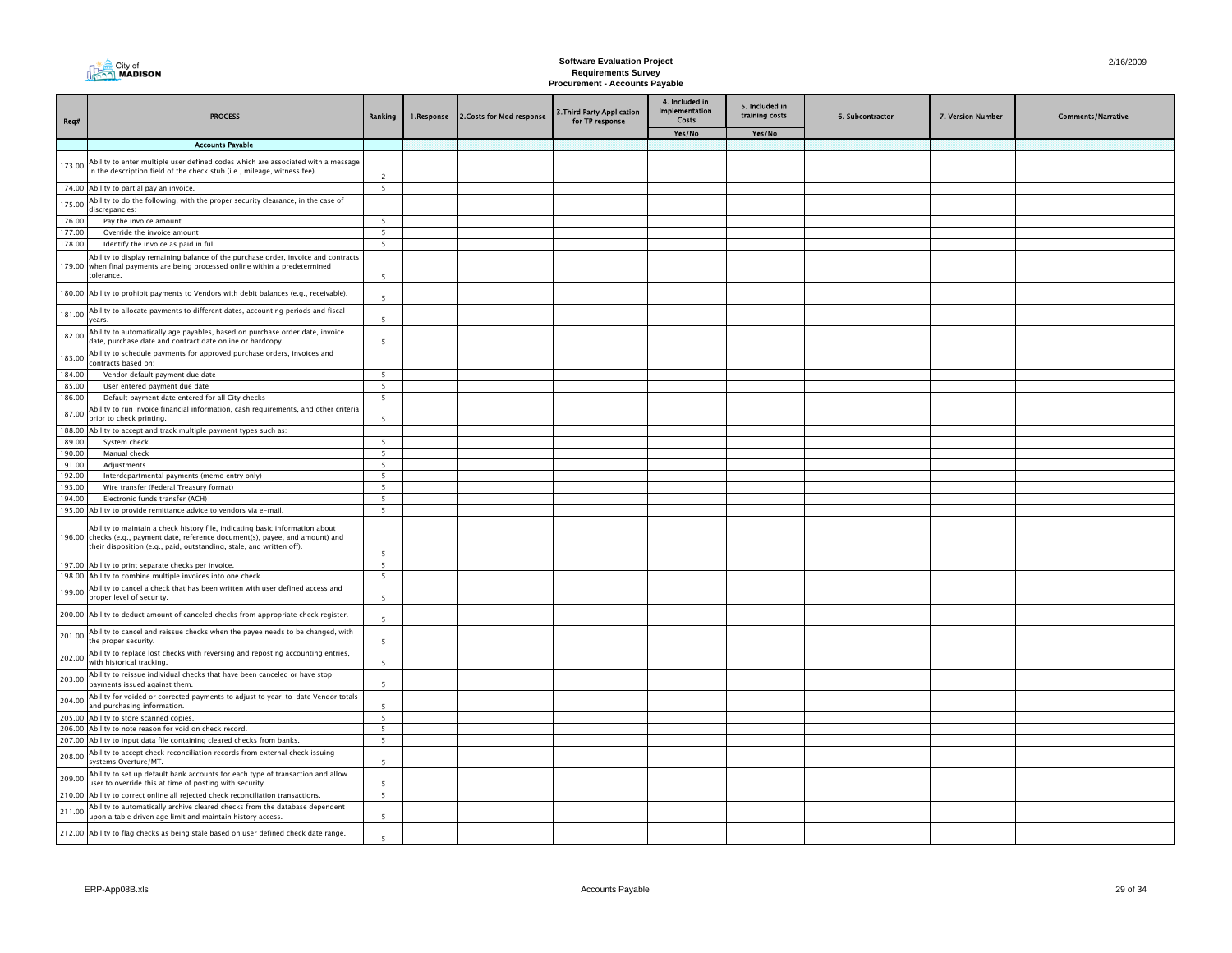**Software Evaluation Project**
**Requirements Survey**
**Procurement - Accounts Payable**

2/16/2009

| Req# | PROCESS | Ranking | 1.Response | 2.Costs for Mod response | 3.Third Party Application for TP response | 4. Included in Implementation Costs | 5. Included in training costs | 6. Subcontractor | 7. Version Number | Comments/Narrative |
|---|---|---|---|---|---|---|---|---|---|---|
| | | | | | | Yes/No | Yes/No | | | |
| | **Accounts Payable** | | | | | | | | | |
| 173.00 | Ability to enter multiple user defined codes which are associated with a message in the description field of the check stub (i.e., mileage, witness fee). | 2 | | | | | | | | |
| 174.00 | Ability to partial pay an invoice. | 5 | | | | | | | | |
| 175.00 | Ability to do the following, with the proper security clearance, in the case of discrepancies: | | | | | | | | | |
| 176.00 | Pay the invoice amount | 5 | | | | | | | | |
| 177.00 | Override the invoice amount | 5 | | | | | | | | |
| 178.00 | Identify the invoice as paid in full | 5 | | | | | | | | |
| 179.00 | Ability to display remaining balance of the purchase order, invoice and contracts when final payments are being processed online within a predetermined tolerance. | 5 | | | | | | | | |
| 180.00 | Ability to prohibit payments to Vendors with debit balances (e.g., receivable). | 5 | | | | | | | | |
| 181.00 | Ability to allocate payments to different dates, accounting periods and fiscal years. | 5 | | | | | | | | |
| 182.00 | Ability to automatically age payables, based on purchase order date, invoice date, purchase date and contract date online or hardcopy. | 5 | | | | | | | | |
| 183.00 | Ability to schedule payments for approved purchase orders, invoices and contracts based on: | | | | | | | | | |
| 184.00 | Vendor default payment due date | 5 | | | | | | | | |
| 185.00 | User entered payment due date | 5 | | | | | | | | |
| 186.00 | Default payment date entered for all City checks | 5 | | | | | | | | |
| 187.00 | Ability to run invoice financial information, cash requirements, and other criteria prior to check printing. | 5 | | | | | | | | |
| 188.00 | Ability to accept and track multiple payment types such as: | | | | | | | | | |
| 189.00 | System check | 5 | | | | | | | | |
| 190.00 | Manual check | 5 | | | | | | | | |
| 191.00 | Adjustments | 5 | | | | | | | | |
| 192.00 | Interdepartmental payments (memo entry only) | 5 | | | | | | | | |
| 193.00 | Wire transfer (Federal Treasury format) | 5 | | | | | | | | |
| 194.00 | Electronic funds transfer (ACH) | 5 | | | | | | | | |
| 195.00 | Ability to provide remittance advice to vendors via e-mail. | 5 | | | | | | | | |
| 196.00 | Ability to maintain a check history file, indicating basic information about checks (e.g., payment date, reference document(s), payee, and amount) and their disposition (e.g., paid, outstanding, stale, and written off). | 5 | | | | | | | | |
| 197.00 | Ability to print separate checks per invoice. | 5 | | | | | | | | |
| 198.00 | Ability to combine multiple invoices into one check. | 5 | | | | | | | | |
| 199.00 | Ability to cancel a check that has been written with user defined access and proper level of security. | 5 | | | | | | | | |
| 200.00 | Ability to deduct amount of canceled checks from appropriate check register. | 5 | | | | | | | | |
| 201.00 | Ability to cancel and reissue checks when the payee needs to be changed, with the proper security. | 5 | | | | | | | | |
| 202.00 | Ability to replace lost checks with reversing and reposting accounting entries, with historical tracking. | 5 | | | | | | | | |
| 203.00 | Ability to reissue individual checks that have been canceled or have stop payments issued against them. | 5 | | | | | | | | |
| 204.00 | Ability for voided or corrected payments to adjust to year-to-date Vendor totals and purchasing information. | 5 | | | | | | | | |
| 205.00 | Ability to store scanned copies. | 5 | | | | | | | | |
| 206.00 | Ability to note reason for void on check record. | 5 | | | | | | | | |
| 207.00 | Ability to input data file containing cleared checks from banks. | 5 | | | | | | | | |
| 208.00 | Ability to accept check reconciliation records from external check issuing systems Overture/MT. | 5 | | | | | | | | |
| 209.00 | Ability to set up default bank accounts for each type of transaction and allow user to override this at time of posting with security. | 5 | | | | | | | | |
| 210.00 | Ability to correct online all rejected check reconciliation transactions. | 5 | | | | | | | | |
| 211.00 | Ability to automatically archive cleared checks from the database dependent upon a table driven age limit and maintain history access. | 5 | | | | | | | | |
| 212.00 | Ability to flag checks as being stale based on user defined check date range. | 5 | | | | | | | | |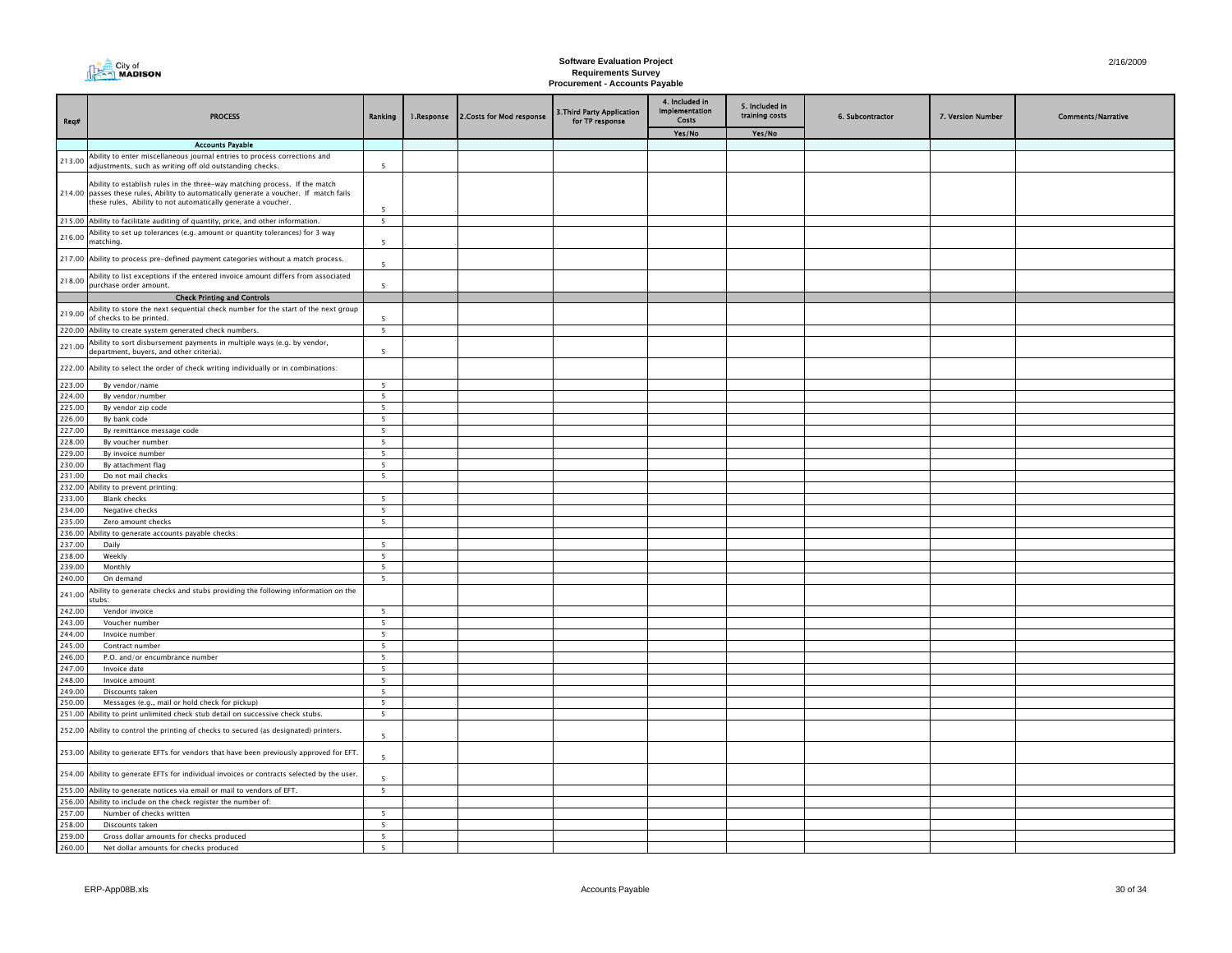# Software Evaluation Project
## Requirements Survey
### Procurement - Accounts Payable

| Req# | PROCESS | Ranking | 1.Response | 2.Costs for Mod response | 3.Third Party Application for TP response | 4. Included in Implementation Costs | 5. Included in training costs | 6. Subcontractor | 7. Version Number | Comments/Narrative |
|---|---|---|---|---|---|---|---|---|---|---|
| | | | | | | Yes/No | Yes/No | | | |
| | **Accounts Payable** | | | | | | | | | |
| 213.00 | Ability to enter miscellaneous journal entries to process corrections and adjustments, such as writing off old outstanding checks. | 5 | | | | | | | | |
| 214.00 | Ability to establish rules in the three-way matching process. If the match passes these rules, Ability to automatically generate a voucher. If match fails these rules, Ability to not automatically generate a voucher. | 5 | | | | | | | | |
| 215.00 | Ability to facilitate auditing of quantity, price, and other information. | 5 | | | | | | | | |
| 216.00 | Ability to set up tolerances (e.g. amount or quantity tolerances) for 3 way matching. | 5 | | | | | | | | |
| 217.00 | Ability to process pre-defined payment categories without a match process. | 5 | | | | | | | | |
| 218.00 | Ability to list exceptions if the entered invoice amount differs from associated purchase order amount. | 5 | | | | | | | | |
| | **Check Printing and Controls** | | | | | | | | | |
| 219.00 | Ability to store the next sequential check number for the start of the next group of checks to be printed. | 5 | | | | | | | | |
| 220.00 | Ability to create system generated check numbers. | 5 | | | | | | | | |
| 221.00 | Ability to sort disbursement payments in multiple ways (e.g. by vendor, department, buyers, and other criteria). | 5 | | | | | | | | |
| 222.00 | Ability to select the order of check writing individually or in combinations: | | | | | | | | | |
| 223.00 | By vendor/name | 5 | | | | | | | | |
| 224.00 | By vendor/number | 5 | | | | | | | | |
| 225.00 | By vendor zip code | 5 | | | | | | | | |
| 226.00 | By bank code | 5 | | | | | | | | |
| 227.00 | By remittance message code | 5 | | | | | | | | |
| 228.00 | By voucher number | 5 | | | | | | | | |
| 229.00 | By invoice number | 5 | | | | | | | | |
| 230.00 | By attachment flag | 5 | | | | | | | | |
| 231.00 | Do not mail checks | 5 | | | | | | | | |
| 232.00 | Ability to prevent printing: | | | | | | | | | |
| 233.00 | Blank checks | 5 | | | | | | | | |
| 234.00 | Negative checks | 5 | | | | | | | | |
| 235.00 | Zero amount checks | 5 | | | | | | | | |
| 236.00 | Ability to generate accounts payable checks: | | | | | | | | | |
| 237.00 | Daily | 5 | | | | | | | | |
| 238.00 | Weekly | 5 | | | | | | | | |
| 239.00 | Monthly | 5 | | | | | | | | |
| 240.00 | On demand | 5 | | | | | | | | |
| 241.00 | Ability to generate checks and stubs providing the following information on the stubs: | | | | | | | | | |
| 242.00 | Vendor invoice | 5 | | | | | | | | |
| 243.00 | Voucher number | 5 | | | | | | | | |
| 244.00 | Invoice number | 5 | | | | | | | | |
| 245.00 | Contract number | 5 | | | | | | | | |
| 246.00 | P.O. and/or encumbrance number | 5 | | | | | | | | |
| 247.00 | Invoice date | 5 | | | | | | | | |
| 248.00 | Invoice amount | 5 | | | | | | | | |
| 249.00 | Discounts taken | 5 | | | | | | | | |
| 250.00 | Messages (e.g., mail or hold check for pickup) | 5 | | | | | | | | |
| 251.00 | Ability to print unlimited check stub detail on successive check stubs. | 5 | | | | | | | | |
| 252.00 | Ability to control the printing of checks to secured (as designated) printers. | 5 | | | | | | | | |
| 253.00 | Ability to generate EFTs for vendors that have been previously approved for EFT. | 5 | | | | | | | | |
| 254.00 | Ability to generate EFTs for individual invoices or contracts selected by the user. | 5 | | | | | | | | |
| 255.00 | Ability to generate notices via email or mail to vendors of EFT. | 5 | | | | | | | | |
| 256.00 | Ability to include on the check register the number of: | | | | | | | | | |
| 257.00 | Number of checks written | 5 | | | | | | | | |
| 258.00 | Discounts taken | 5 | | | | | | | | |
| 259.00 | Gross dollar amounts for checks produced | 5 | | | | | | | | |
| 260.00 | Net dollar amounts for checks produced | 5 | | | | | | | | |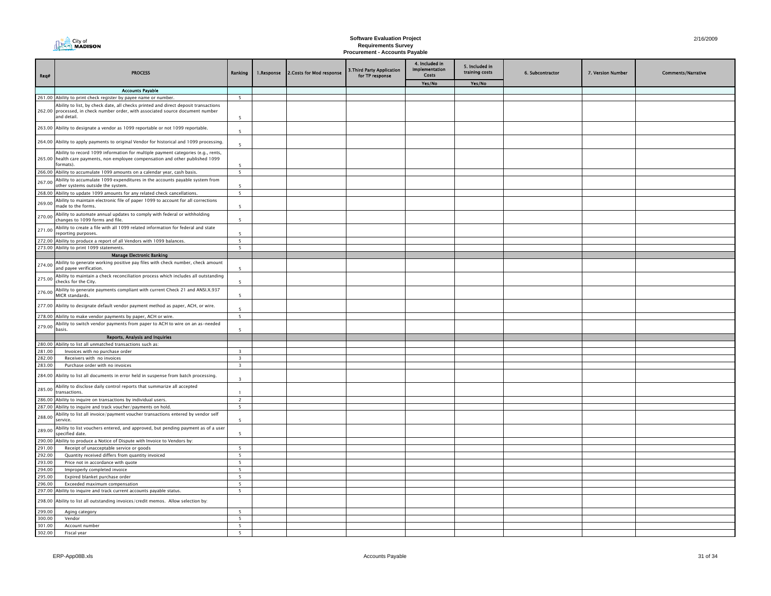Software Evaluation Project
Requirements Survey
Procurement - Accounts Payable

| Req# | PROCESS | Ranking | 1.Response | 2.Costs for Mod response | 3.Third Party Application for TP response | 4. Included in Implementation Costs | 5. Included in training costs | 6. Subcontractor | 7. Version Number | Comments/Narrative |
|---|---|---|---|---|---|---|---|---|---|---|
| | | | | | | Yes/No | Yes/No | | | |
| | **Accounts Payable** | | | | | | | | | |
| 261.00 | Ability to print check register by payee name or number. | 5 | | | | | | | | |
| 262.00 | Ability to list, by check date, all checks printed and direct deposit transactions processed, in check number order, with associated source document number and detail. | 5 | | | | | | | | |
| 263.00 | Ability to designate a vendor as 1099 reportable or not 1099 reportable. | 5 | | | | | | | | |
| 264.00 | Ability to apply payments to original Vendor for historical and 1099 processing. | 5 | | | | | | | | |
| 265.00 | Ability to record 1099 information for multiple payment categories (e.g., rents, health care payments, non employee compensation and other published 1099 formats). | 5 | | | | | | | | |
| 266.00 | Ability to accumulate 1099 amounts on a calendar year, cash basis. | 5 | | | | | | | | |
| 267.00 | Ability to accumulate 1099 expenditures in the accounts payable system from other systems outside the system. | 5 | | | | | | | | |
| 268.00 | Ability to update 1099 amounts for any related check cancellations. | 5 | | | | | | | | |
| 269.00 | Ability to maintain electronic file of paper 1099 to account for all corrections made to the forms. | 5 | | | | | | | | |
| 270.00 | Ability to automate annual updates to comply with federal or withholding changes to 1099 forms and file. | 5 | | | | | | | | |
| 271.00 | Ability to create a file with all 1099 related information for federal and state reporting purposes. | 5 | | | | | | | | |
| 272.00 | Ability to produce a report of all Vendors with 1099 balances. | 5 | | | | | | | | |
| 273.00 | Ability to print 1099 statements. | 5 | | | | | | | | |
| | **Manage Electronic Banking** | | | | | | | | | |
| 274.00 | Ability to generate working positive pay files with check number, check amount and payee verification. | 5 | | | | | | | | |
| 275.00 | Ability to maintain a check reconciliation process which includes all outstanding checks for the City. | 5 | | | | | | | | |
| 276.00 | Ability to generate payments compliant with current Check 21 and ANSI.X.937 MICR standards. | 5 | | | | | | | | |
| 277.00 | Ability to designate default vendor payment method as paper, ACH, or wire. | 5 | | | | | | | | |
| 278.00 | Ability to make vendor payments by paper, ACH or wire. | 5 | | | | | | | | |
| 279.00 | Ability to switch vendor payments from paper to ACH to wire on an as-needed basis. | 5 | | | | | | | | |
| | **Reports, Analysis and Inquiries** | | | | | | | | | |
| 280.00 | Ability to list all unmatched transactions such as: | | | | | | | | | |
| 281.00 | Invoices with no purchase order | 3 | | | | | | | | |
| 282.00 | Receivers with no invoices | 3 | | | | | | | | |
| 283.00 | Purchase order with no invoices | 3 | | | | | | | | |
| 284.00 | Ability to list all documents in error held in suspense from batch processing. | 3 | | | | | | | | |
| 285.00 | Ability to disclose daily control reports that summarize all accepted transactions. | 1 | | | | | | | | |
| 286.00 | Ability to inquire on transactions by individual users. | 2 | | | | | | | | |
| 287.00 | Ability to inquire and track voucher/payments on hold. | 5 | | | | | | | | |
| 288.00 | Ability to list all invoice/payment voucher transactions entered by vendor self service. | 5 | | | | | | | | |
| 289.00 | Ability to list vouchers entered, and approved, but pending payment as of a user specified date. | 5 | | | | | | | | |
| 290.00 | Ability to produce a Notice of Dispute with Invoice to Vendors by: | | | | | | | | | |
| 291.00 | Receipt of unacceptable service or goods | 5 | | | | | | | | |
| 292.00 | Quantity received differs from quantity invoiced | 5 | | | | | | | | |
| 293.00 | Price not in accordance with quote | 5 | | | | | | | | |
| 294.00 | Improperly completed invoice | 5 | | | | | | | | |
| 295.00 | Expired blanket purchase order | 5 | | | | | | | | |
| 296.00 | Exceeded maximum compensation | 5 | | | | | | | | |
| 297.00 | Ability to inquire and track current accounts payable status. | 5 | | | | | | | | |
| 298.00 | Ability to list all outstanding invoices/credit memos. Allow selection by: | | | | | | | | | |
| 299.00 | Aging category | 5 | | | | | | | | |
| 300.00 | Vendor | 5 | | | | | | | | |
| 301.00 | Account number | 5 | | | | | | | | |
| 302.00 | Fiscal year | 5 | | | | | | | | |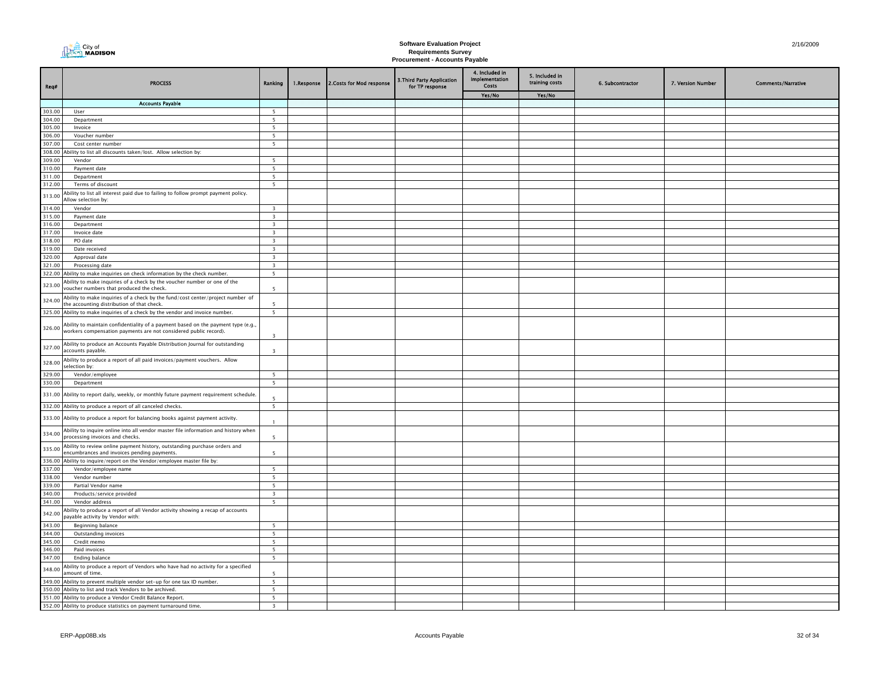# Software Evaluation Project
## Requirements Survey
### Procurement - Accounts Payable

| Req# | PROCESS | Ranking | 1.Response | 2.Costs for Mod response | 3.Third Party Application for TP response | 4. Included in Implementation Costs | 5. Included in training costs | 6. Subcontractor | 7. Version Number | Comments/Narrative |
|---|---|---|---|---|---|---|---|---|---|---|
| | | | | | | Yes/No | Yes/No | | | |
| | **Accounts Payable** | | | | | | | | | |
| 303.00 | User | 5 | | | | | | | | |
| 304.00 | Department | 5 | | | | | | | | |
| 305.00 | Invoice | 5 | | | | | | | | |
| 306.00 | Voucher number | 5 | | | | | | | | |
| 307.00 | Cost center number | 5 | | | | | | | | |
| 308.00 | Ability to list all discounts taken/lost. Allow selection by: | | | | | | | | | |
| 309.00 | Vendor | 5 | | | | | | | | |
| 310.00 | Payment date | 5 | | | | | | | | |
| 311.00 | Department | 5 | | | | | | | | |
| 312.00 | Terms of discount | 5 | | | | | | | | |
| 313.00 | Ability to list all interest paid due to failing to follow prompt payment policy. Allow selection by: | | | | | | | | | |
| 314.00 | Vendor | 3 | | | | | | | | |
| 315.00 | Payment date | 3 | | | | | | | | |
| 316.00 | Department | 3 | | | | | | | | |
| 317.00 | Invoice date | 3 | | | | | | | | |
| 318.00 | PO date | 3 | | | | | | | | |
| 319.00 | Date received | 3 | | | | | | | | |
| 320.00 | Approval date | 3 | | | | | | | | |
| 321.00 | Processing date | 3 | | | | | | | | |
| 322.00 | Ability to make inquiries on check information by the check number. | 5 | | | | | | | | |
| 323.00 | Ability to make inquiries of a check by the voucher number or one of the voucher numbers that produced the check. | 5 | | | | | | | | |
| 324.00 | Ability to make inquiries of a check by the fund/cost center/project number of the accounting distribution of that check. | 5 | | | | | | | | |
| 325.00 | Ability to make inquiries of a check by the vendor and invoice number. | 5 | | | | | | | | |
| 326.00 | Ability to maintain confidentiality of a payment based on the payment type (e.g., workers compensation payments are not considered public record). | 3 | | | | | | | | |
| 327.00 | Ability to produce an Accounts Payable Distribution Journal for outstanding accounts payable. | 3 | | | | | | | | |
| 328.00 | Ability to produce a report of all paid invoices/payment vouchers. Allow selection by: | | | | | | | | | |
| 329.00 | Vendor/employee | 5 | | | | | | | | |
| 330.00 | Department | 5 | | | | | | | | |
| 331.00 | Ability to report daily, weekly, or monthly future payment requirement schedule. | 5 | | | | | | | | |
| 332.00 | Ability to produce a report of all canceled checks. | 5 | | | | | | | | |
| 333.00 | Ability to produce a report for balancing books against payment activity. | 1 | | | | | | | | |
| 334.00 | Ability to inquire online into all vendor master file information and history when processing invoices and checks. | 5 | | | | | | | | |
| 335.00 | Ability to review online payment history, outstanding purchase orders and encumbrances and invoices pending payments. | 5 | | | | | | | | |
| 336.00 | Ability to inquire/report on the Vendor/employee master file by: | | | | | | | | | |
| 337.00 | Vendor/employee name | 5 | | | | | | | | |
| 338.00 | Vendor number | 5 | | | | | | | | |
| 339.00 | Partial Vendor name | 5 | | | | | | | | |
| 340.00 | Products/service provided | 3 | | | | | | | | |
| 341.00 | Vendor address | 5 | | | | | | | | |
| 342.00 | Ability to produce a report of all Vendor activity showing a recap of accounts payable activity by Vendor with: | | | | | | | | | |
| 343.00 | Beginning balance | 5 | | | | | | | | |
| 344.00 | Outstanding invoices | 5 | | | | | | | | |
| 345.00 | Credit memo | 5 | | | | | | | | |
| 346.00 | Paid invoices | 5 | | | | | | | | |
| 347.00 | Ending balance | 5 | | | | | | | | |
| 348.00 | Ability to produce a report of Vendors who have had no activity for a specified amount of time. | 5 | | | | | | | | |
| 349.00 | Ability to prevent multiple vendor set-up for one tax ID number. | 5 | | | | | | | | |
| 350.00 | Ability to list and track Vendors to be archived. | 5 | | | | | | | | |
| 351.00 | Ability to produce a Vendor Credit Balance Report. | 5 | | | | | | | | |
| 352.00 | Ability to produce statistics on payment turnaround time. | 3 | | | | | | | | |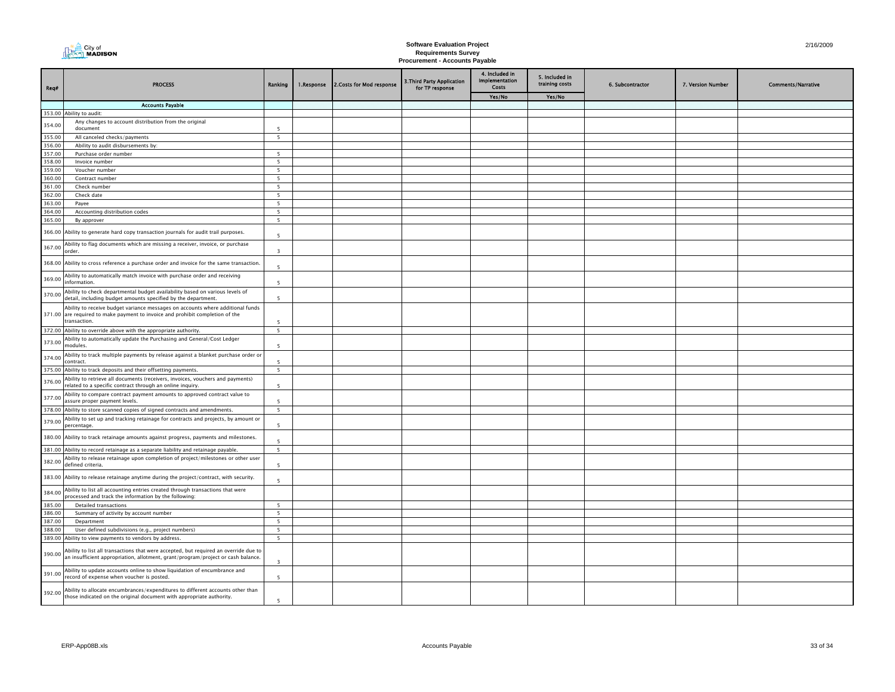**Software Evaluation Project**
**Requirements Survey**
**Procurement - Accounts Payable**

2/16/2009

| Req# | PROCESS | Ranking | 1.Response | 2.Costs for Mod response | 3.Third Party Application for TP response | 4. Included in Implementation Costs | 5. Included in training costs | 6. Subcontractor | 7. Version Number | Comments/Narrative |
|---|---|---|---|---|---|---|---|---|---|---|
| | | | | | | Yes/No | Yes/No | | | |
| | **Accounts Payable** | | | | | | | | | |
| 353.00 | Ability to audit: | | | | | | | | | |
| 354.00 | Any changes to account distribution from the original document | 5 | | | | | | | | |
| 355.00 | All canceled checks/payments | 5 | | | | | | | | |
| 356.00 | Ability to audit disbursements by: | | | | | | | | | |
| 357.00 | Purchase order number | 5 | | | | | | | | |
| 358.00 | Invoice number | 5 | | | | | | | | |
| 359.00 | Voucher number | 5 | | | | | | | | |
| 360.00 | Contract number | 5 | | | | | | | | |
| 361.00 | Check number | 5 | | | | | | | | |
| 362.00 | Check date | 5 | | | | | | | | |
| 363.00 | Payee | 5 | | | | | | | | |
| 364.00 | Accounting distribution codes | 5 | | | | | | | | |
| 365.00 | By approver | 5 | | | | | | | | |
| 366.00 | Ability to generate hard copy transaction journals for audit trail purposes. | 5 | | | | | | | | |
| 367.00 | Ability to flag documents which are missing a receiver, invoice, or purchase order. | 3 | | | | | | | | |
| 368.00 | Ability to cross reference a purchase order and invoice for the same transaction. | 5 | | | | | | | | |
| 369.00 | Ability to automatically match invoice with purchase order and receiving information. | 5 | | | | | | | | |
| 370.00 | Ability to check departmental budget availability based on various levels of detail, including budget amounts specified by the department. | 5 | | | | | | | | |
| 371.00 | Ability to receive budget variance messages on accounts where additional funds are required to make payment to invoice and prohibit completion of the transaction. | 5 | | | | | | | | |
| 372.00 | Ability to override above with the appropriate authority. | 5 | | | | | | | | |
| 373.00 | Ability to automatically update the Purchasing and General/Cost Ledger modules. | 5 | | | | | | | | |
| 374.00 | Ability to track multiple payments by release against a blanket purchase order or contract. | 5 | | | | | | | | |
| 375.00 | Ability to track deposits and their offsetting payments. | 5 | | | | | | | | |
| 376.00 | Ability to retrieve all documents (receivers, invoices, vouchers and payments) related to a specific contract through an online inquiry. | 5 | | | | | | | | |
| 377.00 | Ability to compare contract payment amounts to approved contract value to assure proper payment levels. | 5 | | | | | | | | |
| 378.00 | Ability to store scanned copies of signed contracts and amendments. | 5 | | | | | | | | |
| 379.00 | Ability to set up and tracking retainage for contracts and projects, by amount or percentage. | 5 | | | | | | | | |
| 380.00 | Ability to track retainage amounts against progress, payments and milestones. | 5 | | | | | | | | |
| 381.00 | Ability to record retainage as a separate liability and retainage payable. | 5 | | | | | | | | |
| 382.00 | Ability to release retainage upon completion of project/milestones or other user defined criteria. | 5 | | | | | | | | |
| 383.00 | Ability to release retainage anytime during the project/contract, with security. | 5 | | | | | | | | |
| 384.00 | Ability to list all accounting entries created through transactions that were processed and track the information by the following: | | | | | | | | | |
| 385.00 | Detailed transactions | 5 | | | | | | | | |
| 386.00 | Summary of activity by account number | 5 | | | | | | | | |
| 387.00 | Department | 5 | | | | | | | | |
| 388.00 | User defined subdivisions (e.g., project numbers) | 5 | | | | | | | | |
| 389.00 | Ability to view payments to vendors by address. | 5 | | | | | | | | |
| 390.00 | Ability to list all transactions that were accepted, but required an override due to an insufficient appropriation, allotment, grant/program/project or cash balance. | 3 | | | | | | | | |
| 391.00 | Ability to update accounts online to show liquidation of encumbrance and record of expense when voucher is posted. | 5 | | | | | | | | |
| 392.00 | Ability to allocate encumbrances/expenditures to different accounts other than those indicated on the original document with appropriate authority. | 5 | | | | | | | | |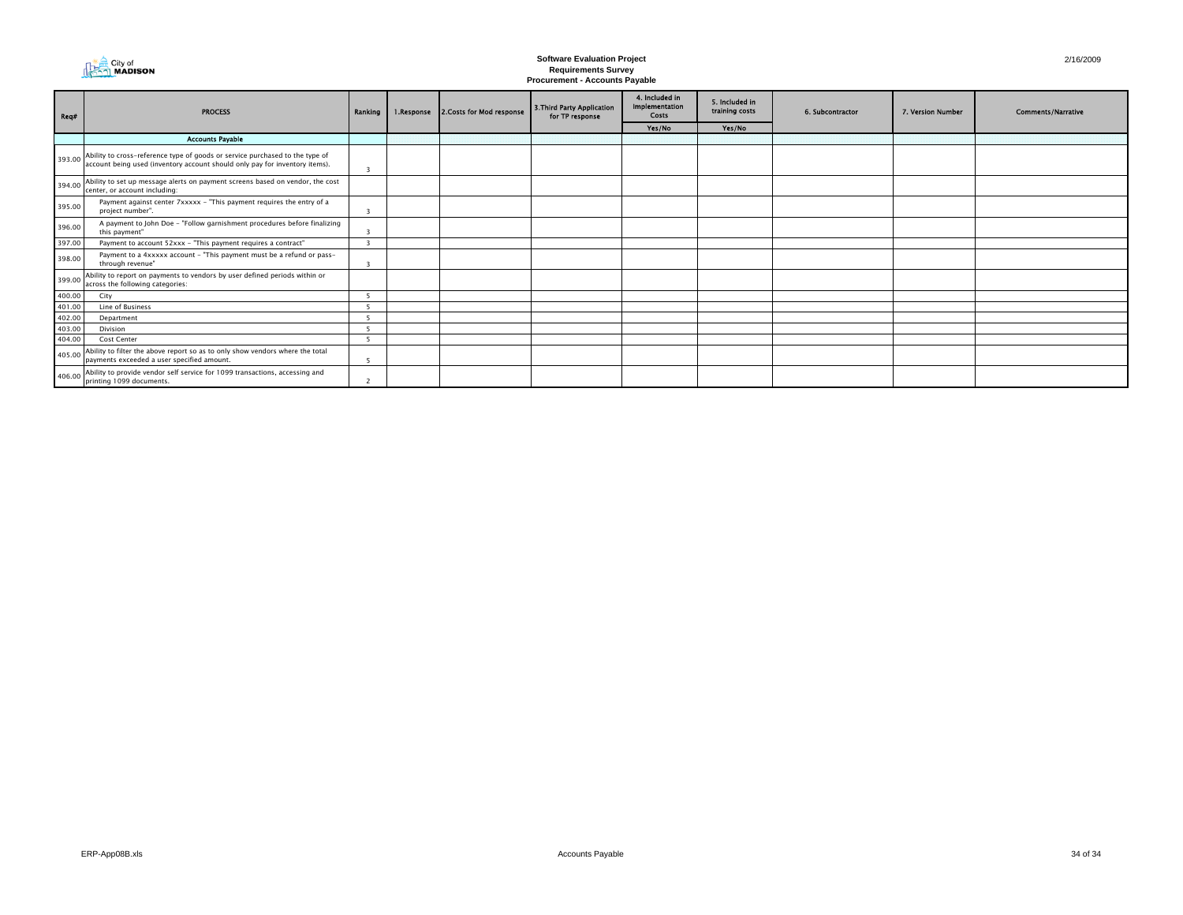**Software Evaluation Project**
**Requirements Survey**
**Procurement - Accounts Payable**

| Req# | PROCESS | Ranking | 1.Response | 2.Costs for Mod response | 3.Third Party Application for TP response | 4. Included in Implementation Costs | 5. Included in training costs | 6. Subcontractor | 7. Version Number | Comments/Narrative |
|---|---|---|---|---|---|---|---|---|---|---|
| | | | | | | Yes/No | Yes/No | | | |
| | **Accounts Payable** | | | | | | | | | |
| 393.00 | Ability to cross-reference type of goods or service purchased to the type of account being used (inventory account should only pay for inventory items). | 3 | | | | | | | | |
| 394.00 | Ability to set up message alerts on payment screens based on vendor, the cost center, or account including: | | | | | | | | | |
| 395.00 | Payment against center 7xxxxx - "This payment requires the entry of a project number". | 3 | | | | | | | | |
| 396.00 | A payment to John Doe - "Follow garnishment procedures before finalizing this payment" | 3 | | | | | | | | |
| 397.00 | Payment to account 52xxx - "This payment requires a contract" | 3 | | | | | | | | |
| 398.00 | Payment to a 4xxxxx account - "This payment must be a refund or pass-through revenue" | 3 | | | | | | | | |
| 399.00 | Ability to report on payments to vendors by user defined periods within or across the following categories: | | | | | | | | | |
| 400.00 | City | 5 | | | | | | | | |
| 401.00 | Line of Business | 5 | | | | | | | | |
| 402.00 | Department | 5 | | | | | | | | |
| 403.00 | Division | 5 | | | | | | | | |
| 404.00 | Cost Center | 5 | | | | | | | | |
| 405.00 | Ability to filter the above report so as to only show vendors where the total payments exceeded a user specified amount. | 5 | | | | | | | | |
| 406.00 | Ability to provide vendor self service for 1099 transactions, accessing and printing 1099 documents. | 2 | | | | | | | | |